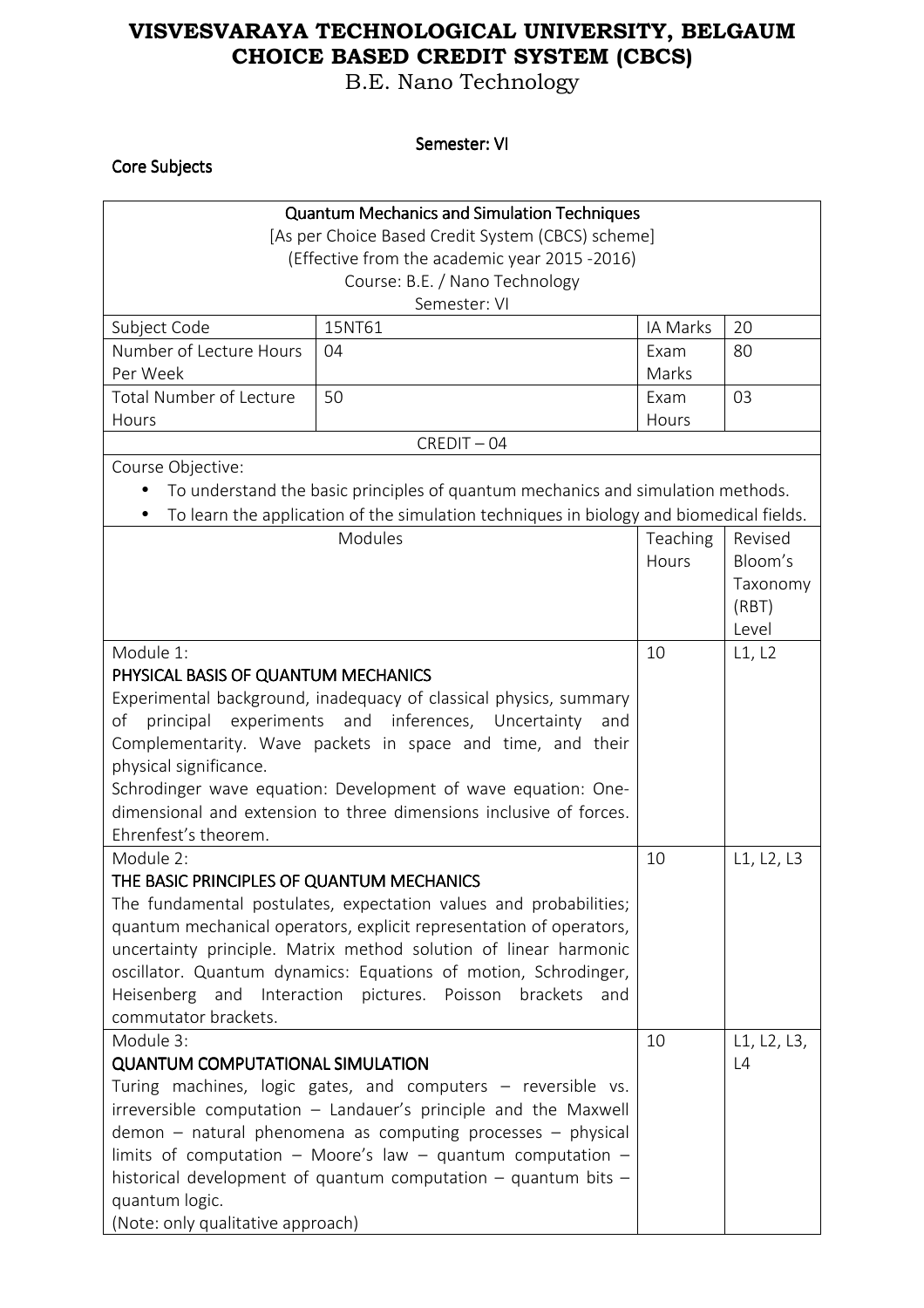# VISVESVARAYA TECHNOLOGICAL UNIVERSITY, BELGAUM
# CHOICE BASED CREDIT SYSTEM (CBCS)

B.E. Nano Technology

**Semester: VI**

**Core Subjects**

| Quantum Mechanics and Simulation Techniques<br>[As per Choice Based Credit System (CBCS) scheme]<br>(Effective from the academic year 2015 -2016)<br>Course: B.E. / Nano Technology<br>Semester: VI | | | |
|---|---|---|---|
| Subject Code | 15NT61 | IA Marks | 20 |
| Number of Lecture Hours Per Week | 04 | Exam Marks | 80 |
| Total Number of Lecture Hours | 50 | Exam Hours | 03 |
| CREDIT – 04 | | | |

Course Objective:

- To understand the basic principles of quantum mechanics and simulation methods.
- To learn the application of the simulation techniques in biology and biomedical fields.

| Modules | Teaching Hours | Revised Bloom's Taxonomy (RBT) Level |
|---|---|---|
| Module 1:<br>**PHYSICAL BASIS OF QUANTUM MECHANICS**<br>Experimental background, inadequacy of classical physics, summary of principal experiments and inferences, Uncertainty and Complementarity. Wave packets in space and time, and their physical significance.<br>Schrodinger wave equation: Development of wave equation: One-dimensional and extension to three dimensions inclusive of forces. Ehrenfest's theorem. | 10 | L1, L2 |
| Module 2:<br>**THE BASIC PRINCIPLES OF QUANTUM MECHANICS**<br>The fundamental postulates, expectation values and probabilities; quantum mechanical operators, explicit representation of operators, uncertainty principle. Matrix method solution of linear harmonic oscillator. Quantum dynamics: Equations of motion, Schrodinger, Heisenberg and Interaction pictures. Poisson brackets and commutator brackets. | 10 | L1, L2, L3 |
| Module 3:<br>**QUANTUM COMPUTATIONAL SIMULATION**<br>Turing machines, logic gates, and computers – reversible vs. irreversible computation – Landauer's principle and the Maxwell demon – natural phenomena as computing processes – physical limits of computation – Moore's law – quantum computation – historical development of quantum computation – quantum bits – quantum logic.<br>(Note: only qualitative approach) | 10 | L1, L2, L3, L4 |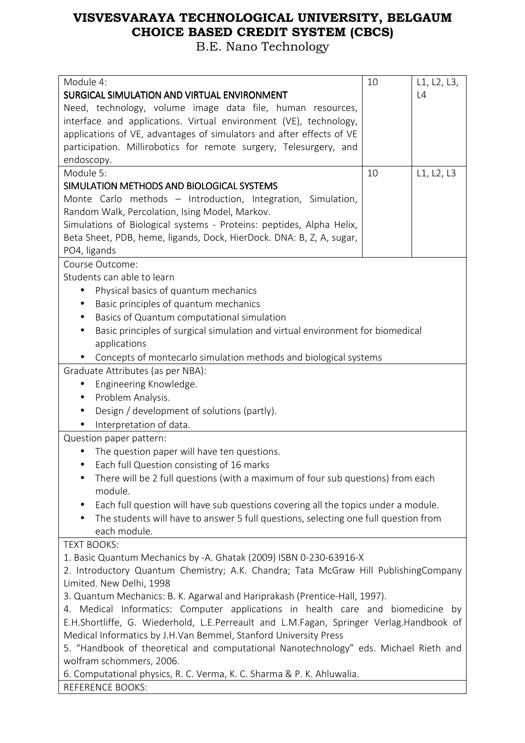| | | |
|---|---|---|
| Module 4:<br>SURGICAL SIMULATION AND VIRTUAL ENVIRONMENT<br>Need, technology, volume image data file, human resources, interface and applications. Virtual environment (VE), technology, applications of VE, advantages of simulators and after effects of VE participation. Millirobotics for remote surgery, Telesurgery, and endoscopy. | 10 | L1, L2, L3, L4 |
| Module 5:<br>SIMULATION METHODS AND BIOLOGICAL SYSTEMS<br>Monte Carlo methods – Introduction, Integration, Simulation, Random Walk, Percolation, Ising Model, Markov.<br>Simulations of Biological systems - Proteins: peptides, Alpha Helix, Beta Sheet, PDB, heme, ligands, Dock, HierDock. DNA: B, Z, A, sugar, PO4, ligands | 10 | L1, L2, L3 |

Course Outcome:

Students can able to learn

- Physical basics of quantum mechanics
- Basic principles of quantum mechanics
- Basics of Quantum computational simulation
- Basic principles of surgical simulation and virtual environment for biomedical applications
- Concepts of montecarlo simulation methods and biological systems

Graduate Attributes (as per NBA):

- Engineering Knowledge.
- Problem Analysis.
- Design / development of solutions (partly).
- Interpretation of data.

Question paper pattern:

- The question paper will have ten questions.
- Each full Question consisting of 16 marks
- There will be 2 full questions (with a maximum of four sub questions) from each module.
- Each full question will have sub questions covering all the topics under a module.
- The students will have to answer 5 full questions, selecting one full question from each module.

TEXT BOOKS:

1. Basic Quantum Mechanics by -A. Ghatak (2009) ISBN 0-230-63916-X
2. Introductory Quantum Chemistry; A.K. Chandra; Tata McGraw Hill PublishingCompany Limited. New Delhi, 1998
3. Quantum Mechanics: B. K. Agarwal and Hariprakash (Prentice-Hall, 1997).
4. Medical Informatics: Computer applications in health care and biomedicine by E.H.Shortliffe, G. Wiederhold, L.E.Perreault and L.M.Fagan, Springer Verlag.Handbook of Medical Informatics by J.H.Van Bemmel, Stanford University Press
5. "Handbook of theoretical and computational Nanotechnology" eds. Michael Rieth and wolfram schommers, 2006.
6. Computational physics, R. C. Verma, K. C. Sharma & P. K. Ahluwalia.

REFERENCE BOOKS: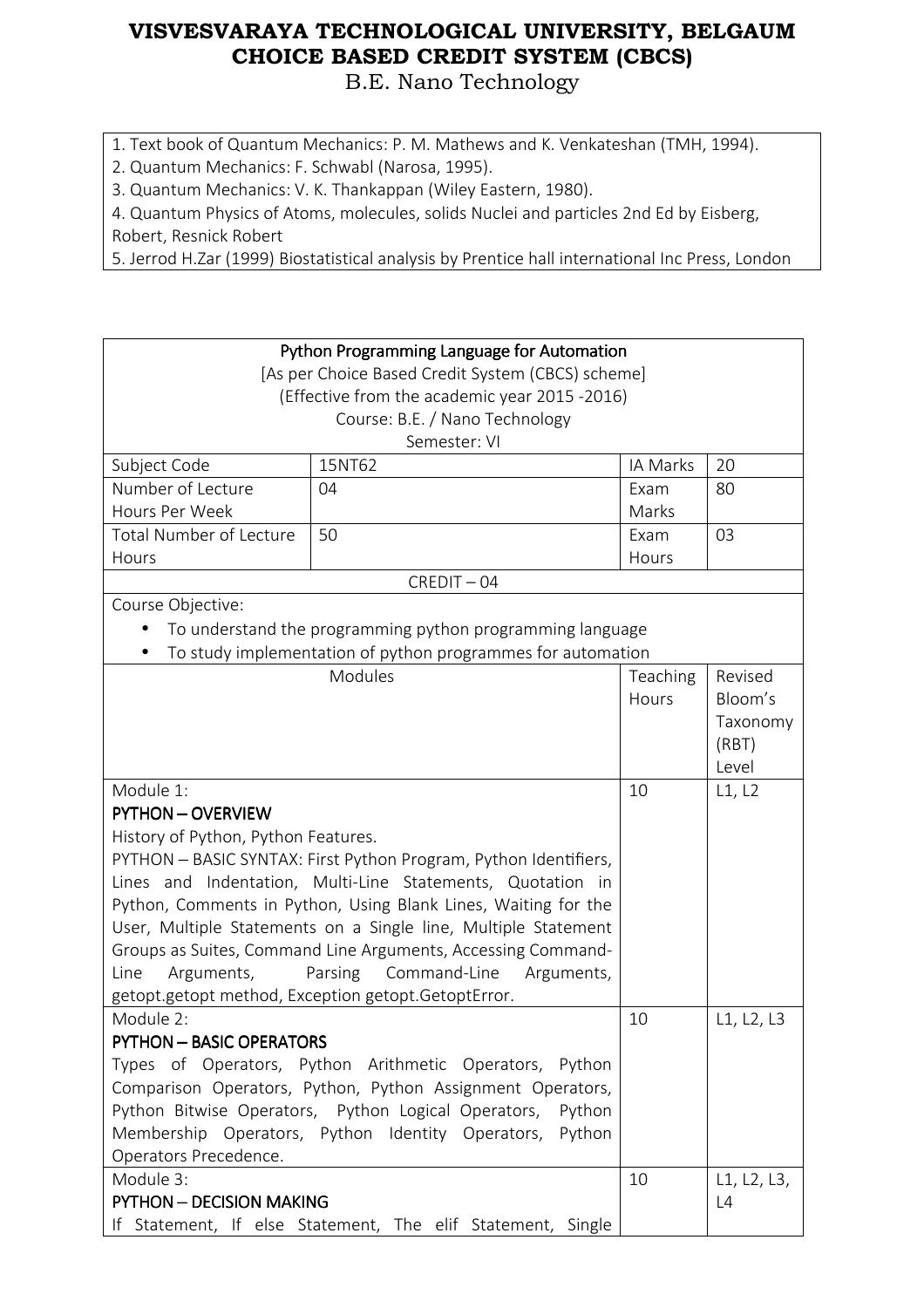# VISVESVARAYA TECHNOLOGICAL UNIVERSITY, BELGAUM
# CHOICE BASED CREDIT SYSTEM (CBCS)
B.E. Nano Technology

1. Text book of Quantum Mechanics: P. M. Mathews and K. Venkateshan (TMH, 1994).
2. Quantum Mechanics: F. Schwabl (Narosa, 1995).
3. Quantum Mechanics: V. K. Thankappan (Wiley Eastern, 1980).
4. Quantum Physics of Atoms, molecules, solids Nuclei and particles 2nd Ed by Eisberg, Robert, Resnick Robert
5. Jerrod H.Zar (1999) Biostatistical analysis by Prentice hall international Inc Press, London

**Python Programming Language for Automation**
[As per Choice Based Credit System (CBCS) scheme]
(Effective from the academic year 2015 -2016)
Course: B.E. / Nano Technology
Semester: VI

| | | | |
|---|---|---|---|
| Subject Code | 15NT62 | IA Marks | 20 |
| Number of Lecture Hours Per Week | 04 | Exam Marks | 80 |
| Total Number of Lecture Hours | 50 | Exam Hours | 03 |

CREDIT – 04

Course Objective:

- To understand the programming python programming language
- To study implementation of python programmes for automation

| Modules | Teaching Hours | Revised Bloom's Taxonomy (RBT) Level |
|---|---|---|
| Module 1:<br>**PYTHON – OVERVIEW**<br>History of Python, Python Features.<br>PYTHON – BASIC SYNTAX: First Python Program, Python Identifiers, Lines and Indentation, Multi-Line Statements, Quotation in Python, Comments in Python, Using Blank Lines, Waiting for the User, Multiple Statements on a Single line, Multiple Statement Groups as Suites, Command Line Arguments, Accessing Command-Line Arguments, Parsing Command-Line Arguments, getopt.getopt method, Exception getopt.GetoptError. | 10 | L1, L2 |
| Module 2:<br>**PYTHON – BASIC OPERATORS**<br>Types of Operators, Python Arithmetic Operators, Python Comparison Operators, Python, Python Assignment Operators, Python Bitwise Operators, Python Logical Operators, Python Membership Operators, Python Identity Operators, Python Operators Precedence. | 10 | L1, L2, L3 |
| Module 3:<br>**PYTHON – DECISION MAKING**<br>If Statement, If else Statement, The elif Statement, Single | 10 | L1, L2, L3, L4 |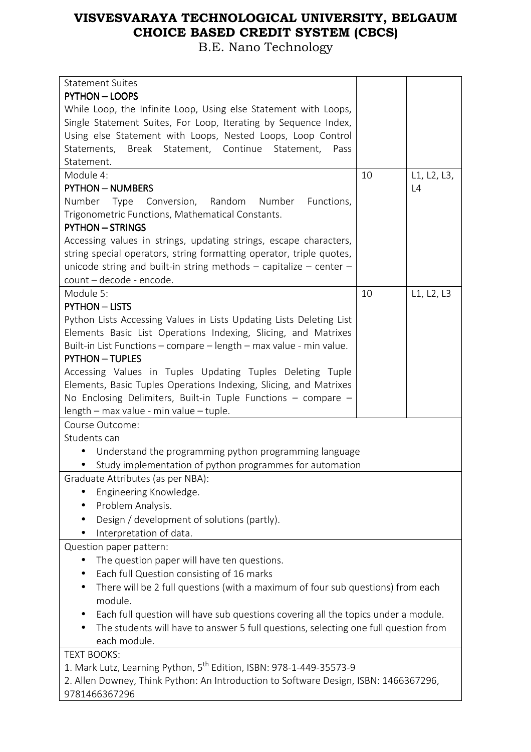| | | |
|---|---|---|
| Statement Suites<br>**PYTHON – LOOPS**<br>While Loop, the Infinite Loop, Using else Statement with Loops, Single Statement Suites, For Loop, Iterating by Sequence Index, Using else Statement with Loops, Nested Loops, Loop Control Statements, Break Statement, Continue Statement, Pass Statement. | | |
| Module 4:<br>**PYTHON – NUMBERS**<br>Number Type Conversion, Random Number Functions, Trigonometric Functions, Mathematical Constants.<br>**PYTHON – STRINGS**<br>Accessing values in strings, updating strings, escape characters, string special operators, string formatting operator, triple quotes, unicode string and built-in string methods – capitalize – center – count – decode - encode. | 10 | L1, L2, L3, L4 |
| Module 5:<br>**PYTHON – LISTS**<br>Python Lists Accessing Values in Lists Updating Lists Deleting List Elements Basic List Operations Indexing, Slicing, and Matrixes Built-in List Functions – compare – length – max value - min value.<br>**PYTHON – TUPLES**<br>Accessing Values in Tuples Updating Tuples Deleting Tuple Elements, Basic Tuples Operations Indexing, Slicing, and Matrixes No Enclosing Delimiters, Built-in Tuple Functions – compare – length – max value - min value – tuple. | 10 | L1, L2, L3 |

Course Outcome:

Students can

- Understand the programming python programming language
- Study implementation of python programmes for automation

Graduate Attributes (as per NBA):

- Engineering Knowledge.
- Problem Analysis.
- Design / development of solutions (partly).
- Interpretation of data.

Question paper pattern:

- The question paper will have ten questions.
- Each full Question consisting of 16 marks
- There will be 2 full questions (with a maximum of four sub questions) from each module.
- Each full question will have sub questions covering all the topics under a module.
- The students will have to answer 5 full questions, selecting one full question from each module.

TEXT BOOKS:

1. Mark Lutz, Learning Python, 5th Edition, ISBN: 978-1-449-35573-9
2. Allen Downey, Think Python: An Introduction to Software Design, ISBN: 1466367296, 9781466367296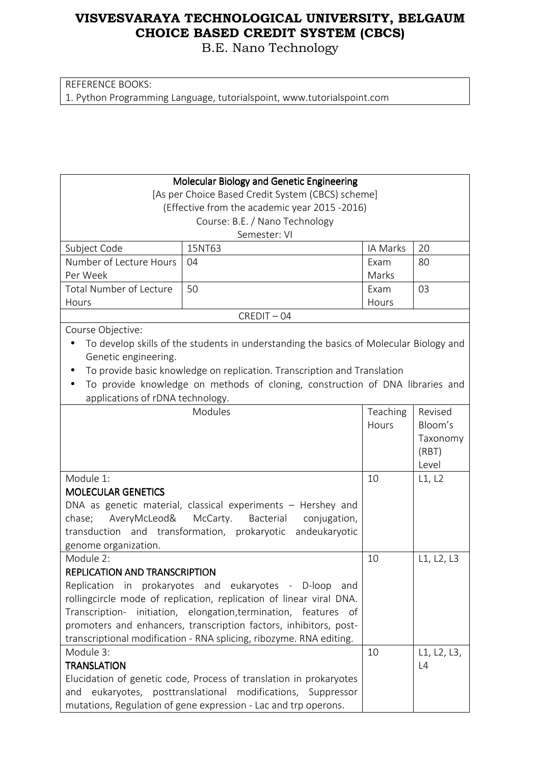REFERENCE BOOKS:
1. Python Programming Language, tutorialspoint, www.tutorialspoint.com

## Molecular Biology and Genetic Engineering

[As per Choice Based Credit System (CBCS) scheme]
(Effective from the academic year 2015 -2016)
Course: B.E. / Nano Technology
Semester: VI

| | | | |
|---|---|---|---|
| Subject Code | 15NT63 | IA Marks | 20 |
| Number of Lecture Hours Per Week | 04 | Exam Marks | 80 |
| Total Number of Lecture Hours | 50 | Exam Hours | 03 |

CREDIT – 04

Course Objective:

- To develop skills of the students in understanding the basics of Molecular Biology and Genetic engineering.
- To provide basic knowledge on replication. Transcription and Translation
- To provide knowledge on methods of cloning, construction of DNA libraries and applications of rDNA technology.

| Modules | Teaching Hours | Revised Bloom's Taxonomy (RBT) Level |
|---|---|---|
| Module 1:<br>**MOLECULAR GENETICS**<br>DNA as genetic material, classical experiments – Hershey and chase; AveryMcLeod& McCarty. Bacterial conjugation, transduction and transformation, prokaryotic andeukaryotic genome organization. | 10 | L1, L2 |
| Module 2:<br>**REPLICATION AND TRANSCRIPTION**<br>Replication in prokaryotes and eukaryotes - D-loop and rollingcircle mode of replication, replication of linear viral DNA. Transcription- initiation, elongation,termination, features of promoters and enhancers, transcription factors, inhibitors, post-transcriptional modification - RNA splicing, ribozyme. RNA editing. | 10 | L1, L2, L3 |
| Module 3:<br>**TRANSLATION**<br>Elucidation of genetic code, Process of translation in prokaryotes and eukaryotes, posttranslational modifications, Suppressor mutations, Regulation of gene expression - Lac and trp operons. | 10 | L1, L2, L3, L4 |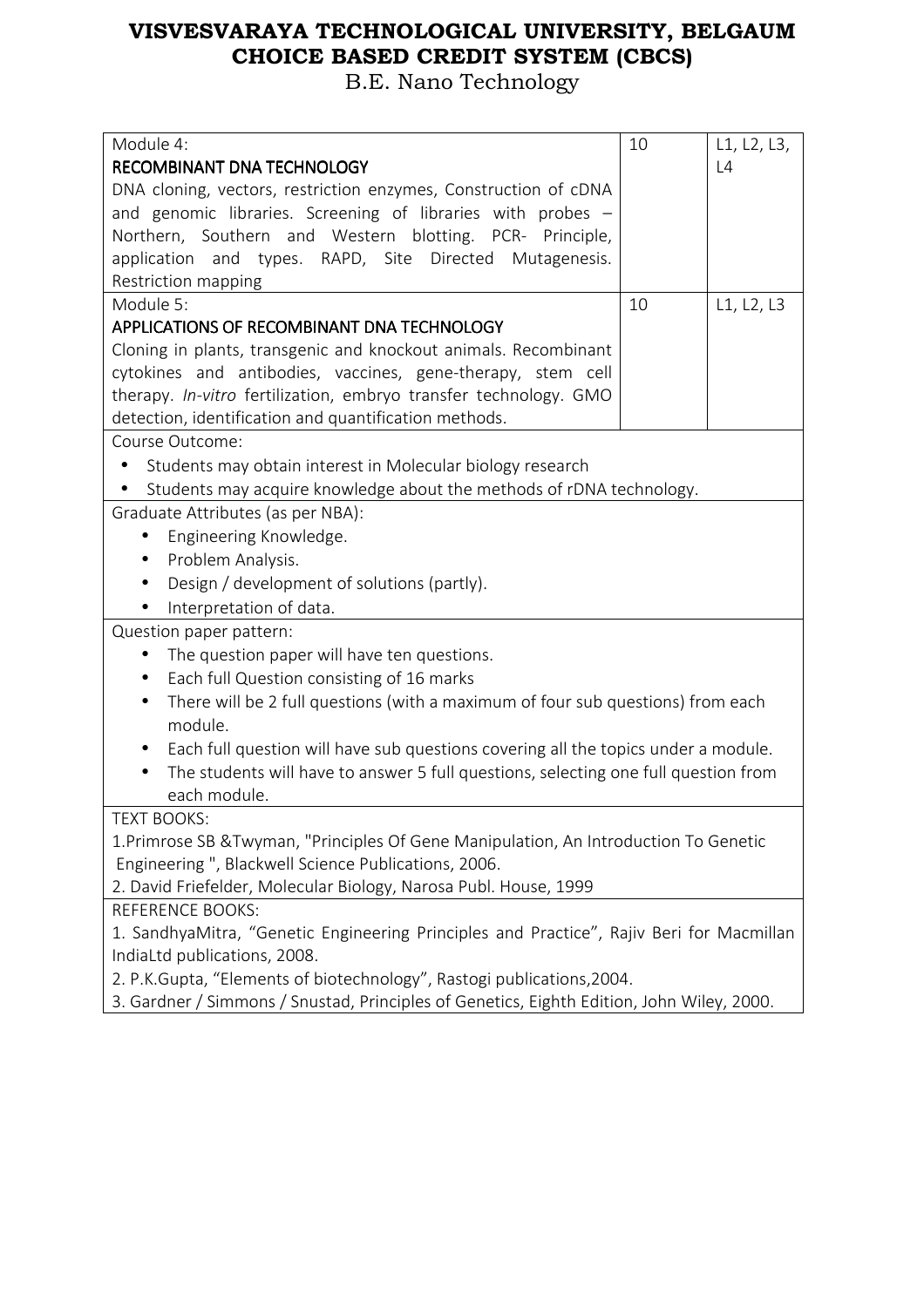# VISVESVARAYA TECHNOLOGICAL UNIVERSITY, BELGAUM
# CHOICE BASED CREDIT SYSTEM (CBCS)
B.E. Nano Technology

| | | |
|---|---|---|
| Module 4:<br>**RECOMBINANT DNA TECHNOLOGY**<br>DNA cloning, vectors, restriction enzymes, Construction of cDNA and genomic libraries. Screening of libraries with probes – Northern, Southern and Western blotting. PCR- Principle, application and types. RAPD, Site Directed Mutagenesis. Restriction mapping | 10 | L1, L2, L3, L4 |
| Module 5:<br>**APPLICATIONS OF RECOMBINANT DNA TECHNOLOGY**<br>Cloning in plants, transgenic and knockout animals. Recombinant cytokines and antibodies, vaccines, gene-therapy, stem cell therapy. *In-vitro* fertilization, embryo transfer technology. GMO detection, identification and quantification methods. | 10 | L1, L2, L3 |

Course Outcome:

- Students may obtain interest in Molecular biology research
- Students may acquire knowledge about the methods of rDNA technology.

Graduate Attributes (as per NBA):

- Engineering Knowledge.
- Problem Analysis.
- Design / development of solutions (partly).
- Interpretation of data.

Question paper pattern:

- The question paper will have ten questions.
- Each full Question consisting of 16 marks
- There will be 2 full questions (with a maximum of four sub questions) from each module.
- Each full question will have sub questions covering all the topics under a module.
- The students will have to answer 5 full questions, selecting one full question from each module.

TEXT BOOKS:

1.Primrose SB &Twyman, "Principles Of Gene Manipulation, An Introduction To Genetic Engineering ", Blackwell Science Publications, 2006.

2. David Friefelder, Molecular Biology, Narosa Publ. House, 1999

REFERENCE BOOKS:

1. SandhyaMitra, "Genetic Engineering Principles and Practice", Rajiv Beri for Macmillan IndiaLtd publications, 2008.
2. P.K.Gupta, "Elements of biotechnology", Rastogi publications,2004.
3. Gardner / Simmons / Snustad, Principles of Genetics, Eighth Edition, John Wiley, 2000.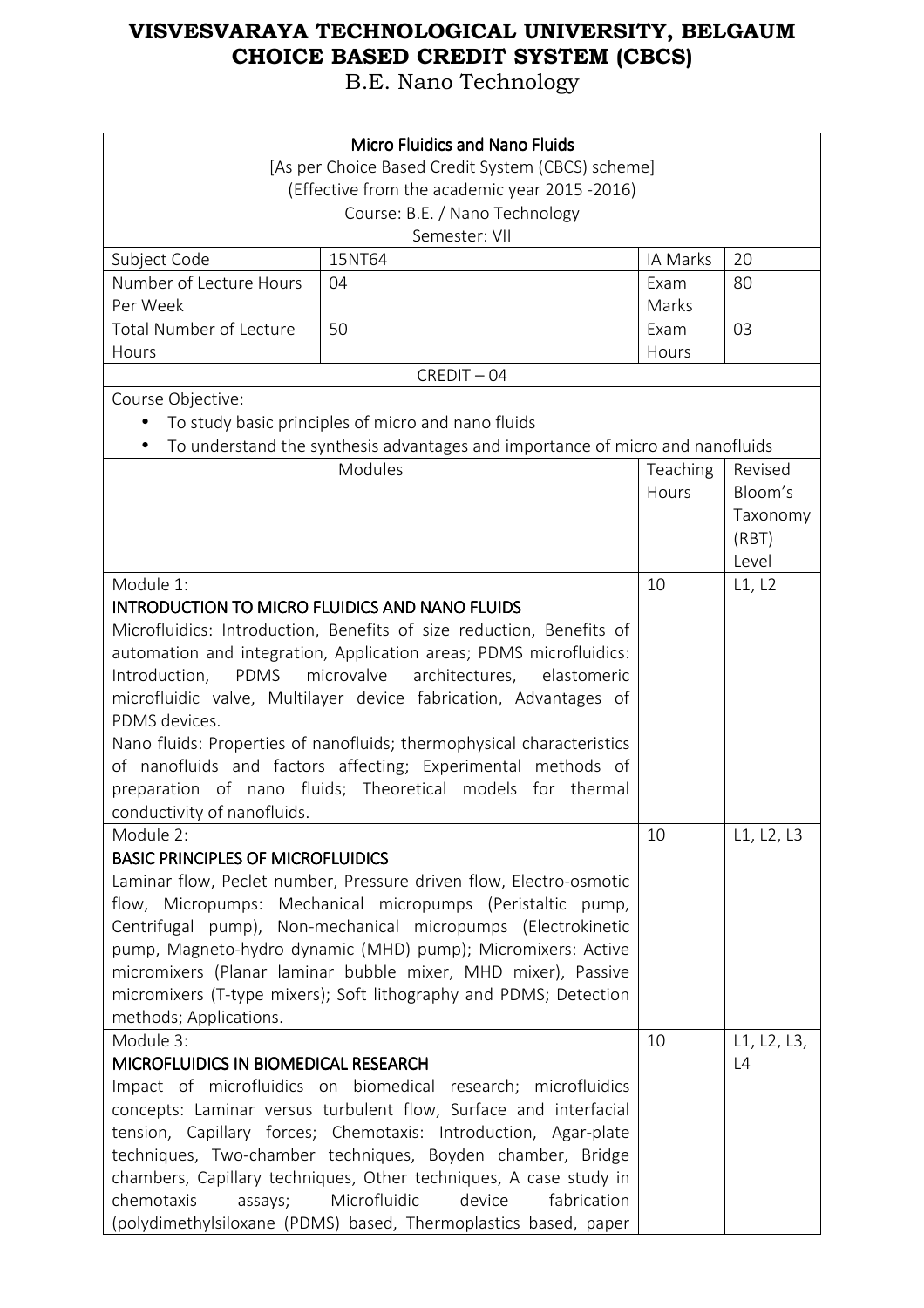# VISVESVARAYA TECHNOLOGICAL UNIVERSITY, BELGAUM
## CHOICE BASED CREDIT SYSTEM (CBCS)
B.E. Nano Technology

| Micro Fluidics and Nano Fluids | | | |
|---|---|---|---|
| [As per Choice Based Credit System (CBCS) scheme]<br>(Effective from the academic year 2015 -2016)<br>Course: B.E. / Nano Technology<br>Semester: VII | | | |
| Subject Code | 15NT64 | IA Marks | 20 |
| Number of Lecture Hours Per Week | 04 | Exam Marks | 80 |
| Total Number of Lecture Hours | 50 | Exam Hours | 03 |
| CREDIT – 04 | | | |

Course Objective:

- To study basic principles of micro and nano fluids
- To understand the synthesis advantages and importance of micro and nanofluids

| Modules | Teaching Hours | Revised Bloom's Taxonomy (RBT) Level |
|---|---|---|
| Module 1:<br>**INTRODUCTION TO MICRO FLUIDICS AND NANO FLUIDS**<br>Microfluidics: Introduction, Benefits of size reduction, Benefits of automation and integration, Application areas; PDMS microfluidics: Introduction, PDMS microvalve architectures, elastomeric microfluidic valve, Multilayer device fabrication, Advantages of PDMS devices.<br>Nano fluids: Properties of nanofluids; thermophysical characteristics of nanofluids and factors affecting; Experimental methods of preparation of nano fluids; Theoretical models for thermal conductivity of nanofluids. | 10 | L1, L2 |
| Module 2:<br>**BASIC PRINCIPLES OF MICROFLUIDICS**<br>Laminar flow, Peclet number, Pressure driven flow, Electro-osmotic flow, Micropumps: Mechanical micropumps (Peristaltic pump, Centrifugal pump), Non-mechanical micropumps (Electrokinetic pump, Magneto-hydro dynamic (MHD) pump); Micromixers: Active micromixers (Planar laminar bubble mixer, MHD mixer), Passive micromixers (T-type mixers); Soft lithography and PDMS; Detection methods; Applications. | 10 | L1, L2, L3 |
| Module 3:<br>**MICROFLUIDICS IN BIOMEDICAL RESEARCH**<br>Impact of microfluidics on biomedical research; microfluidics concepts: Laminar versus turbulent flow, Surface and interfacial tension, Capillary forces; Chemotaxis: Introduction, Agar-plate techniques, Two-chamber techniques, Boyden chamber, Bridge chambers, Capillary techniques, Other techniques, A case study in chemotaxis assays; Microfluidic device fabrication (polydimethylsiloxane (PDMS) based, Thermoplastics based, paper | 10 | L1, L2, L3, L4 |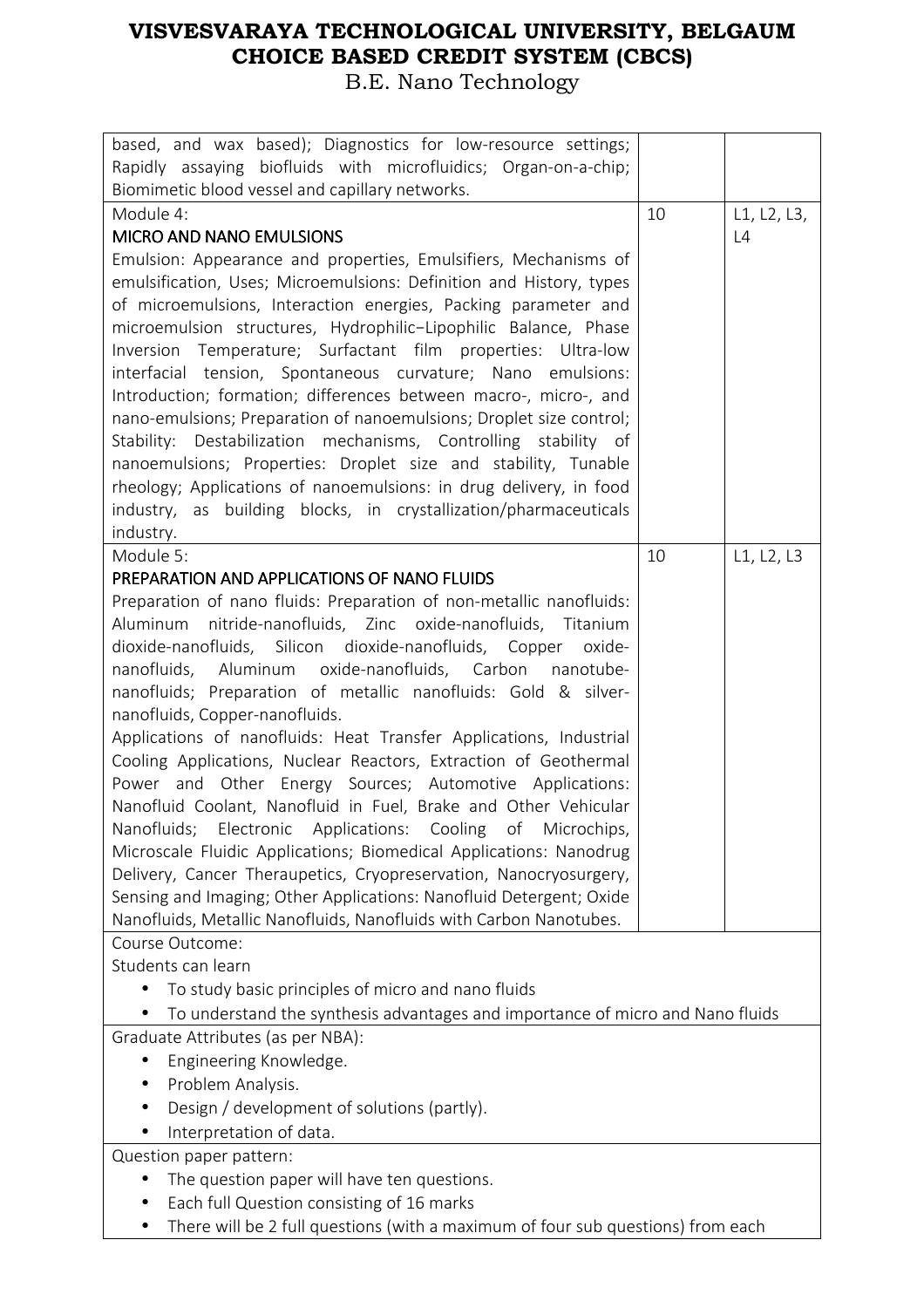| | | |
|---|---|---|
| based, and wax based); Diagnostics for low-resource settings; Rapidly assaying biofluids with microfluidics; Organ-on-a-chip; Biomimetic blood vessel and capillary networks. | | |
| Module 4:<br>**MICRO AND NANO EMULSIONS**<br>Emulsion: Appearance and properties, Emulsifiers, Mechanisms of emulsification, Uses; Microemulsions: Definition and History, types of microemulsions, Interaction energies, Packing parameter and microemulsion structures, Hydrophilic–Lipophilic Balance, Phase Inversion Temperature; Surfactant film properties: Ultra-low interfacial tension, Spontaneous curvature; Nano emulsions: Introduction; formation; differences between macro-, micro-, and nano-emulsions; Preparation of nanoemulsions; Droplet size control; Stability: Destabilization mechanisms, Controlling stability of nanoemulsions; Properties: Droplet size and stability, Tunable rheology; Applications of nanoemulsions: in drug delivery, in food industry, as building blocks, in crystallization/pharmaceuticals industry. | 10 | L1, L2, L3, L4 |
| Module 5:<br>**PREPARATION AND APPLICATIONS OF NANO FLUIDS**<br>Preparation of nano fluids: Preparation of non-metallic nanofluids: Aluminum nitride-nanofluids, Zinc oxide-nanofluids, Titanium dioxide-nanofluids, Silicon dioxide-nanofluids, Copper oxide-nanofluids, Aluminum oxide-nanofluids, Carbon nanotube-nanofluids; Preparation of metallic nanofluids: Gold & silver-nanofluids, Copper-nanofluids.<br>Applications of nanofluids: Heat Transfer Applications, Industrial Cooling Applications, Nuclear Reactors, Extraction of Geothermal Power and Other Energy Sources; Automotive Applications: Nanofluid Coolant, Nanofluid in Fuel, Brake and Other Vehicular Nanofluids; Electronic Applications: Cooling of Microchips, Microscale Fluidic Applications; Biomedical Applications: Nanodrug Delivery, Cancer Theraupetics, Cryopreservation, Nanocryosurgery, Sensing and Imaging; Other Applications: Nanofluid Detergent; Oxide Nanofluids, Metallic Nanofluids, Nanofluids with Carbon Nanotubes. | 10 | L1, L2, L3 |

Course Outcome:

Students can learn

- To study basic principles of micro and nano fluids
- To understand the synthesis advantages and importance of micro and Nano fluids

Graduate Attributes (as per NBA):

- Engineering Knowledge.
- Problem Analysis.
- Design / development of solutions (partly).
- Interpretation of data.

Question paper pattern:

- The question paper will have ten questions.
- Each full Question consisting of 16 marks
- There will be 2 full questions (with a maximum of four sub questions) from each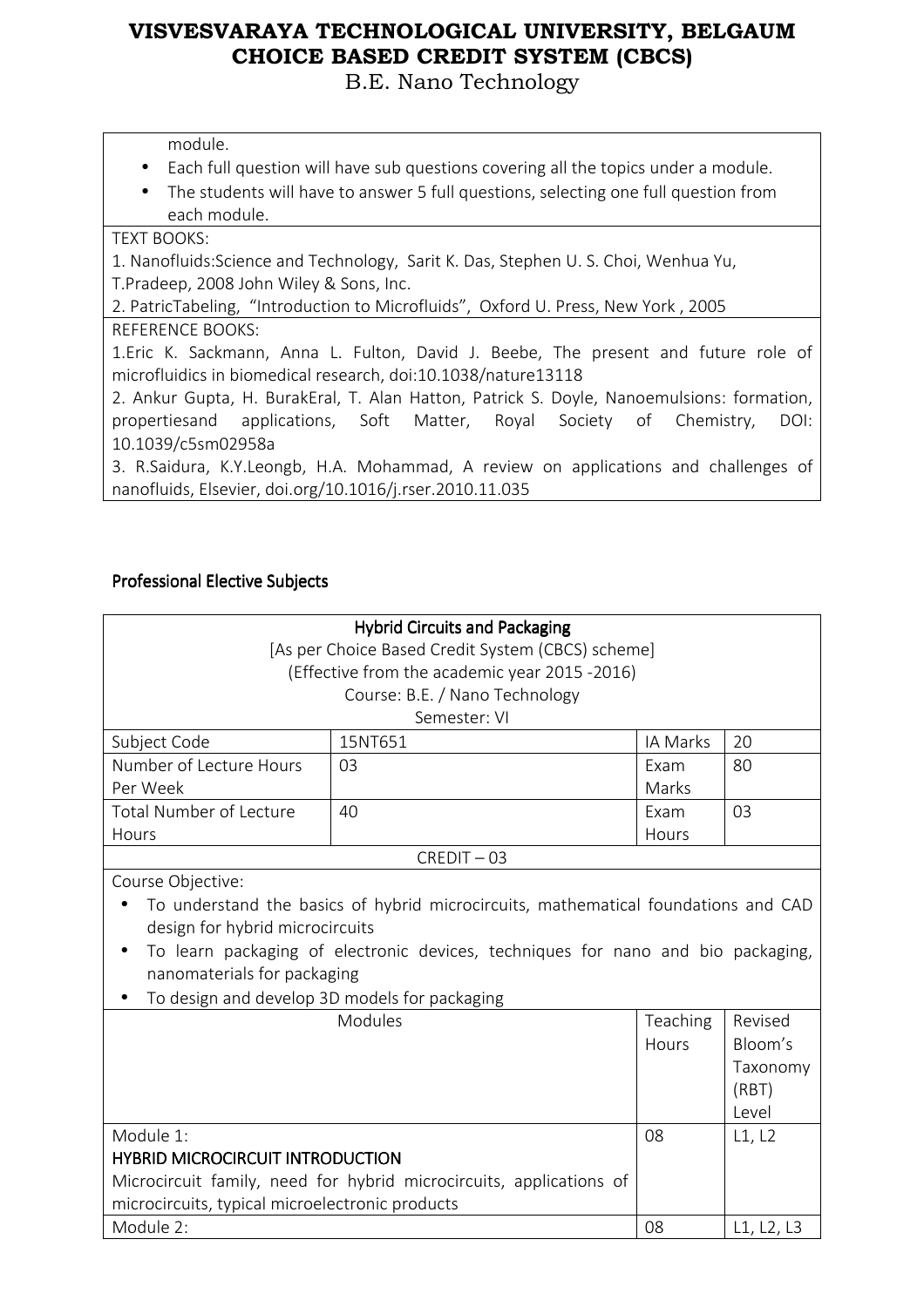module.

- Each full question will have sub questions covering all the topics under a module.
- The students will have to answer 5 full questions, selecting one full question from each module.

TEXT BOOKS:

1. Nanofluids:Science and Technology, Sarit K. Das, Stephen U. S. Choi, Wenhua Yu, T.Pradeep, 2008 John Wiley & Sons, Inc.
2. PatricTabeling, "Introduction to Microfluids", Oxford U. Press, New York , 2005

REFERENCE BOOKS:

1. Eric K. Sackmann, Anna L. Fulton, David J. Beebe, The present and future role of microfluidics in biomedical research, doi:10.1038/nature13118
2. Ankur Gupta, H. BurakEral, T. Alan Hatton, Patrick S. Doyle, Nanoemulsions: formation, propertiesand applications, Soft Matter, Royal Society of Chemistry, DOI: 10.1039/c5sm02958a
3. R.Saidura, K.Y.Leongb, H.A. Mohammad, A review on applications and challenges of nanofluids, Elsevier, doi.org/10.1016/j.rser.2010.11.035

## Professional Elective Subjects

**Hybrid Circuits and Packaging**

[As per Choice Based Credit System (CBCS) scheme]

(Effective from the academic year 2015 -2016)

Course: B.E. / Nano Technology

Semester: VI

| | | | |
|---|---|---|---|
| Subject Code | 15NT651 | IA Marks | 20 |
| Number of Lecture Hours Per Week | 03 | Exam Marks | 80 |
| Total Number of Lecture Hours | 40 | Exam Hours | 03 |

CREDIT – 03

Course Objective:

- To understand the basics of hybrid microcircuits, mathematical foundations and CAD design for hybrid microcircuits
- To learn packaging of electronic devices, techniques for nano and bio packaging, nanomaterials for packaging
- To design and develop 3D models for packaging

| Modules | Teaching Hours | Revised Bloom's Taxonomy (RBT) Level |
|---|---|---|
| Module 1:<br>**HYBRID MICROCIRCUIT INTRODUCTION**<br>Microcircuit family, need for hybrid microcircuits, applications of microcircuits, typical microelectronic products | 08 | L1, L2 |
| Module 2: | 08 | L1, L2, L3 |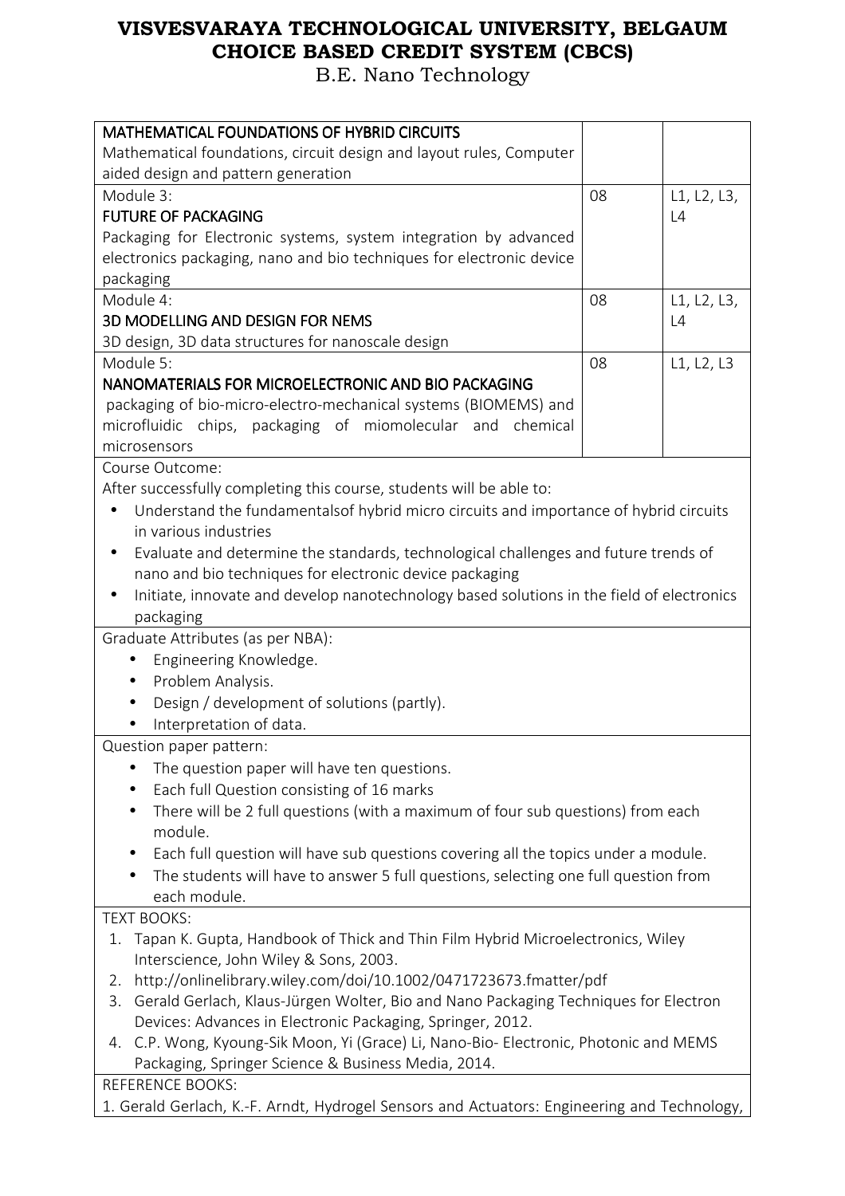# VISVESVARAYA TECHNOLOGICAL UNIVERSITY, BELGAUM
## CHOICE BASED CREDIT SYSTEM (CBCS)
B.E. Nano Technology

| | | |
|---|---|---|
| **MATHEMATICAL FOUNDATIONS OF HYBRID CIRCUITS**<br>Mathematical foundations, circuit design and layout rules, Computer aided design and pattern generation | | |
| Module 3:<br>**FUTURE OF PACKAGING**<br>Packaging for Electronic systems, system integration by advanced electronics packaging, nano and bio techniques for electronic device packaging | 08 | L1, L2, L3, L4 |
| Module 4:<br>**3D MODELLING AND DESIGN FOR NEMS**<br>3D design, 3D data structures for nanoscale design | 08 | L1, L2, L3, L4 |
| Module 5:<br>**NANOMATERIALS FOR MICROELECTRONIC AND BIO PACKAGING**<br>packaging of bio-micro-electro-mechanical systems (BIOMEMS) and microfluidic chips, packaging of miomolecular and chemical microsensors | 08 | L1, L2, L3 |

Course Outcome:

After successfully completing this course, students will be able to:

- Understand the fundamentalsof hybrid micro circuits and importance of hybrid circuits in various industries
- Evaluate and determine the standards, technological challenges and future trends of nano and bio techniques for electronic device packaging
- Initiate, innovate and develop nanotechnology based solutions in the field of electronics packaging

Graduate Attributes (as per NBA):

- Engineering Knowledge.
- Problem Analysis.
- Design / development of solutions (partly).
- Interpretation of data.

Question paper pattern:

- The question paper will have ten questions.
- Each full Question consisting of 16 marks
- There will be 2 full questions (with a maximum of four sub questions) from each module.
- Each full question will have sub questions covering all the topics under a module.
- The students will have to answer 5 full questions, selecting one full question from each module.

TEXT BOOKS:

1. Tapan K. Gupta, Handbook of Thick and Thin Film Hybrid Microelectronics, Wiley Interscience, John Wiley & Sons, 2003.
2. http://onlinelibrary.wiley.com/doi/10.1002/0471723673.fmatter/pdf
3. Gerald Gerlach, Klaus-Jürgen Wolter, Bio and Nano Packaging Techniques for Electron Devices: Advances in Electronic Packaging, Springer, 2012.
4. C.P. Wong, Kyoung-Sik Moon, Yi (Grace) Li, Nano-Bio- Electronic, Photonic and MEMS Packaging, Springer Science & Business Media, 2014.

REFERENCE BOOKS:

1. Gerald Gerlach, K.-F. Arndt, Hydrogel Sensors and Actuators: Engineering and Technology,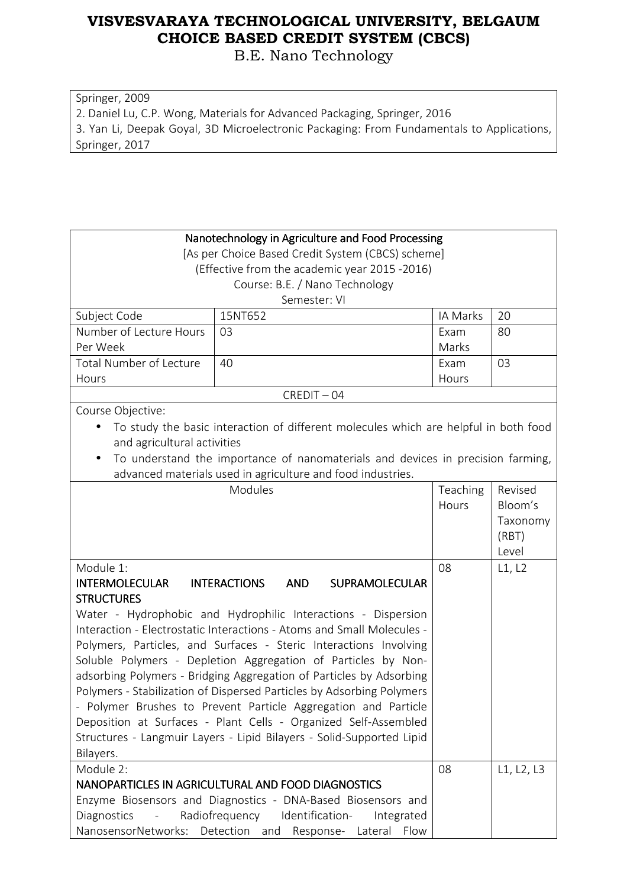Springer, 2009
2. Daniel Lu, C.P. Wong, Materials for Advanced Packaging, Springer, 2016
3. Yan Li, Deepak Goyal, 3D Microelectronic Packaging: From Fundamentals to Applications, Springer, 2017

## Nanotechnology in Agriculture and Food Processing

[As per Choice Based Credit System (CBCS) scheme]
(Effective from the academic year 2015 -2016)
Course: B.E. / Nano Technology
Semester: VI

| | | | |
|---|---|---|---|
| Subject Code | 15NT652 | IA Marks | 20 |
| Number of Lecture Hours Per Week | 03 | Exam Marks | 80 |
| Total Number of Lecture Hours | 40 | Exam Hours | 03 |

CREDIT – 04

Course Objective:

- To study the basic interaction of different molecules which are helpful in both food and agricultural activities
- To understand the importance of nanomaterials and devices in precision farming, advanced materials used in agriculture and food industries.

| Modules | Teaching Hours | Revised Bloom's Taxonomy (RBT) Level |
|---|---|---|
| Module 1: **INTERMOLECULAR INTERACTIONS AND SUPRAMOLECULAR STRUCTURES** Water - Hydrophobic and Hydrophilic Interactions - Dispersion Interaction - Electrostatic Interactions - Atoms and Small Molecules - Polymers, Particles, and Surfaces - Steric Interactions Involving Soluble Polymers - Depletion Aggregation of Particles by Non-adsorbing Polymers - Bridging Aggregation of Particles by Adsorbing Polymers - Stabilization of Dispersed Particles by Adsorbing Polymers - Polymer Brushes to Prevent Particle Aggregation and Particle Deposition at Surfaces - Plant Cells - Organized Self-Assembled Structures - Langmuir Layers - Lipid Bilayers - Solid-Supported Lipid Bilayers. | 08 | L1, L2 |
| Module 2: **NANOPARTICLES IN AGRICULTURAL AND FOOD DIAGNOSTICS** Enzyme Biosensors and Diagnostics - DNA-Based Biosensors and Diagnostics - Radiofrequency Identification- Integrated NanosensorNetworks: Detection and Response- Lateral Flow | 08 | L1, L2, L3 |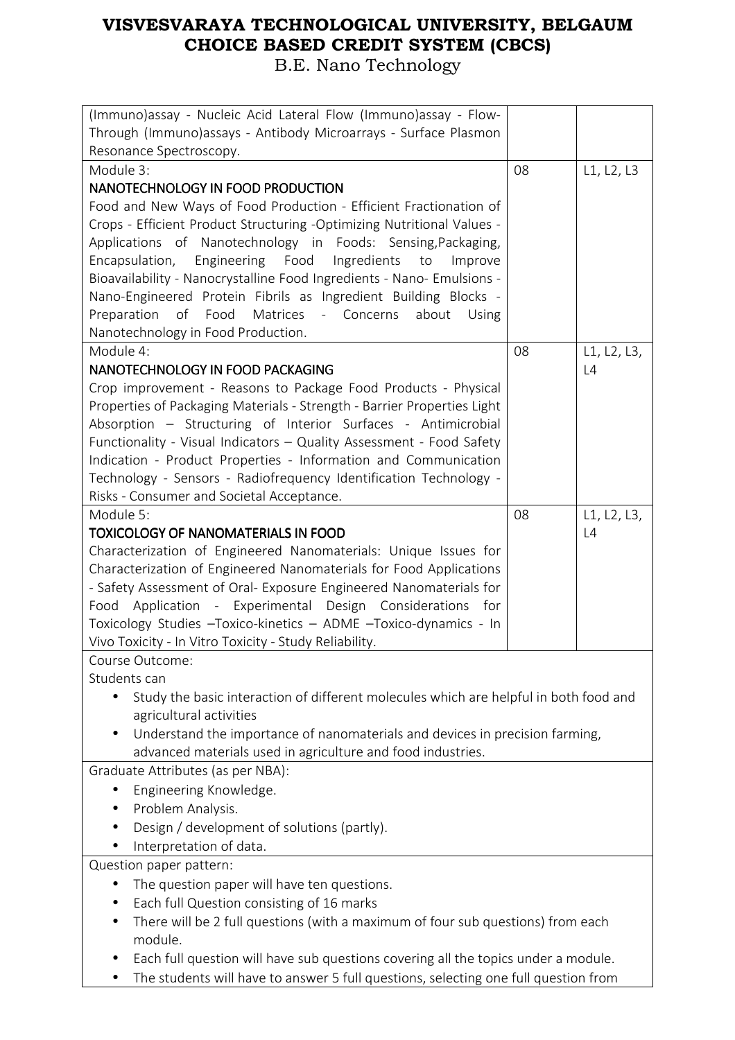| | | |
|---|---|---|
| (Immuno)assay - Nucleic Acid Lateral Flow (Immuno)assay - Flow-Through (Immuno)assays - Antibody Microarrays - Surface Plasmon Resonance Spectroscopy. | | |
| Module 3:<br>NANOTECHNOLOGY IN FOOD PRODUCTION<br>Food and New Ways of Food Production - Efficient Fractionation of Crops - Efficient Product Structuring -Optimizing Nutritional Values - Applications of Nanotechnology in Foods: Sensing,Packaging, Encapsulation, Engineering Food Ingredients to Improve Bioavailability - Nanocrystalline Food Ingredients - Nano- Emulsions - Nano-Engineered Protein Fibrils as Ingredient Building Blocks - Preparation of Food Matrices - Concerns about Using Nanotechnology in Food Production. | 08 | L1, L2, L3 |
| Module 4:<br>NANOTECHNOLOGY IN FOOD PACKAGING<br>Crop improvement - Reasons to Package Food Products - Physical Properties of Packaging Materials - Strength - Barrier Properties Light Absorption – Structuring of Interior Surfaces - Antimicrobial Functionality - Visual Indicators – Quality Assessment - Food Safety Indication - Product Properties - Information and Communication Technology - Sensors - Radiofrequency Identification Technology - Risks - Consumer and Societal Acceptance. | 08 | L1, L2, L3, L4 |
| Module 5:<br>TOXICOLOGY OF NANOMATERIALS IN FOOD<br>Characterization of Engineered Nanomaterials: Unique Issues for Characterization of Engineered Nanomaterials for Food Applications - Safety Assessment of Oral- Exposure Engineered Nanomaterials for Food Application - Experimental Design Considerations for Toxicology Studies –Toxico-kinetics – ADME –Toxico-dynamics - In Vivo Toxicity - In Vitro Toxicity - Study Reliability. | 08 | L1, L2, L3, L4 |

Course Outcome:

Students can

- Study the basic interaction of different molecules which are helpful in both food and agricultural activities
- Understand the importance of nanomaterials and devices in precision farming, advanced materials used in agriculture and food industries.

Graduate Attributes (as per NBA):

- Engineering Knowledge.
- Problem Analysis.
- Design / development of solutions (partly).
- Interpretation of data.

Question paper pattern:

- The question paper will have ten questions.
- Each full Question consisting of 16 marks
- There will be 2 full questions (with a maximum of four sub questions) from each module.
- Each full question will have sub questions covering all the topics under a module.
- The students will have to answer 5 full questions, selecting one full question from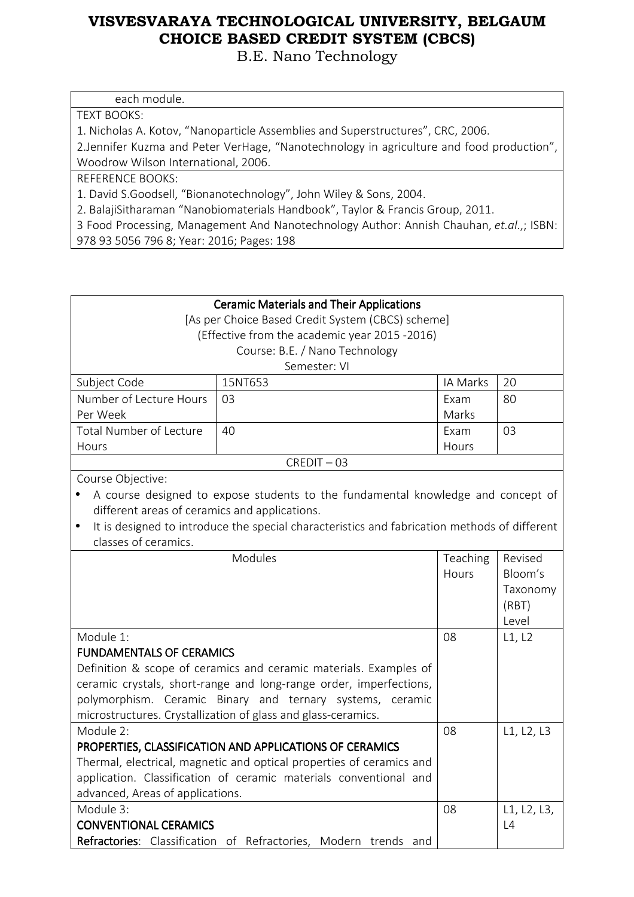each module.

TEXT BOOKS:

1. Nicholas A. Kotov, "Nanoparticle Assemblies and Superstructures", CRC, 2006.
2. Jennifer Kuzma and Peter VerHage, "Nanotechnology in agriculture and food production", Woodrow Wilson International, 2006.

REFERENCE BOOKS:

1. David S.Goodsell, "Bionanotechnology", John Wiley & Sons, 2004.
2. BalajiSitharaman "Nanobiomaterials Handbook", Taylor & Francis Group, 2011.
3. Food Processing, Management And Nanotechnology Author: Annish Chauhan, *et.al.*,; ISBN: 978 93 5056 796 8; Year: 2016; Pages: 198

## Ceramic Materials and Their Applications

[As per Choice Based Credit System (CBCS) scheme]
(Effective from the academic year 2015 -2016)
Course: B.E. / Nano Technology
Semester: VI

| Subject Code | 15NT653 | IA Marks | 20 |
|---|---|---|---|
| Number of Lecture Hours Per Week | 03 | Exam Marks | 80 |
| Total Number of Lecture Hours | 40 | Exam Hours | 03 |

CREDIT – 03

Course Objective:

- A course designed to expose students to the fundamental knowledge and concept of different areas of ceramics and applications.
- It is designed to introduce the special characteristics and fabrication methods of different classes of ceramics.

| Modules | Teaching Hours | Revised Bloom's Taxonomy (RBT) Level |
|---|---|---|
| Module 1:<br>**FUNDAMENTALS OF CERAMICS**<br>Definition & scope of ceramics and ceramic materials. Examples of ceramic crystals, short-range and long-range order, imperfections, polymorphism. Ceramic Binary and ternary systems, ceramic microstructures. Crystallization of glass and glass-ceramics. | 08 | L1, L2 |
| Module 2:<br>**PROPERTIES, CLASSIFICATION AND APPLICATIONS OF CERAMICS**<br>Thermal, electrical, magnetic and optical properties of ceramics and application. Classification of ceramic materials conventional and advanced, Areas of applications. | 08 | L1, L2, L3 |
| Module 3:<br>**CONVENTIONAL CERAMICS**<br>**Refractories**: Classification of Refractories, Modern trends and | 08 | L1, L2, L3, L4 |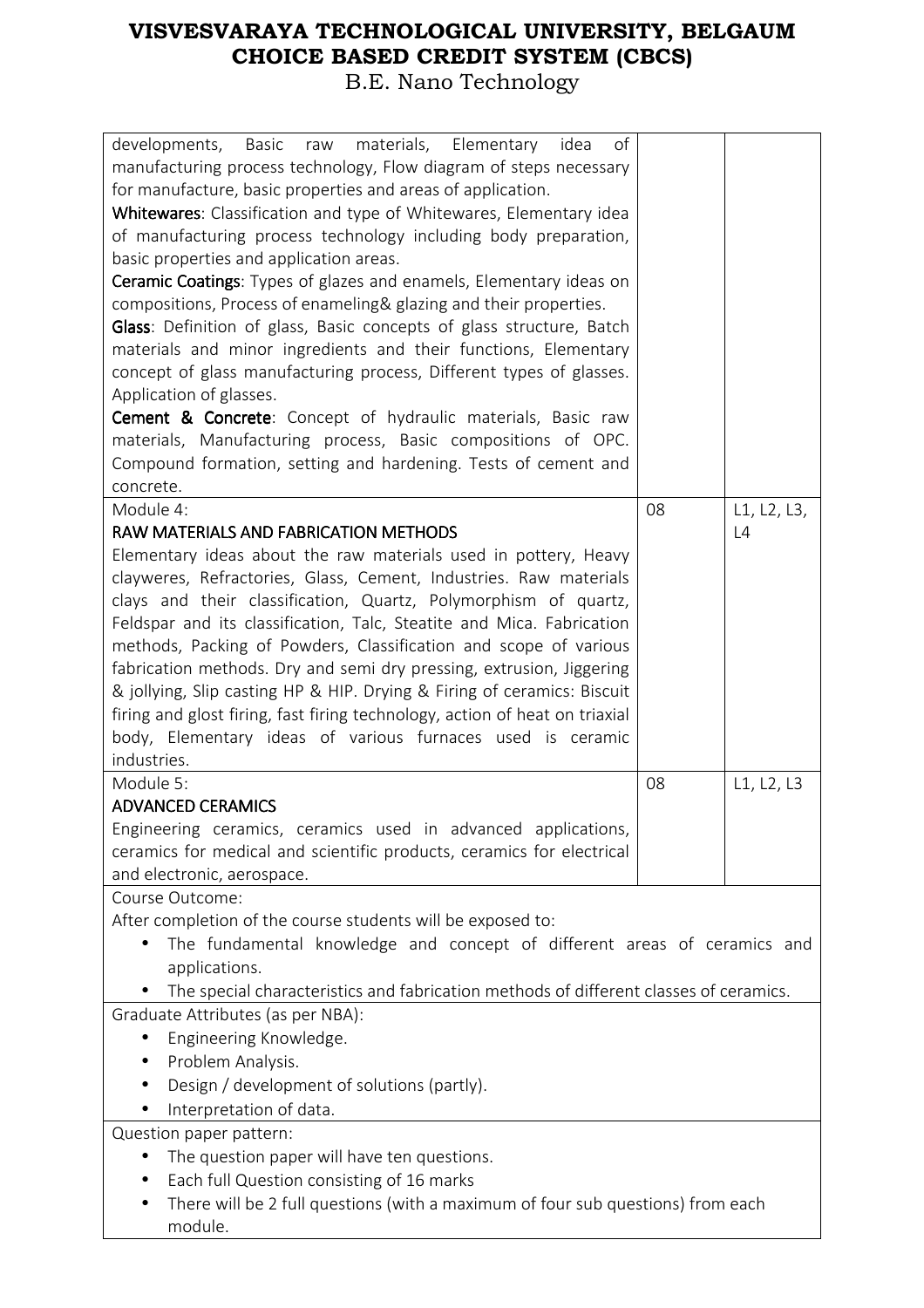| | | |
|---|---|---|
| developments, Basic raw materials, Elementary idea of manufacturing process technology, Flow diagram of steps necessary for manufacture, basic properties and areas of application.<br>**Whitewares**: Classification and type of Whitewares, Elementary idea of manufacturing process technology including body preparation, basic properties and application areas.<br>**Ceramic Coatings**: Types of glazes and enamels, Elementary ideas on compositions, Process of enameling& glazing and their properties.<br>**Glass**: Definition of glass, Basic concepts of glass structure, Batch materials and minor ingredients and their functions, Elementary concept of glass manufacturing process, Different types of glasses. Application of glasses.<br>**Cement & Concrete**: Concept of hydraulic materials, Basic raw materials, Manufacturing process, Basic compositions of OPC. Compound formation, setting and hardening. Tests of cement and concrete. | | |
| Module 4:<br>RAW MATERIALS AND FABRICATION METHODS<br>Elementary ideas about the raw materials used in pottery, Heavy clayweres, Refractories, Glass, Cement, Industries. Raw materials clays and their classification, Quartz, Polymorphism of quartz, Feldspar and its classification, Talc, Steatite and Mica. Fabrication methods, Packing of Powders, Classification and scope of various fabrication methods. Dry and semi dry pressing, extrusion, Jiggering & jollying, Slip casting HP & HIP. Drying & Firing of ceramics: Biscuit firing and glost firing, fast firing technology, action of heat on triaxial body, Elementary ideas of various furnaces used is ceramic industries. | 08 | L1, L2, L3, L4 |
| Module 5:<br>ADVANCED CERAMICS<br>Engineering ceramics, ceramics used in advanced applications, ceramics for medical and scientific products, ceramics for electrical and electronic, aerospace. | 08 | L1, L2, L3 |

Course Outcome:

After completion of the course students will be exposed to:

- The fundamental knowledge and concept of different areas of ceramics and applications.
- The special characteristics and fabrication methods of different classes of ceramics.

Graduate Attributes (as per NBA):

- Engineering Knowledge.
- Problem Analysis.
- Design / development of solutions (partly).
- Interpretation of data.

Question paper pattern:

- The question paper will have ten questions.
- Each full Question consisting of 16 marks
- There will be 2 full questions (with a maximum of four sub questions) from each module.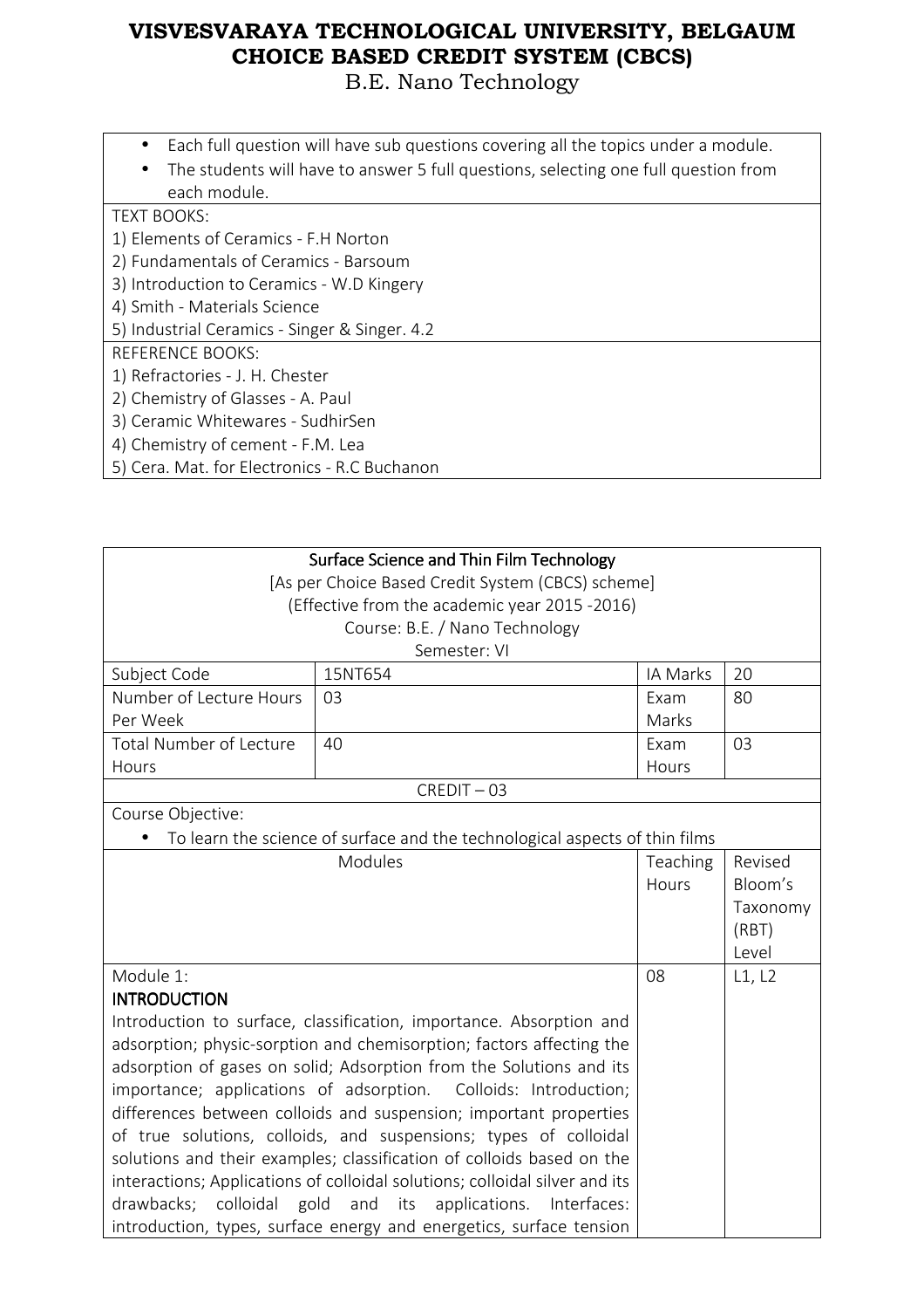# VISVESVARAYA TECHNOLOGICAL UNIVERSITY, BELGAUM
# CHOICE BASED CREDIT SYSTEM (CBCS)
B.E. Nano Technology

- Each full question will have sub questions covering all the topics under a module.
- The students will have to answer 5 full questions, selecting one full question from each module.

TEXT BOOKS:
1) Elements of Ceramics - F.H Norton
2) Fundamentals of Ceramics - Barsoum
3) Introduction to Ceramics - W.D Kingery
4) Smith - Materials Science
5) Industrial Ceramics - Singer & Singer. 4.2

REFERENCE BOOKS:
1) Refractories - J. H. Chester
2) Chemistry of Glasses - A. Paul
3) Ceramic Whitewares - SudhirSen
4) Chemistry of cement - F.M. Lea
5) Cera. Mat. for Electronics - R.C Buchanon

## Surface Science and Thin Film Technology

[As per Choice Based Credit System (CBCS) scheme]
(Effective from the academic year 2015 -2016)
Course: B.E. / Nano Technology
Semester: VI

| | | | |
|---|---|---|---|
| Subject Code | 15NT654 | IA Marks | 20 |
| Number of Lecture Hours Per Week | 03 | Exam Marks | 80 |
| Total Number of Lecture Hours | 40 | Exam Hours | 03 |

CREDIT – 03

Course Objective:
- To learn the science of surface and the technological aspects of thin films

| Modules | Teaching Hours | Revised Bloom's Taxonomy (RBT) Level |
|---|---|---|
| Module 1:<br>**INTRODUCTION**<br>Introduction to surface, classification, importance. Absorption and adsorption; physic-sorption and chemisorption; factors affecting the adsorption of gases on solid; Adsorption from the Solutions and its importance; applications of adsorption. Colloids: Introduction; differences between colloids and suspension; important properties of true solutions, colloids, and suspensions; types of colloidal solutions and their examples; classification of colloids based on the interactions; Applications of colloidal solutions; colloidal silver and its drawbacks; colloidal gold and its applications. Interfaces: introduction, types, surface energy and energetics, surface tension | 08 | L1, L2 |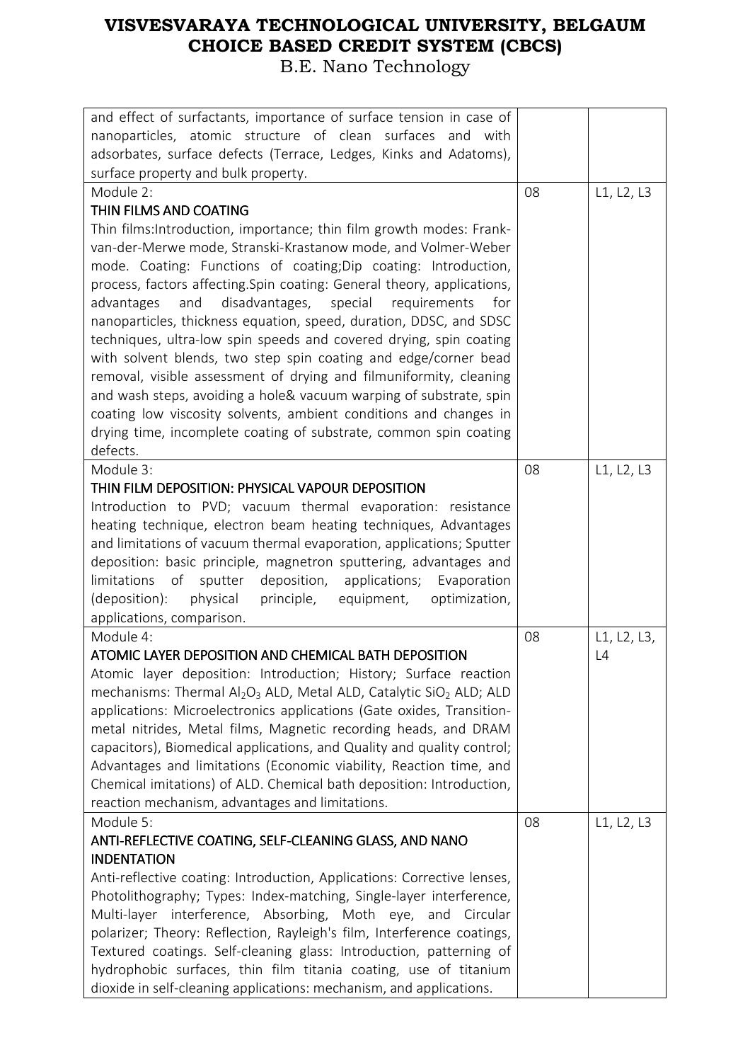# VISVESVARAYA TECHNOLOGICAL UNIVERSITY, BELGAUM
# CHOICE BASED CREDIT SYSTEM (CBCS)

B.E. Nano Technology

| | | |
|---|---|---|
| and effect of surfactants, importance of surface tension in case of nanoparticles, atomic structure of clean surfaces and with adsorbates, surface defects (Terrace, Ledges, Kinks and Adatoms), surface property and bulk property. | | |
| Module 2:<br>**THIN FILMS AND COATING**<br>Thin films:Introduction, importance; thin film growth modes: Frank-van-der-Merwe mode, Stranski-Krastanow mode, and Volmer-Weber mode. Coating: Functions of coating;Dip coating: Introduction, process, factors affecting.Spin coating: General theory, applications, advantages and disadvantages, special requirements for nanoparticles, thickness equation, speed, duration, DDSC, and SDSC techniques, ultra-low spin speeds and covered drying, spin coating with solvent blends, two step spin coating and edge/corner bead removal, visible assessment of drying and filmuniformity, cleaning and wash steps, avoiding a hole& vacuum warping of substrate, spin coating low viscosity solvents, ambient conditions and changes in drying time, incomplete coating of substrate, common spin coating defects. | 08 | L1, L2, L3 |
| Module 3:<br>**THIN FILM DEPOSITION: PHYSICAL VAPOUR DEPOSITION**<br>Introduction to PVD; vacuum thermal evaporation: resistance heating technique, electron beam heating techniques, Advantages and limitations of vacuum thermal evaporation, applications; Sputter deposition: basic principle, magnetron sputtering, advantages and limitations of sputter deposition, applications; Evaporation (deposition): physical principle, equipment, optimization, applications, comparison. | 08 | L1, L2, L3 |
| Module 4:<br>**ATOMIC LAYER DEPOSITION AND CHEMICAL BATH DEPOSITION**<br>Atomic layer deposition: Introduction; History; Surface reaction mechanisms: Thermal $Al_2O_3$ ALD, Metal ALD, Catalytic $SiO_2$ ALD; ALD applications: Microelectronics applications (Gate oxides, Transition-metal nitrides, Metal films, Magnetic recording heads, and DRAM capacitors), Biomedical applications, and Quality and quality control; Advantages and limitations (Economic viability, Reaction time, and Chemical imitations) of ALD. Chemical bath deposition: Introduction, reaction mechanism, advantages and limitations. | 08 | L1, L2, L3, L4 |
| Module 5:<br>**ANTI-REFLECTIVE COATING, SELF-CLEANING GLASS, AND NANO INDENTATION**<br>Anti-reflective coating: Introduction, Applications: Corrective lenses, Photolithography; Types: Index-matching, Single-layer interference, Multi-layer interference, Absorbing, Moth eye, and Circular polarizer; Theory: Reflection, Rayleigh's film, Interference coatings, Textured coatings. Self-cleaning glass: Introduction, patterning of hydrophobic surfaces, thin film titania coating, use of titanium dioxide in self-cleaning applications: mechanism, and applications. | 08 | L1, L2, L3 |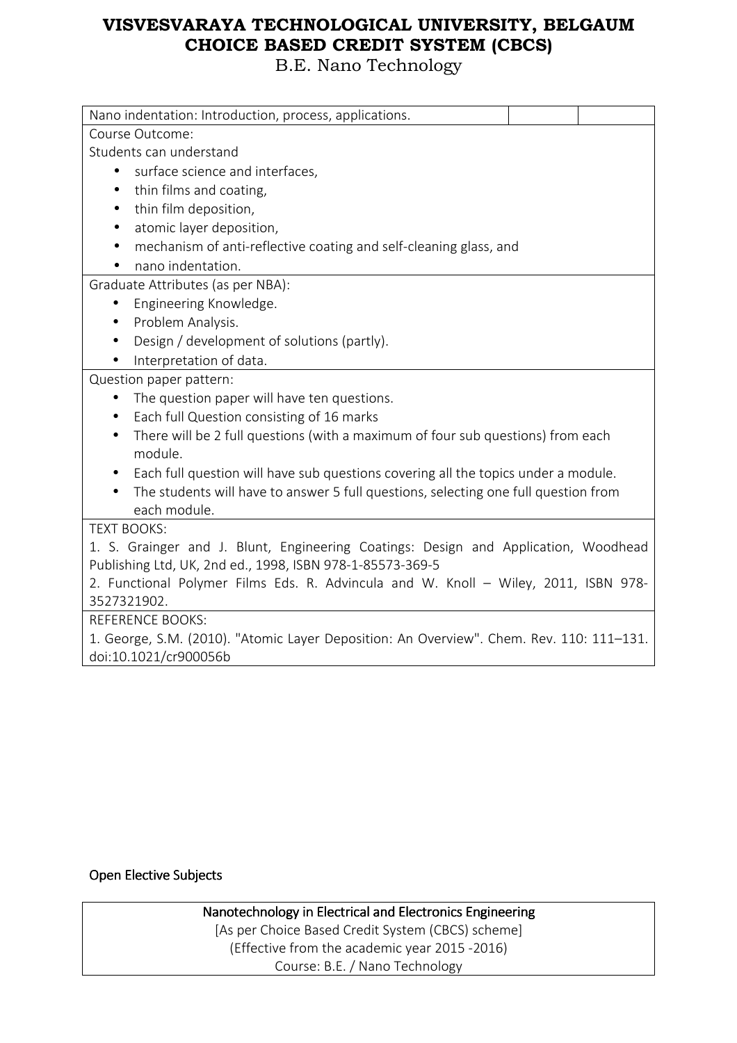| Nano indentation: Introduction, process, applications. | | |
|---|---|---|

Course Outcome:

Students can understand

- surface science and interfaces,
- thin films and coating,
- thin film deposition,
- atomic layer deposition,
- mechanism of anti-reflective coating and self-cleaning glass, and
- nano indentation.

Graduate Attributes (as per NBA):

- Engineering Knowledge.
- Problem Analysis.
- Design / development of solutions (partly).
- Interpretation of data.

Question paper pattern:

- The question paper will have ten questions.
- Each full Question consisting of 16 marks
- There will be 2 full questions (with a maximum of four sub questions) from each module.
- Each full question will have sub questions covering all the topics under a module.
- The students will have to answer 5 full questions, selecting one full question from each module.

TEXT BOOKS:

1. S. Grainger and J. Blunt, Engineering Coatings: Design and Application, Woodhead Publishing Ltd, UK, 2nd ed., 1998, ISBN 978-1-85573-369-5
2. Functional Polymer Films Eds. R. Advincula and W. Knoll – Wiley, 2011, ISBN 978-3527321902.

REFERENCE BOOKS:

1. George, S.M. (2010). "Atomic Layer Deposition: An Overview". Chem. Rev. 110: 111–131. doi:10.1021/cr900056b

## Open Elective Subjects

**Nanotechnology in Electrical and Electronics Engineering**

[As per Choice Based Credit System (CBCS) scheme]

(Effective from the academic year 2015 -2016)

Course: B.E. / Nano Technology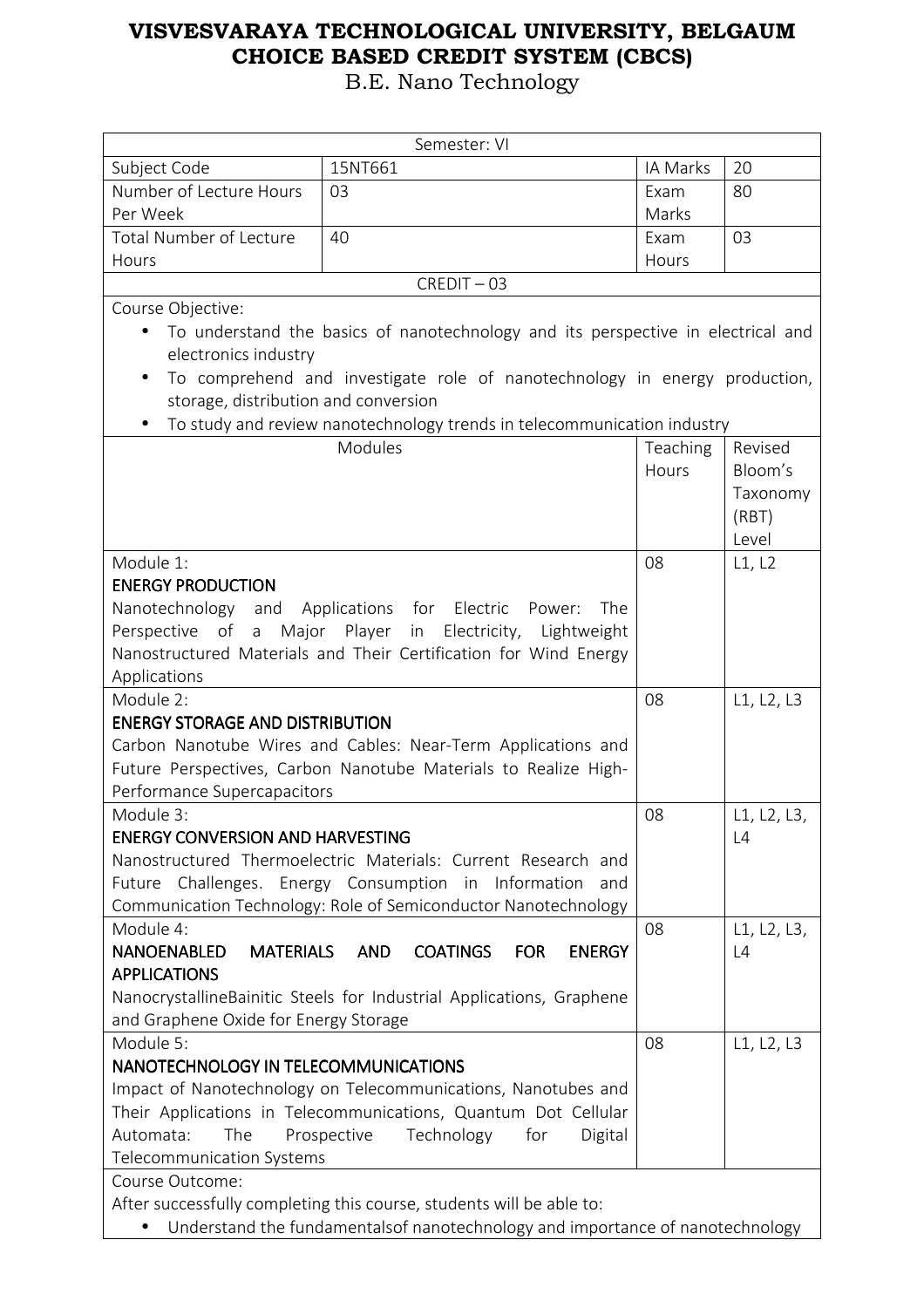# VISVESVARAYA TECHNOLOGICAL UNIVERSITY, BELGAUM
# CHOICE BASED CREDIT SYSTEM (CBCS)
## B.E. Nano Technology

| Semester: VI | | | |
|---|---|---|---|
| Subject Code | 15NT661 | IA Marks | 20 |
| Number of Lecture Hours Per Week | 03 | Exam Marks | 80 |
| Total Number of Lecture Hours | 40 | Exam Hours | 03 |
| CREDIT – 03 | | | |

Course Objective:

- To understand the basics of nanotechnology and its perspective in electrical and electronics industry
- To comprehend and investigate role of nanotechnology in energy production, storage, distribution and conversion
- To study and review nanotechnology trends in telecommunication industry

| Modules | Teaching Hours | Revised Bloom's Taxonomy (RBT) Level |
|---|---|---|
| Module 1:<br>**ENERGY PRODUCTION**<br>Nanotechnology and Applications for Electric Power: The Perspective of a Major Player in Electricity, Lightweight Nanostructured Materials and Their Certification for Wind Energy Applications | 08 | L1, L2 |
| Module 2:<br>**ENERGY STORAGE AND DISTRIBUTION**<br>Carbon Nanotube Wires and Cables: Near-Term Applications and Future Perspectives, Carbon Nanotube Materials to Realize High-Performance Supercapacitors | 08 | L1, L2, L3 |
| Module 3:<br>**ENERGY CONVERSION AND HARVESTING**<br>Nanostructured Thermoelectric Materials: Current Research and Future Challenges. Energy Consumption in Information and Communication Technology: Role of Semiconductor Nanotechnology | 08 | L1, L2, L3, L4 |
| Module 4:<br>**NANOENABLED MATERIALS AND COATINGS FOR ENERGY APPLICATIONS**<br>NanocrystallineBainitic Steels for Industrial Applications, Graphene and Graphene Oxide for Energy Storage | 08 | L1, L2, L3, L4 |
| Module 5:<br>**NANOTECHNOLOGY IN TELECOMMUNICATIONS**<br>Impact of Nanotechnology on Telecommunications, Nanotubes and Their Applications in Telecommunications, Quantum Dot Cellular Automata: The Prospective Technology for Digital Telecommunication Systems | 08 | L1, L2, L3 |

Course Outcome:

After successfully completing this course, students will be able to:

- Understand the fundamentalsof nanotechnology and importance of nanotechnology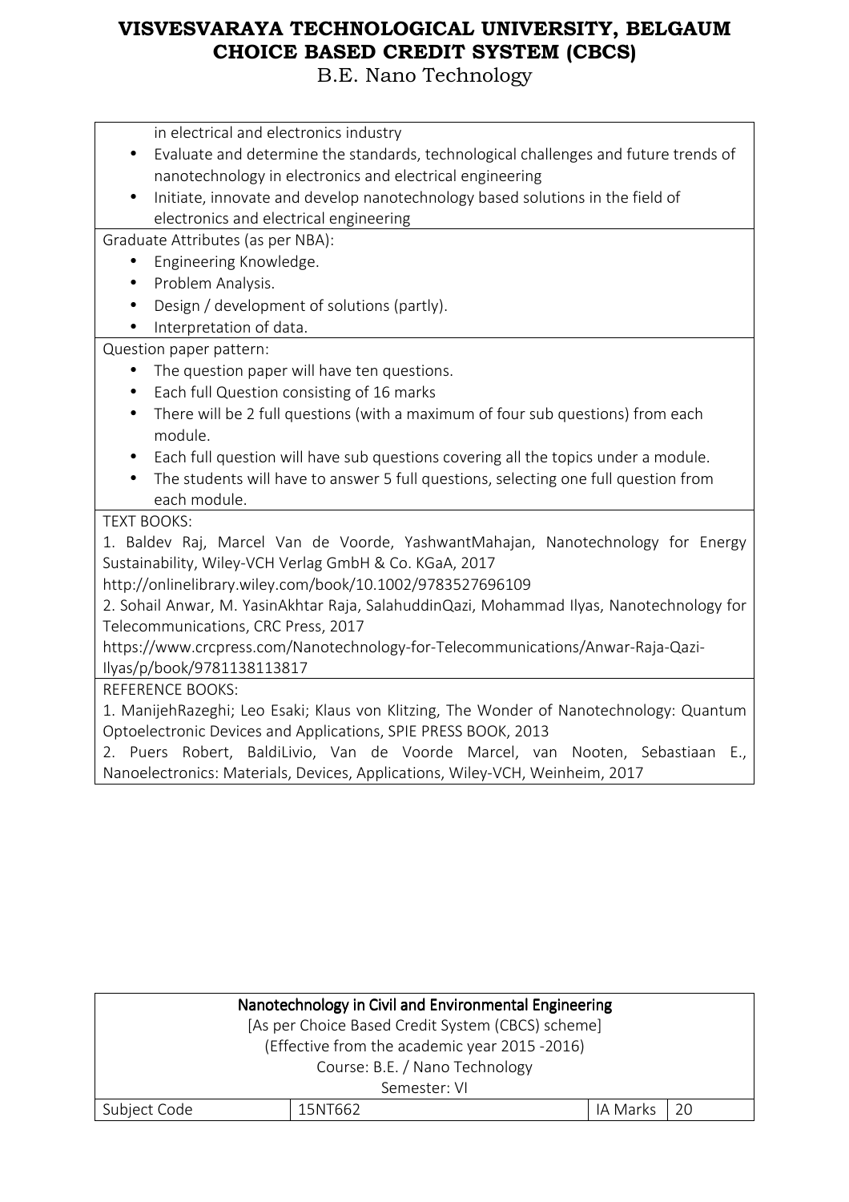in electrical and electronics industry

- Evaluate and determine the standards, technological challenges and future trends of nanotechnology in electronics and electrical engineering
- Initiate, innovate and develop nanotechnology based solutions in the field of electronics and electrical engineering

Graduate Attributes (as per NBA):

- Engineering Knowledge.
- Problem Analysis.
- Design / development of solutions (partly).
- Interpretation of data.

Question paper pattern:

- The question paper will have ten questions.
- Each full Question consisting of 16 marks
- There will be 2 full questions (with a maximum of four sub questions) from each module.
- Each full question will have sub questions covering all the topics under a module.
- The students will have to answer 5 full questions, selecting one full question from each module.

TEXT BOOKS:

1. Baldev Raj, Marcel Van de Voorde, YashwantMahajan, Nanotechnology for Energy Sustainability, Wiley-VCH Verlag GmbH & Co. KGaA, 2017
http://onlinelibrary.wiley.com/book/10.1002/9783527696109
2. Sohail Anwar, M. YasinAkhtar Raja, SalahuddinQazi, Mohammad Ilyas, Nanotechnology for Telecommunications, CRC Press, 2017
https://www.crcpress.com/Nanotechnology-for-Telecommunications/Anwar-Raja-Qazi-Ilyas/p/book/9781138113817

REFERENCE BOOKS:

1. ManijehRazeghi; Leo Esaki; Klaus von Klitzing, The Wonder of Nanotechnology: Quantum Optoelectronic Devices and Applications, SPIE PRESS BOOK, 2013
2. Puers Robert, BaldiLivio, Van de Voorde Marcel, van Nooten, Sebastiaan E., Nanoelectronics: Materials, Devices, Applications, Wiley-VCH, Weinheim, 2017

## Nanotechnology in Civil and Environmental Engineering

[As per Choice Based Credit System (CBCS) scheme]
(Effective from the academic year 2015 -2016)
Course: B.E. / Nano Technology
Semester: VI

| | | | |
|---|---|---|---|
| Subject Code | 15NT662 | IA Marks | 20 |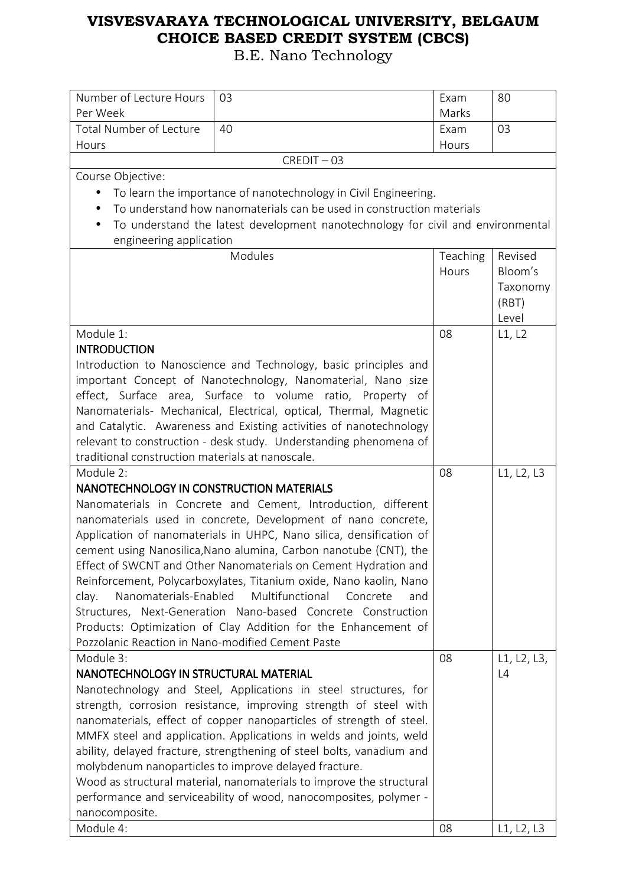# VISVESVARAYA TECHNOLOGICAL UNIVERSITY, BELGAUM
# CHOICE BASED CREDIT SYSTEM (CBCS)
B.E. Nano Technology

| | | | |
|---|---|---|---|
| Number of Lecture Hours Per Week | 03 | Exam Marks | 80 |
| Total Number of Lecture Hours | 40 | Exam Hours | 03 |
| CREDIT – 03 | | | |

Course Objective:

- To learn the importance of nanotechnology in Civil Engineering.
- To understand how nanomaterials can be used in construction materials
- To understand the latest development nanotechnology for civil and environmental engineering application

| Modules | Teaching Hours | Revised Bloom's Taxonomy (RBT) Level |
|---|---|---|
| Module 1:<br>**INTRODUCTION**<br>Introduction to Nanoscience and Technology, basic principles and important Concept of Nanotechnology, Nanomaterial, Nano size effect, Surface area, Surface to volume ratio, Property of Nanomaterials- Mechanical, Electrical, optical, Thermal, Magnetic and Catalytic. Awareness and Existing activities of nanotechnology relevant to construction - desk study. Understanding phenomena of traditional construction materials at nanoscale. | 08 | L1, L2 |
| Module 2:<br>**NANOTECHNOLOGY IN CONSTRUCTION MATERIALS**<br>Nanomaterials in Concrete and Cement, Introduction, different nanomaterials used in concrete, Development of nano concrete, Application of nanomaterials in UHPC, Nano silica, densification of cement using Nanosilica,Nano alumina, Carbon nanotube (CNT), the Effect of SWCNT and Other Nanomaterials on Cement Hydration and Reinforcement, Polycarboxylates, Titanium oxide, Nano kaolin, Nano clay. Nanomaterials-Enabled Multifunctional Concrete and Structures, Next-Generation Nano-based Concrete Construction Products: Optimization of Clay Addition for the Enhancement of Pozzolanic Reaction in Nano-modified Cement Paste | 08 | L1, L2, L3 |
| Module 3:<br>**NANOTECHNOLOGY IN STRUCTURAL MATERIAL**<br>Nanotechnology and Steel, Applications in steel structures, for strength, corrosion resistance, improving strength of steel with nanomaterials, effect of copper nanoparticles of strength of steel. MMFX steel and application. Applications in welds and joints, weld ability, delayed fracture, strengthening of steel bolts, vanadium and molybdenum nanoparticles to improve delayed fracture.<br>Wood as structural material, nanomaterials to improve the structural performance and serviceability of wood, nanocomposites, polymer - nanocomposite. | 08 | L1, L2, L3, L4 |
| Module 4: | 08 | L1, L2, L3 |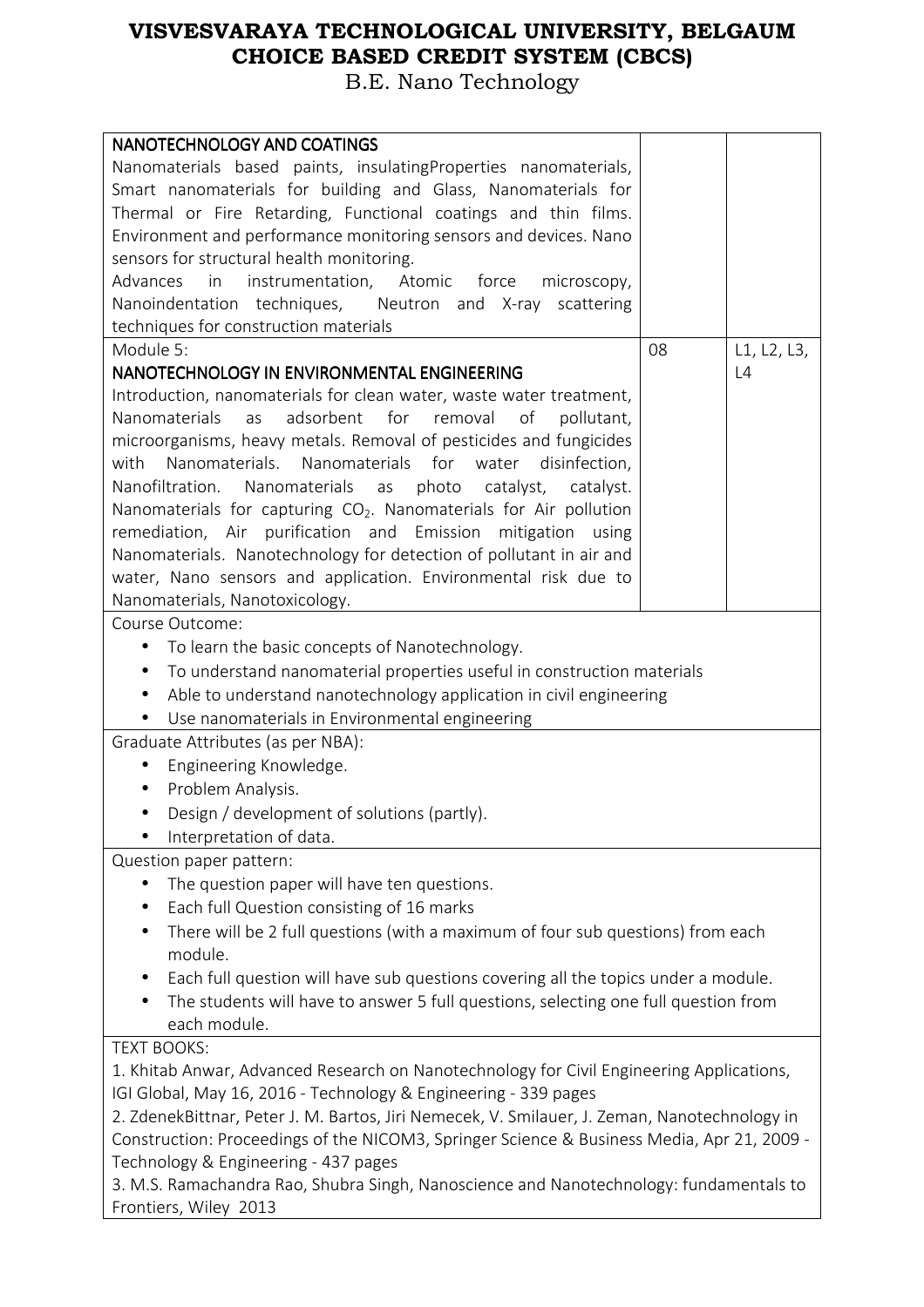# VISVESVARAYA TECHNOLOGICAL UNIVERSITY, BELGAUM
# CHOICE BASED CREDIT SYSTEM (CBCS)
B.E. Nano Technology

| | | |
|---|---|---|
| **NANOTECHNOLOGY AND COATINGS**<br>Nanomaterials based paints, insulatingProperties nanomaterials, Smart nanomaterials for building and Glass, Nanomaterials for Thermal or Fire Retarding, Functional coatings and thin films. Environment and performance monitoring sensors and devices. Nano sensors for structural health monitoring.<br>Advances in instrumentation, Atomic force microscopy, Nanoindentation techniques, Neutron and X-ray scattering techniques for construction materials | | |
| Module 5:<br>**NANOTECHNOLOGY IN ENVIRONMENTAL ENGINEERING**<br>Introduction, nanomaterials for clean water, waste water treatment, Nanomaterials as adsorbent for removal of pollutant, microorganisms, heavy metals. Removal of pesticides and fungicides with Nanomaterials. Nanomaterials for water disinfection, Nanofiltration. Nanomaterials as photo catalyst, catalyst. Nanomaterials for capturing $CO_2$. Nanomaterials for Air pollution remediation, Air purification and Emission mitigation using Nanomaterials. Nanotechnology for detection of pollutant in air and water, Nano sensors and application. Environmental risk due to Nanomaterials, Nanotoxicology. | 08 | L1, L2, L3, L4 |

Course Outcome:

- To learn the basic concepts of Nanotechnology.
- To understand nanomaterial properties useful in construction materials
- Able to understand nanotechnology application in civil engineering
- Use nanomaterials in Environmental engineering

Graduate Attributes (as per NBA):

- Engineering Knowledge.
- Problem Analysis.
- Design / development of solutions (partly).
- Interpretation of data.

Question paper pattern:

- The question paper will have ten questions.
- Each full Question consisting of 16 marks
- There will be 2 full questions (with a maximum of four sub questions) from each module.
- Each full question will have sub questions covering all the topics under a module.
- The students will have to answer 5 full questions, selecting one full question from each module.

TEXT BOOKS:

1. Khitab Anwar, Advanced Research on Nanotechnology for Civil Engineering Applications, IGI Global, May 16, 2016 - Technology & Engineering - 339 pages
2. ZdenekBittnar, Peter J. M. Bartos, Jiri Nemecek, V. Smilauer, J. Zeman, Nanotechnology in Construction: Proceedings of the NICOM3, Springer Science & Business Media, Apr 21, 2009 - Technology & Engineering - 437 pages
3. M.S. Ramachandra Rao, Shubra Singh, Nanoscience and Nanotechnology: fundamentals to Frontiers, Wiley 2013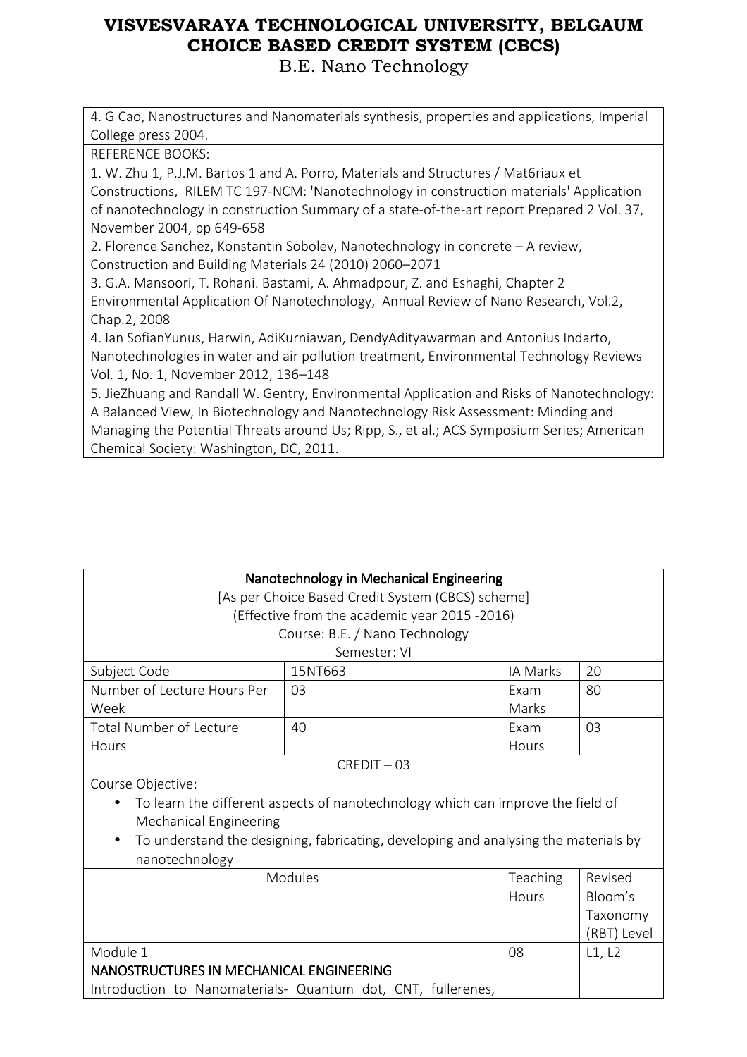4. G Cao, Nanostructures and Nanomaterials synthesis, properties and applications, Imperial College press 2004.

REFERENCE BOOKS:

1. W. Zhu 1, P.J.M. Bartos 1 and A. Porro, Materials and Structures / Mat6riaux et Constructions, RILEM TC 197-NCM: 'Nanotechnology in construction materials' Application of nanotechnology in construction Summary of a state-of-the-art report Prepared 2 Vol. 37, November 2004, pp 649-658
2. Florence Sanchez, Konstantin Sobolev, Nanotechnology in concrete – A review, Construction and Building Materials 24 (2010) 2060–2071
3. G.A. Mansoori, T. Rohani. Bastami, A. Ahmadpour, Z. and Eshaghi, Chapter 2 Environmental Application Of Nanotechnology, Annual Review of Nano Research, Vol.2, Chap.2, 2008
4. Ian SofianYunus, Harwin, AdiKurniawan, DendyAdityawarman and Antonius Indarto, Nanotechnologies in water and air pollution treatment, Environmental Technology Reviews Vol. 1, No. 1, November 2012, 136–148
5. JieZhuang and Randall W. Gentry, Environmental Application and Risks of Nanotechnology: A Balanced View, In Biotechnology and Nanotechnology Risk Assessment: Minding and Managing the Potential Threats around Us; Ripp, S., et al.; ACS Symposium Series; American Chemical Society: Washington, DC, 2011.

## Nanotechnology in Mechanical Engineering

[As per Choice Based Credit System (CBCS) scheme]
(Effective from the academic year 2015 -2016)
Course: B.E. / Nano Technology
Semester: VI

| | | | |
|---|---|---|---|
| Subject Code | 15NT663 | IA Marks | 20 |
| Number of Lecture Hours Per Week | 03 | Exam Marks | 80 |
| Total Number of Lecture Hours | 40 | Exam Hours | 03 |

CREDIT – 03

Course Objective:

- To learn the different aspects of nanotechnology which can improve the field of Mechanical Engineering
- To understand the designing, fabricating, developing and analysing the materials by nanotechnology

| Modules | Teaching Hours | Revised Bloom's Taxonomy (RBT) Level |
|---|---|---|
| Module 1<br>NANOSTRUCTURES IN MECHANICAL ENGINEERING<br>Introduction to Nanomaterials- Quantum dot, CNT, fullerenes, | 08 | L1, L2 |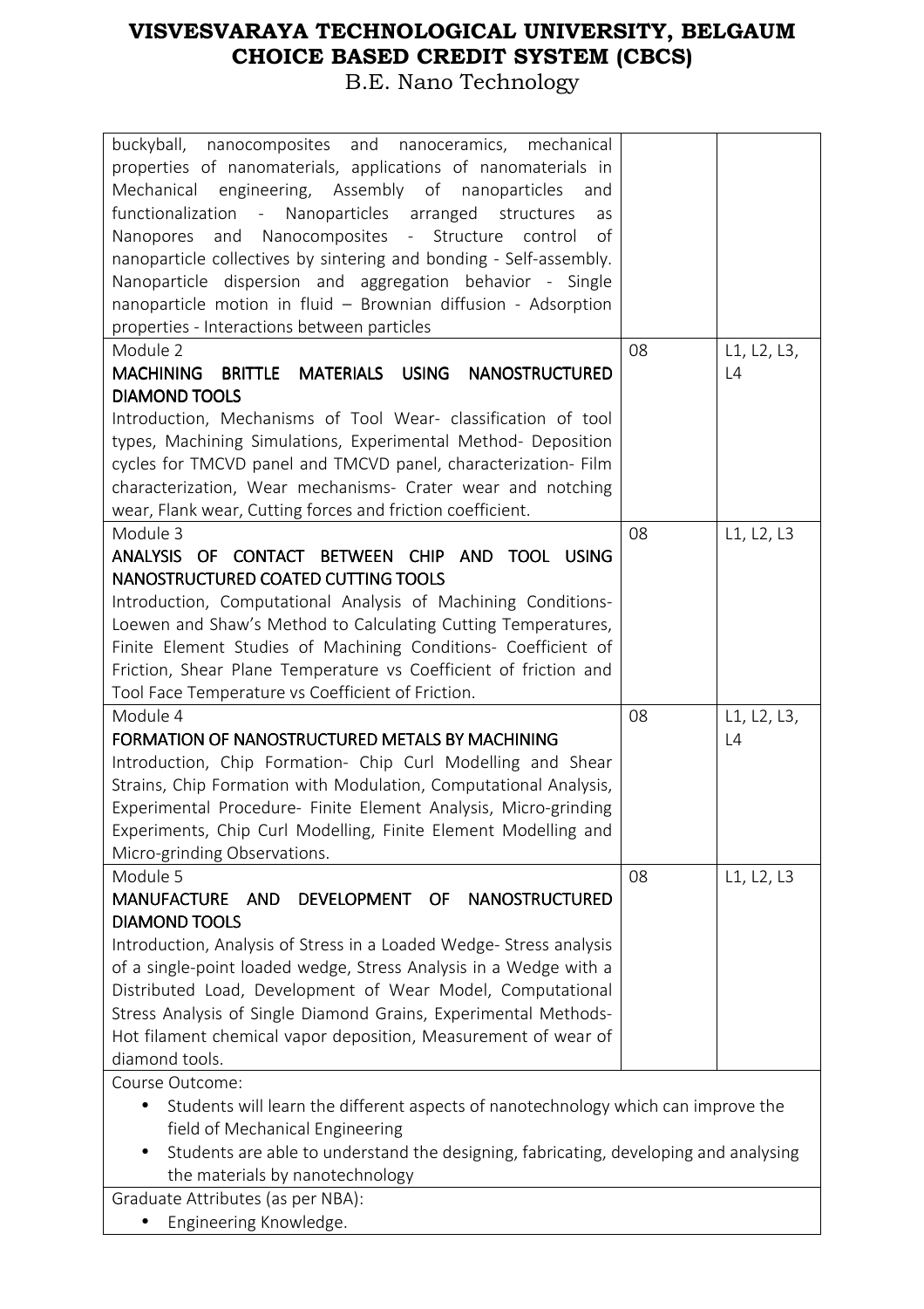# VISVESVARAYA TECHNOLOGICAL UNIVERSITY, BELGAUM
## CHOICE BASED CREDIT SYSTEM (CBCS)
B.E. Nano Technology

| | | |
|---|---|---|
| buckyball, nanocomposites and nanoceramics, mechanical properties of nanomaterials, applications of nanomaterials in Mechanical engineering, Assembly of nanoparticles and functionalization - Nanoparticles arranged structures as Nanopores and Nanocomposites - Structure control of nanoparticle collectives by sintering and bonding - Self-assembly. Nanoparticle dispersion and aggregation behavior - Single nanoparticle motion in fluid – Brownian diffusion - Adsorption properties - Interactions between particles | | |
| Module 2<br>**MACHINING BRITTLE MATERIALS USING NANOSTRUCTURED DIAMOND TOOLS**<br>Introduction, Mechanisms of Tool Wear- classification of tool types, Machining Simulations, Experimental Method- Deposition cycles for TMCVD panel and TMCVD panel, characterization- Film characterization, Wear mechanisms- Crater wear and notching wear, Flank wear, Cutting forces and friction coefficient. | 08 | L1, L2, L3, L4 |
| Module 3<br>**ANALYSIS OF CONTACT BETWEEN CHIP AND TOOL USING NANOSTRUCTURED COATED CUTTING TOOLS**<br>Introduction, Computational Analysis of Machining Conditions- Loewen and Shaw's Method to Calculating Cutting Temperatures, Finite Element Studies of Machining Conditions- Coefficient of Friction, Shear Plane Temperature vs Coefficient of friction and Tool Face Temperature vs Coefficient of Friction. | 08 | L1, L2, L3 |
| Module 4<br>**FORMATION OF NANOSTRUCTURED METALS BY MACHINING**<br>Introduction, Chip Formation- Chip Curl Modelling and Shear Strains, Chip Formation with Modulation, Computational Analysis, Experimental Procedure- Finite Element Analysis, Micro-grinding Experiments, Chip Curl Modelling, Finite Element Modelling and Micro-grinding Observations. | 08 | L1, L2, L3, L4 |
| Module 5<br>**MANUFACTURE AND DEVELOPMENT OF NANOSTRUCTURED DIAMOND TOOLS**<br>Introduction, Analysis of Stress in a Loaded Wedge- Stress analysis of a single-point loaded wedge, Stress Analysis in a Wedge with a Distributed Load, Development of Wear Model, Computational Stress Analysis of Single Diamond Grains, Experimental Methods- Hot filament chemical vapor deposition, Measurement of wear of diamond tools. | 08 | L1, L2, L3 |

Course Outcome:

- Students will learn the different aspects of nanotechnology which can improve the field of Mechanical Engineering
- Students are able to understand the designing, fabricating, developing and analysing the materials by nanotechnology

Graduate Attributes (as per NBA):

- Engineering Knowledge.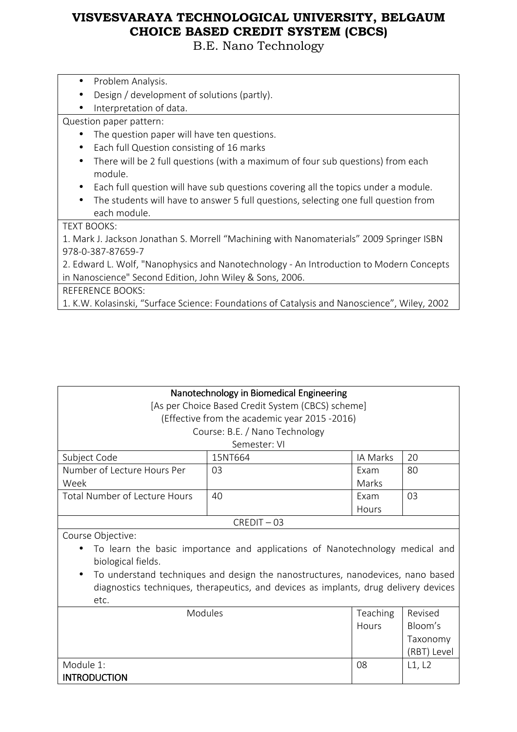- Problem Analysis.
- Design / development of solutions (partly).
- Interpretation of data.

Question paper pattern:

- The question paper will have ten questions.
- Each full Question consisting of 16 marks
- There will be 2 full questions (with a maximum of four sub questions) from each module.
- Each full question will have sub questions covering all the topics under a module.
- The students will have to answer 5 full questions, selecting one full question from each module.

TEXT BOOKS:

1. Mark J. Jackson Jonathan S. Morrell "Machining with Nanomaterials" 2009 Springer ISBN 978-0-387-87659-7
2. Edward L. Wolf, "Nanophysics and Nanotechnology - An Introduction to Modern Concepts in Nanoscience" Second Edition, John Wiley & Sons, 2006.

REFERENCE BOOKS:

1. K.W. Kolasinski, "Surface Science: Foundations of Catalysis and Nanoscience", Wiley, 2002

## Nanotechnology in Biomedical Engineering

[As per Choice Based Credit System (CBCS) scheme]
(Effective from the academic year 2015 -2016)
Course: B.E. / Nano Technology
Semester: VI

| | | | |
|---|---|---|---|
| Subject Code | 15NT664 | IA Marks | 20 |
| Number of Lecture Hours Per Week | 03 | Exam Marks | 80 |
| Total Number of Lecture Hours | 40 | Exam Hours | 03 |

CREDIT – 03

Course Objective:

- To learn the basic importance and applications of Nanotechnology medical and biological fields.
- To understand techniques and design the nanostructures, nanodevices, nano based diagnostics techniques, therapeutics, and devices as implants, drug delivery devices etc.

| Modules | Teaching Hours | Revised Bloom's Taxonomy (RBT) Level |
|---|---|---|
| Module 1: **INTRODUCTION** | 08 | L1, L2 |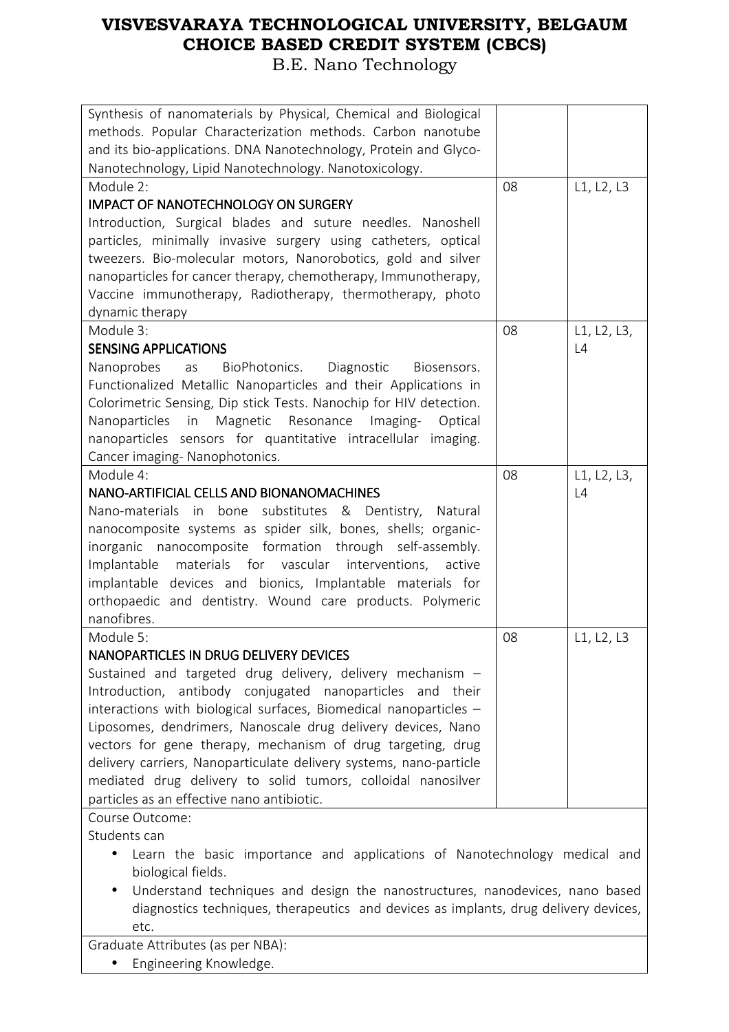# VISVESVARAYA TECHNOLOGICAL UNIVERSITY, BELGAUM
# CHOICE BASED CREDIT SYSTEM (CBCS)
B.E. Nano Technology

| | | |
|---|---|---|
| Synthesis of nanomaterials by Physical, Chemical and Biological methods. Popular Characterization methods. Carbon nanotube and its bio-applications. DNA Nanotechnology, Protein and Glyco-Nanotechnology, Lipid Nanotechnology. Nanotoxicology. | | |
| Module 2:<br>IMPACT OF NANOTECHNOLOGY ON SURGERY<br>Introduction, Surgical blades and suture needles. Nanoshell particles, minimally invasive surgery using catheters, optical tweezers. Bio-molecular motors, Nanorobotics, gold and silver nanoparticles for cancer therapy, chemotherapy, Immunotherapy, Vaccine immunotherapy, Radiotherapy, thermotherapy, photo dynamic therapy | 08 | L1, L2, L3 |
| Module 3:<br>SENSING APPLICATIONS<br>Nanoprobes as BioPhotonics. Diagnostic Biosensors. Functionalized Metallic Nanoparticles and their Applications in Colorimetric Sensing, Dip stick Tests. Nanochip for HIV detection. Nanoparticles in Magnetic Resonance Imaging- Optical nanoparticles sensors for quantitative intracellular imaging. Cancer imaging- Nanophotonics. | 08 | L1, L2, L3, L4 |
| Module 4:<br>NANO-ARTIFICIAL CELLS AND BIONANOMACHINES<br>Nano-materials in bone substitutes & Dentistry, Natural nanocomposite systems as spider silk, bones, shells; organic-inorganic nanocomposite formation through self-assembly. Implantable materials for vascular interventions, active implantable devices and bionics, Implantable materials for orthopaedic and dentistry. Wound care products. Polymeric nanofibres. | 08 | L1, L2, L3, L4 |
| Module 5:<br>NANOPARTICLES IN DRUG DELIVERY DEVICES<br>Sustained and targeted drug delivery, delivery mechanism – Introduction, antibody conjugated nanoparticles and their interactions with biological surfaces, Biomedical nanoparticles – Liposomes, dendrimers, Nanoscale drug delivery devices, Nano vectors for gene therapy, mechanism of drug targeting, drug delivery carriers, Nanoparticulate delivery systems, nano-particle mediated drug delivery to solid tumors, colloidal nanosilver particles as an effective nano antibiotic. | 08 | L1, L2, L3 |

Course Outcome:

Students can

- Learn the basic importance and applications of Nanotechnology medical and biological fields.
- Understand techniques and design the nanostructures, nanodevices, nano based diagnostics techniques, therapeutics and devices as implants, drug delivery devices, etc.

Graduate Attributes (as per NBA):

- Engineering Knowledge.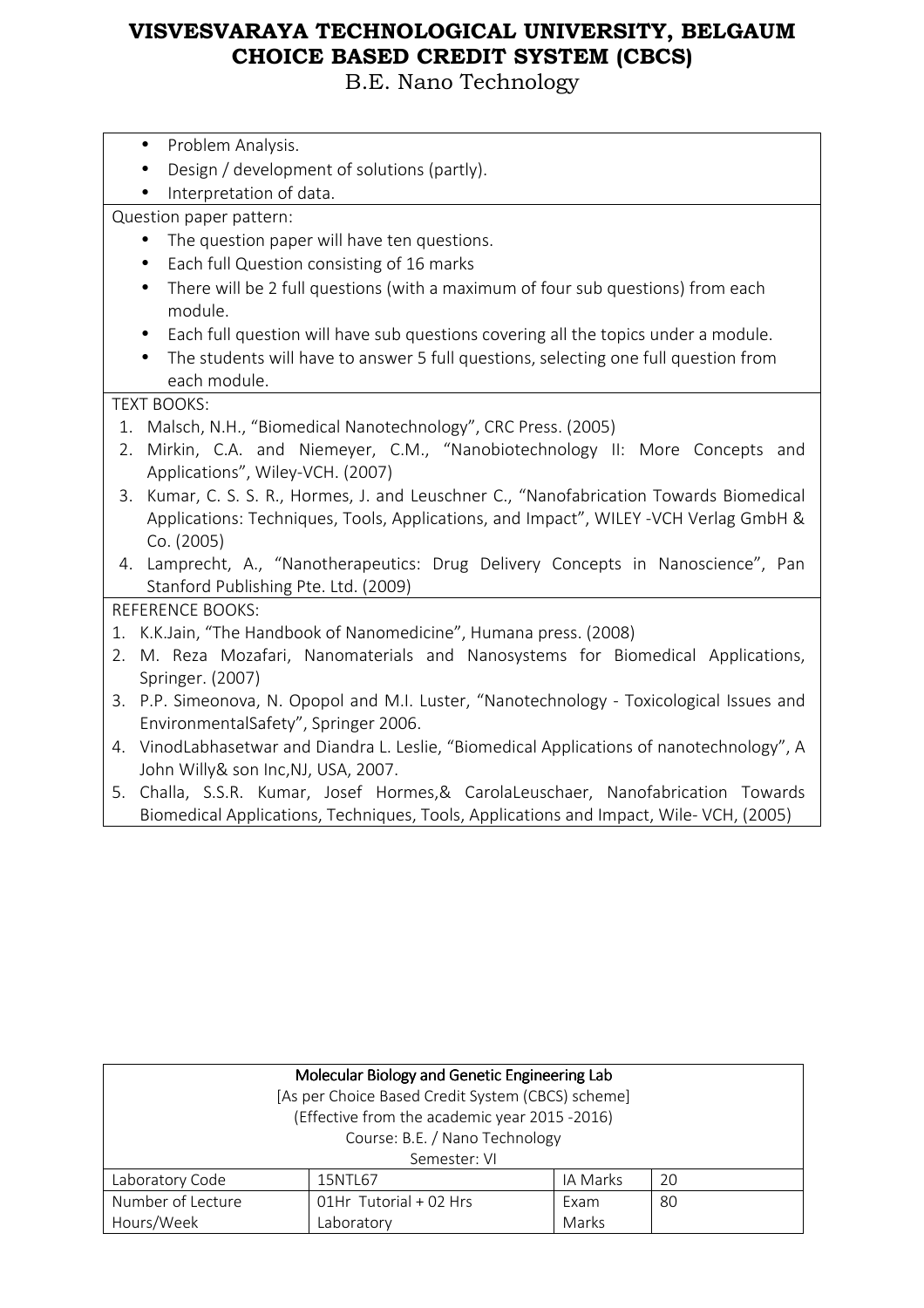- Problem Analysis.
- Design / development of solutions (partly).
- Interpretation of data.

Question paper pattern:

- The question paper will have ten questions.
- Each full Question consisting of 16 marks
- There will be 2 full questions (with a maximum of four sub questions) from each module.
- Each full question will have sub questions covering all the topics under a module.
- The students will have to answer 5 full questions, selecting one full question from each module.

TEXT BOOKS:

1. Malsch, N.H., "Biomedical Nanotechnology", CRC Press. (2005)
2. Mirkin, C.A. and Niemeyer, C.M., "Nanobiotechnology II: More Concepts and Applications", Wiley-VCH. (2007)
3. Kumar, C. S. S. R., Hormes, J. and Leuschner C., "Nanofabrication Towards Biomedical Applications: Techniques, Tools, Applications, and Impact", WILEY -VCH Verlag GmbH & Co. (2005)
4. Lamprecht, A., "Nanotherapeutics: Drug Delivery Concepts in Nanoscience", Pan Stanford Publishing Pte. Ltd. (2009)

REFERENCE BOOKS:

1. K.K.Jain, "The Handbook of Nanomedicine", Humana press. (2008)
2. M. Reza Mozafari, Nanomaterials and Nanosystems for Biomedical Applications, Springer. (2007)
3. P.P. Simeonova, N. Opopol and M.I. Luster, "Nanotechnology - Toxicological Issues and EnvironmentalSafety", Springer 2006.
4. VinodLabhasetwar and Diandra L. Leslie, "Biomedical Applications of nanotechnology", A John Willy& son Inc,NJ, USA, 2007.
5. Challa, S.S.R. Kumar, Josef Hormes,& CarolaLeuschaer, Nanofabrication Towards Biomedical Applications, Techniques, Tools, Applications and Impact, Wile- VCH, (2005)

## Molecular Biology and Genetic Engineering Lab

[As per Choice Based Credit System (CBCS) scheme]
(Effective from the academic year 2015 -2016)
Course: B.E. / Nano Technology
Semester: VI

| | | | |
|---|---|---|---|
| Laboratory Code | 15NTL67 | IA Marks | 20 |
| Number of Lecture Hours/Week | 01Hr Tutorial + 02 Hrs Laboratory | Exam Marks | 80 |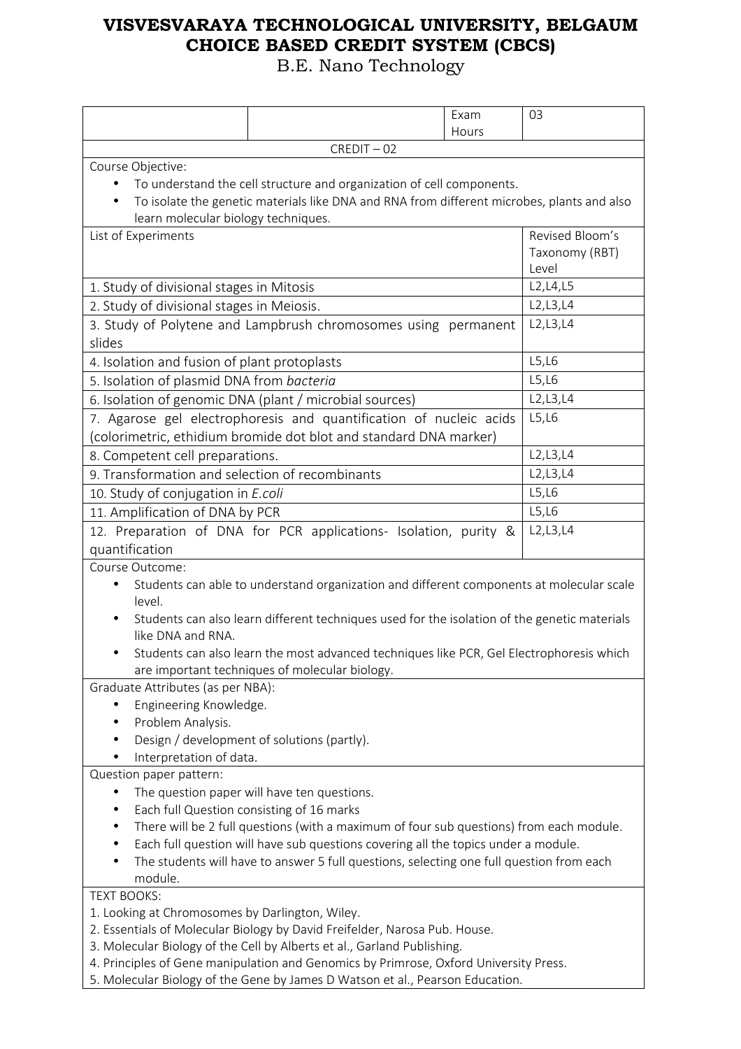# VISVESVARAYA TECHNOLOGICAL UNIVERSITY, BELGAUM
# CHOICE BASED CREDIT SYSTEM (CBCS)
B.E. Nano Technology

| | | | |
|---|---|---|---|
| | | Exam Hours | 03 |

CREDIT – 02

Course Objective:

- To understand the cell structure and organization of cell components.
- To isolate the genetic materials like DNA and RNA from different microbes, plants and also learn molecular biology techniques.

| List of Experiments | Revised Bloom's Taxonomy (RBT) Level |
|---|---|
| 1. Study of divisional stages in Mitosis | L2,L4,L5 |
| 2. Study of divisional stages in Meiosis. | L2,L3,L4 |
| 3. Study of Polytene and Lampbrush chromosomes using permanent slides | L2,L3,L4 |
| 4. Isolation and fusion of plant protoplasts | L5,L6 |
| 5. Isolation of plasmid DNA from *bacteria* | L5,L6 |
| 6. Isolation of genomic DNA (plant / microbial sources) | L2,L3,L4 |
| 7. Agarose gel electrophoresis and quantification of nucleic acids (colorimetric, ethidium bromide dot blot and standard DNA marker) | L5,L6 |
| 8. Competent cell preparations. | L2,L3,L4 |
| 9. Transformation and selection of recombinants | L2,L3,L4 |
| 10. Study of conjugation in *E.coli* | L5,L6 |
| 11. Amplification of DNA by PCR | L5,L6 |
| 12. Preparation of DNA for PCR applications- Isolation, purity & quantification | L2,L3,L4 |

Course Outcome:

- Students can able to understand organization and different components at molecular scale level.
- Students can also learn different techniques used for the isolation of the genetic materials like DNA and RNA.
- Students can also learn the most advanced techniques like PCR, Gel Electrophoresis which are important techniques of molecular biology.

Graduate Attributes (as per NBA):

- Engineering Knowledge.
- Problem Analysis.
- Design / development of solutions (partly).
- Interpretation of data.

Question paper pattern:

- The question paper will have ten questions.
- Each full Question consisting of 16 marks
- There will be 2 full questions (with a maximum of four sub questions) from each module.
- Each full question will have sub questions covering all the topics under a module.
- The students will have to answer 5 full questions, selecting one full question from each module.

TEXT BOOKS:

1. Looking at Chromosomes by Darlington, Wiley.
2. Essentials of Molecular Biology by David Freifelder, Narosa Pub. House.
3. Molecular Biology of the Cell by Alberts et al., Garland Publishing.
4. Principles of Gene manipulation and Genomics by Primrose, Oxford University Press.
5. Molecular Biology of the Gene by James D Watson et al., Pearson Education.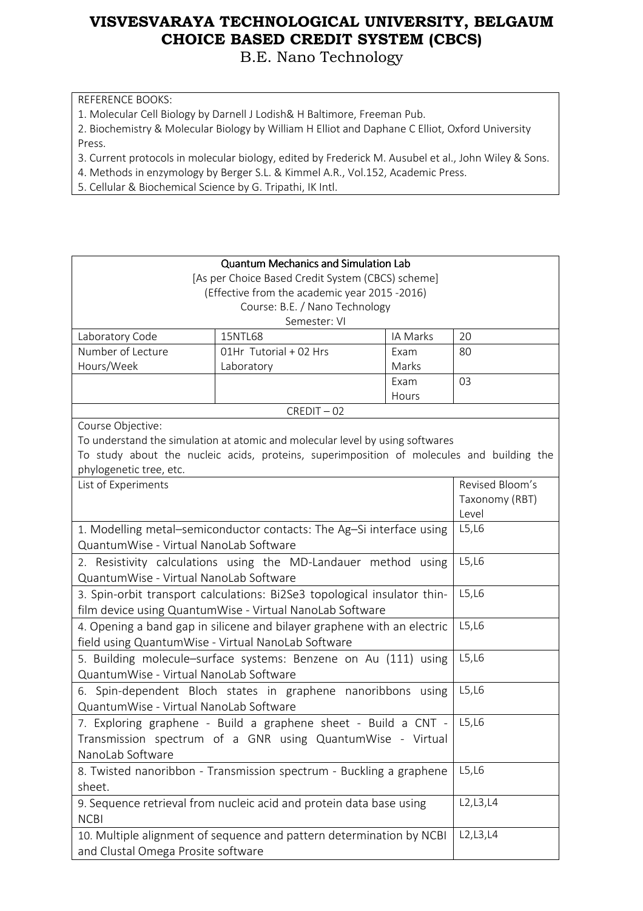REFERENCE BOOKS:

1. Molecular Cell Biology by Darnell J Lodish& H Baltimore, Freeman Pub.
2. Biochemistry & Molecular Biology by William H Elliot and Daphane C Elliot, Oxford University Press.
3. Current protocols in molecular biology, edited by Frederick M. Ausubel et al., John Wiley & Sons.
4. Methods in enzymology by Berger S.L. & Kimmel A.R., Vol.152, Academic Press.
5. Cellular & Biochemical Science by G. Tripathi, IK Intl.

## Quantum Mechanics and Simulation Lab

[As per Choice Based Credit System (CBCS) scheme]
(Effective from the academic year 2015 -2016)
Course: B.E. / Nano Technology
Semester: VI

| | | | |
|---|---|---|---|
| Laboratory Code | 15NTL68 | IA Marks | 20 |
| Number of Lecture Hours/Week | 01Hr Tutorial + 02 Hrs Laboratory | Exam Marks | 80 |
| | | Exam Hours | 03 |

CREDIT – 02

Course Objective:
To understand the simulation at atomic and molecular level by using softwares
To study about the nucleic acids, proteins, superimposition of molecules and building the phylogenetic tree, etc.

| List of Experiments | Revised Bloom's Taxonomy (RBT) Level |
|---|---|
| 1. Modelling metal–semiconductor contacts: The Ag–Si interface using QuantumWise - Virtual NanoLab Software | L5,L6 |
| 2. Resistivity calculations using the MD-Landauer method using QuantumWise - Virtual NanoLab Software | L5,L6 |
| 3. Spin-orbit transport calculations: Bi2Se3 topological insulator thin-film device using QuantumWise - Virtual NanoLab Software | L5,L6 |
| 4. Opening a band gap in silicene and bilayer graphene with an electric field using QuantumWise - Virtual NanoLab Software | L5,L6 |
| 5. Building molecule–surface systems: Benzene on Au (111) using QuantumWise - Virtual NanoLab Software | L5,L6 |
| 6. Spin-dependent Bloch states in graphene nanoribbons using QuantumWise - Virtual NanoLab Software | L5,L6 |
| 7. Exploring graphene - Build a graphene sheet - Build a CNT - Transmission spectrum of a GNR using QuantumWise - Virtual NanoLab Software | L5,L6 |
| 8. Twisted nanoribbon - Transmission spectrum - Buckling a graphene sheet. | L5,L6 |
| 9. Sequence retrieval from nucleic acid and protein data base using NCBI | L2,L3,L4 |
| 10. Multiple alignment of sequence and pattern determination by NCBI and Clustal Omega Prosite software | L2,L3,L4 |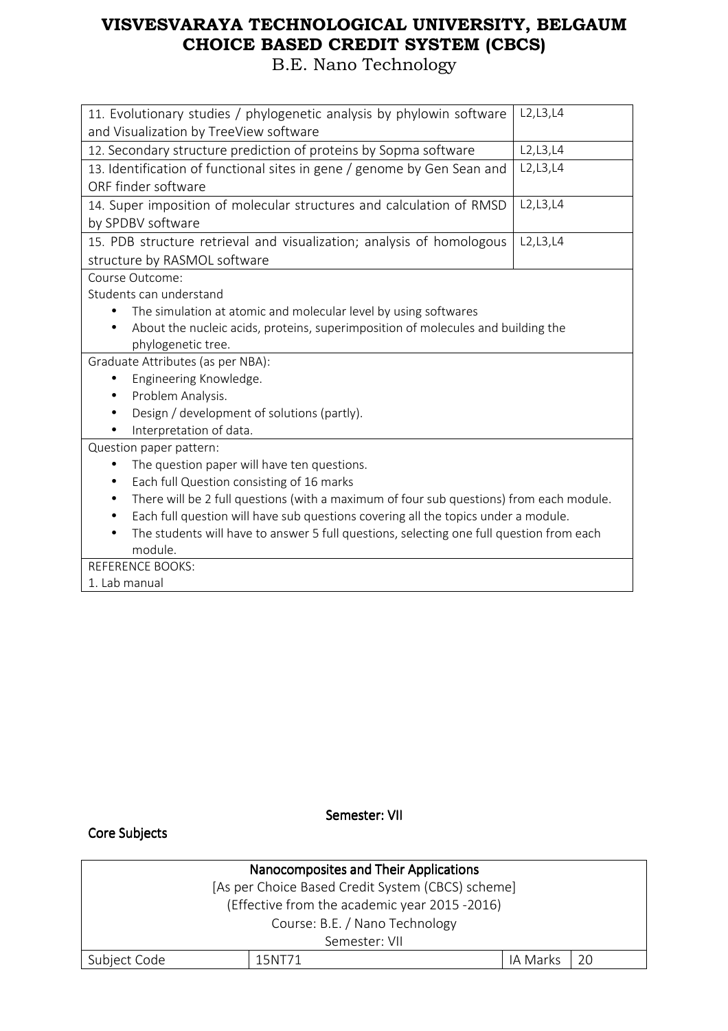| | |
|---|---|
| 11. Evolutionary studies / phylogenetic analysis by phylowin software and Visualization by TreeView software | L2,L3,L4 |
| 12. Secondary structure prediction of proteins by Sopma software | L2,L3,L4 |
| 13. Identification of functional sites in gene / genome by Gen Sean and ORF finder software | L2,L3,L4 |
| 14. Super imposition of molecular structures and calculation of RMSD by SPDBV software | L2,L3,L4 |
| 15. PDB structure retrieval and visualization; analysis of homologous structure by RASMOL software | L2,L3,L4 |

Course Outcome:

Students can understand

- The simulation at atomic and molecular level by using softwares
- About the nucleic acids, proteins, superimposition of molecules and building the phylogenetic tree.

Graduate Attributes (as per NBA):

- Engineering Knowledge.
- Problem Analysis.
- Design / development of solutions (partly).
- Interpretation of data.

Question paper pattern:

- The question paper will have ten questions.
- Each full Question consisting of 16 marks
- There will be 2 full questions (with a maximum of four sub questions) from each module.
- Each full question will have sub questions covering all the topics under a module.
- The students will have to answer 5 full questions, selecting one full question from each module.

REFERENCE BOOKS:

1. Lab manual

Semester: VII

Core Subjects

| Nanocomposites and Their Applications<br>[As per Choice Based Credit System (CBCS) scheme]<br>(Effective from the academic year 2015 -2016)<br>Course: B.E. / Nano Technology<br>Semester: VII | | | |
|---|---|---|---|
| Subject Code | 15NT71 | IA Marks | 20 |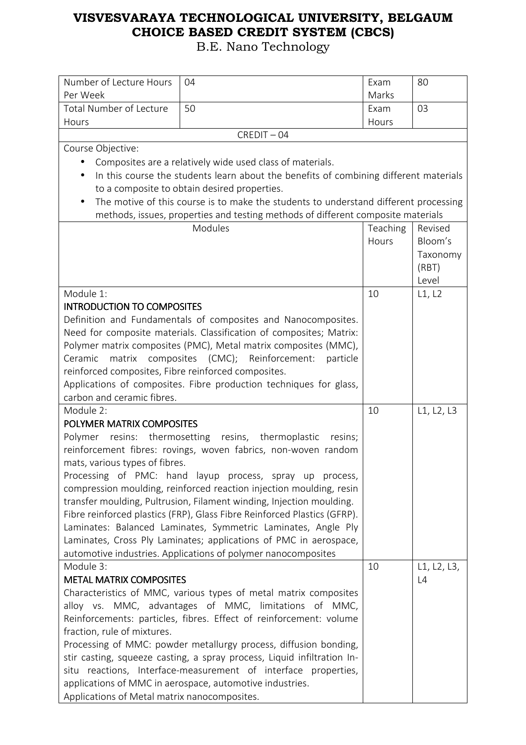# VISVESVARAYA TECHNOLOGICAL UNIVERSITY, BELGAUM
## CHOICE BASED CREDIT SYSTEM (CBCS)
B.E. Nano Technology

| Number of Lecture Hours Per Week | 04 | Exam Marks | 80 |
|---|---|---|---|
| Total Number of Lecture Hours | 50 | Exam Hours | 03 |
| CREDIT – 04 | | | |

Course Objective:

- Composites are a relatively wide used class of materials.
- In this course the students learn about the benefits of combining different materials to a composite to obtain desired properties.
- The motive of this course is to make the students to understand different processing methods, issues, properties and testing methods of different composite materials

| Modules | Teaching Hours | Revised Bloom's Taxonomy (RBT) Level |
|---|---|---|
| Module 1:<br>**INTRODUCTION TO COMPOSITES**<br>Definition and Fundamentals of composites and Nanocomposites. Need for composite materials. Classification of composites; Matrix: Polymer matrix composites (PMC), Metal matrix composites (MMC), Ceramic matrix composites (CMC); Reinforcement: particle reinforced composites, Fibre reinforced composites.<br>Applications of composites. Fibre production techniques for glass, carbon and ceramic fibres. | 10 | L1, L2 |
| Module 2:<br>**POLYMER MATRIX COMPOSITES**<br>Polymer resins: thermosetting resins, thermoplastic resins; reinforcement fibres: rovings, woven fabrics, non-woven random mats, various types of fibres.<br>Processing of PMC: hand layup process, spray up process, compression moulding, reinforced reaction injection moulding, resin transfer moulding, Pultrusion, Filament winding, Injection moulding. Fibre reinforced plastics (FRP), Glass Fibre Reinforced Plastics (GFRP). Laminates: Balanced Laminates, Symmetric Laminates, Angle Ply Laminates, Cross Ply Laminates; applications of PMC in aerospace, automotive industries. Applications of polymer nanocomposites | 10 | L1, L2, L3 |
| Module 3:<br>**METAL MATRIX COMPOSITES**<br>Characteristics of MMC, various types of metal matrix composites alloy vs. MMC, advantages of MMC, limitations of MMC, Reinforcements: particles, fibres. Effect of reinforcement: volume fraction, rule of mixtures.<br>Processing of MMC: powder metallurgy process, diffusion bonding, stir casting, squeeze casting, a spray process, Liquid infiltration In-situ reactions, Interface-measurement of interface properties, applications of MMC in aerospace, automotive industries.<br>Applications of Metal matrix nanocomposites. | 10 | L1, L2, L3, L4 |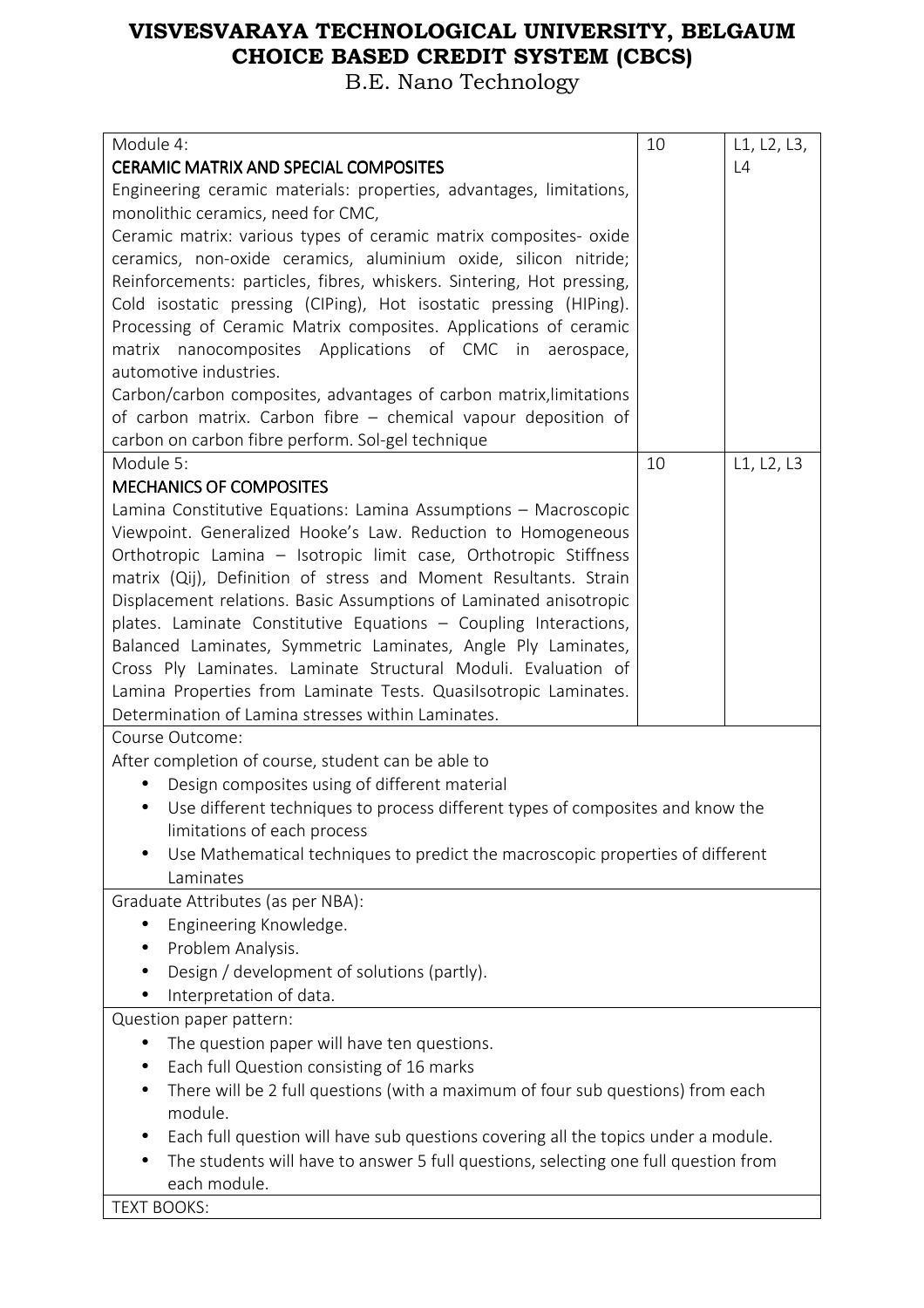# VISVESVARAYA TECHNOLOGICAL UNIVERSITY, BELGAUM
# CHOICE BASED CREDIT SYSTEM (CBCS)
B.E. Nano Technology

| | | |
|---|---|---|
| Module 4:<br>**CERAMIC MATRIX AND SPECIAL COMPOSITES**<br>Engineering ceramic materials: properties, advantages, limitations, monolithic ceramics, need for CMC,<br>Ceramic matrix: various types of ceramic matrix composites- oxide ceramics, non-oxide ceramics, aluminium oxide, silicon nitride; Reinforcements: particles, fibres, whiskers. Sintering, Hot pressing, Cold isostatic pressing (CIPing), Hot isostatic pressing (HIPing). Processing of Ceramic Matrix composites. Applications of ceramic matrix nanocomposites Applications of CMC in aerospace, automotive industries.<br>Carbon/carbon composites, advantages of carbon matrix,limitations of carbon matrix. Carbon fibre – chemical vapour deposition of carbon on carbon fibre perform. Sol-gel technique | 10 | L1, L2, L3, L4 |
| Module 5:<br>**MECHANICS OF COMPOSITES**<br>Lamina Constitutive Equations: Lamina Assumptions – Macroscopic Viewpoint. Generalized Hooke's Law. Reduction to Homogeneous Orthotropic Lamina – Isotropic limit case, Orthotropic Stiffness matrix (Qij), Definition of stress and Moment Resultants. Strain Displacement relations. Basic Assumptions of Laminated anisotropic plates. Laminate Constitutive Equations – Coupling Interactions, Balanced Laminates, Symmetric Laminates, Angle Ply Laminates, Cross Ply Laminates. Laminate Structural Moduli. Evaluation of Lamina Properties from Laminate Tests. QuasiIsotropic Laminates. Determination of Lamina stresses within Laminates. | 10 | L1, L2, L3 |

Course Outcome:

After completion of course, student can be able to

- Design composites using of different material
- Use different techniques to process different types of composites and know the limitations of each process
- Use Mathematical techniques to predict the macroscopic properties of different Laminates

Graduate Attributes (as per NBA):

- Engineering Knowledge.
- Problem Analysis.
- Design / development of solutions (partly).
- Interpretation of data.

Question paper pattern:

- The question paper will have ten questions.
- Each full Question consisting of 16 marks
- There will be 2 full questions (with a maximum of four sub questions) from each module.
- Each full question will have sub questions covering all the topics under a module.
- The students will have to answer 5 full questions, selecting one full question from each module.

TEXT BOOKS: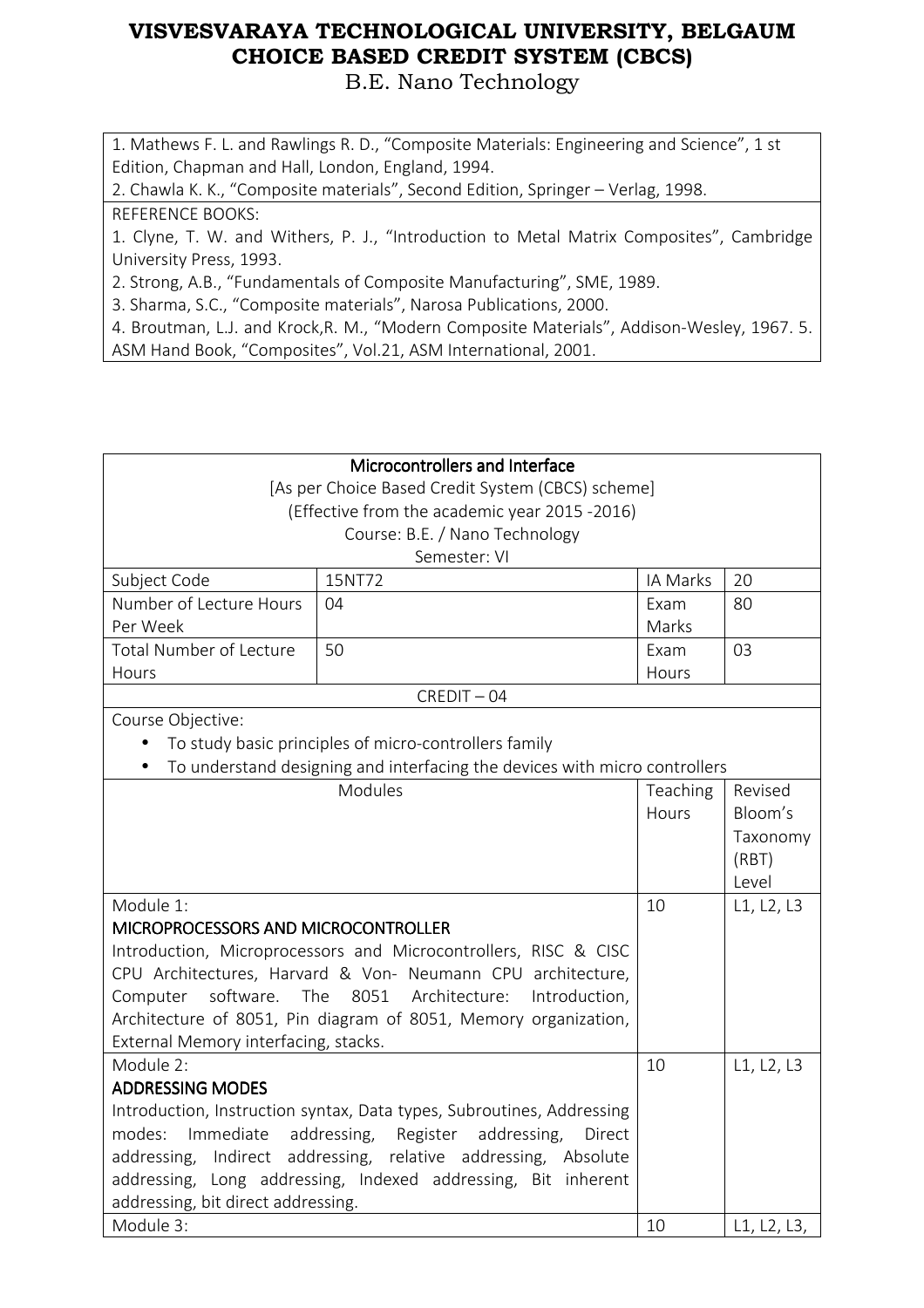1. Mathews F. L. and Rawlings R. D., “Composite Materials: Engineering and Science”, 1 st Edition, Chapman and Hall, London, England, 1994.
2. Chawla K. K., “Composite materials”, Second Edition, Springer – Verlag, 1998.

REFERENCE BOOKS:

1. Clyne, T. W. and Withers, P. J., “Introduction to Metal Matrix Composites”, Cambridge University Press, 1993.
2. Strong, A.B., “Fundamentals of Composite Manufacturing”, SME, 1989.
3. Sharma, S.C., “Composite materials”, Narosa Publications, 2000.
4. Broutman, L.J. and Krock,R. M., “Modern Composite Materials”, Addison-Wesley, 1967. 5. ASM Hand Book, “Composites”, Vol.21, ASM International, 2001.

## Microcontrollers and Interface

[As per Choice Based Credit System (CBCS) scheme]
(Effective from the academic year 2015 -2016)
Course: B.E. / Nano Technology
Semester: VI

| Subject Code | 15NT72 | IA Marks | 20 |
|---|---|---|---|
| Number of Lecture Hours Per Week | 04 | Exam Marks | 80 |
| Total Number of Lecture Hours | 50 | Exam Hours | 03 |

CREDIT – 04

Course Objective:

- To study basic principles of micro-controllers family
- To understand designing and interfacing the devices with micro controllers

| Modules | Teaching Hours | Revised Bloom's Taxonomy (RBT) Level |
|---|---|---|
| Module 1: **MICROPROCESSORS AND MICROCONTROLLER** Introduction, Microprocessors and Microcontrollers, RISC & CISC CPU Architectures, Harvard & Von- Neumann CPU architecture, Computer software. The 8051 Architecture: Introduction, Architecture of 8051, Pin diagram of 8051, Memory organization, External Memory interfacing, stacks. | 10 | L1, L2, L3 |
| Module 2: **ADDRESSING MODES** Introduction, Instruction syntax, Data types, Subroutines, Addressing modes: Immediate addressing, Register addressing, Direct addressing, Indirect addressing, relative addressing, Absolute addressing, Long addressing, Indexed addressing, Bit inherent addressing, bit direct addressing. | 10 | L1, L2, L3 |
| Module 3: | 10 | L1, L2, L3, |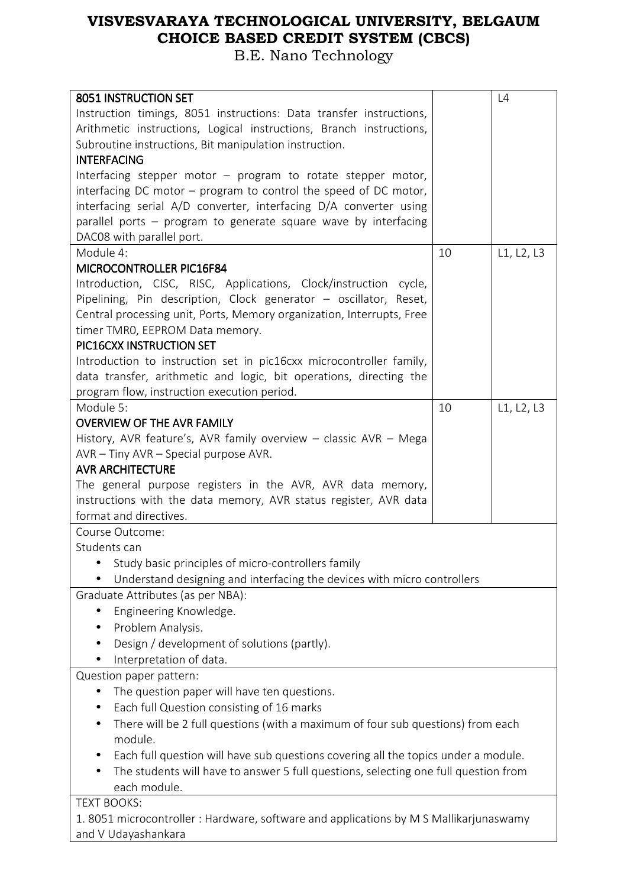# VISVESVARAYA TECHNOLOGICAL UNIVERSITY, BELGAUM
# CHOICE BASED CREDIT SYSTEM (CBCS)
B.E. Nano Technology

| | | |
|---|---|---|
| **8051 INSTRUCTION SET**<br>Instruction timings, 8051 instructions: Data transfer instructions, Arithmetic instructions, Logical instructions, Branch instructions, Subroutine instructions, Bit manipulation instruction.<br>**INTERFACING**<br>Interfacing stepper motor – program to rotate stepper motor, interfacing DC motor – program to control the speed of DC motor, interfacing serial A/D converter, interfacing D/A converter using parallel ports – program to generate square wave by interfacing DAC08 with parallel port. | | L4 |
| Module 4:<br>**MICROCONTROLLER PIC16F84**<br>Introduction, CISC, RISC, Applications, Clock/instruction cycle, Pipelining, Pin description, Clock generator – oscillator, Reset, Central processing unit, Ports, Memory organization, Interrupts, Free timer TMR0, EEPROM Data memory.<br>**PIC16CXX INSTRUCTION SET**<br>Introduction to instruction set in pic16cxx microcontroller family, data transfer, arithmetic and logic, bit operations, directing the program flow, instruction execution period. | 10 | L1, L2, L3 |
| Module 5:<br>**OVERVIEW OF THE AVR FAMILY**<br>History, AVR feature's, AVR family overview – classic AVR – Mega AVR – Tiny AVR – Special purpose AVR.<br>**AVR ARCHITECTURE**<br>The general purpose registers in the AVR, AVR data memory, instructions with the data memory, AVR status register, AVR data format and directives. | 10 | L1, L2, L3 |

Course Outcome:

Students can

- Study basic principles of micro-controllers family
- Understand designing and interfacing the devices with micro controllers

Graduate Attributes (as per NBA):

- Engineering Knowledge.
- Problem Analysis.
- Design / development of solutions (partly).
- Interpretation of data.

Question paper pattern:

- The question paper will have ten questions.
- Each full Question consisting of 16 marks
- There will be 2 full questions (with a maximum of four sub questions) from each module.
- Each full question will have sub questions covering all the topics under a module.
- The students will have to answer 5 full questions, selecting one full question from each module.

TEXT BOOKS:

1. 8051 microcontroller : Hardware, software and applications by M S Mallikarjunaswamy and V Udayashankara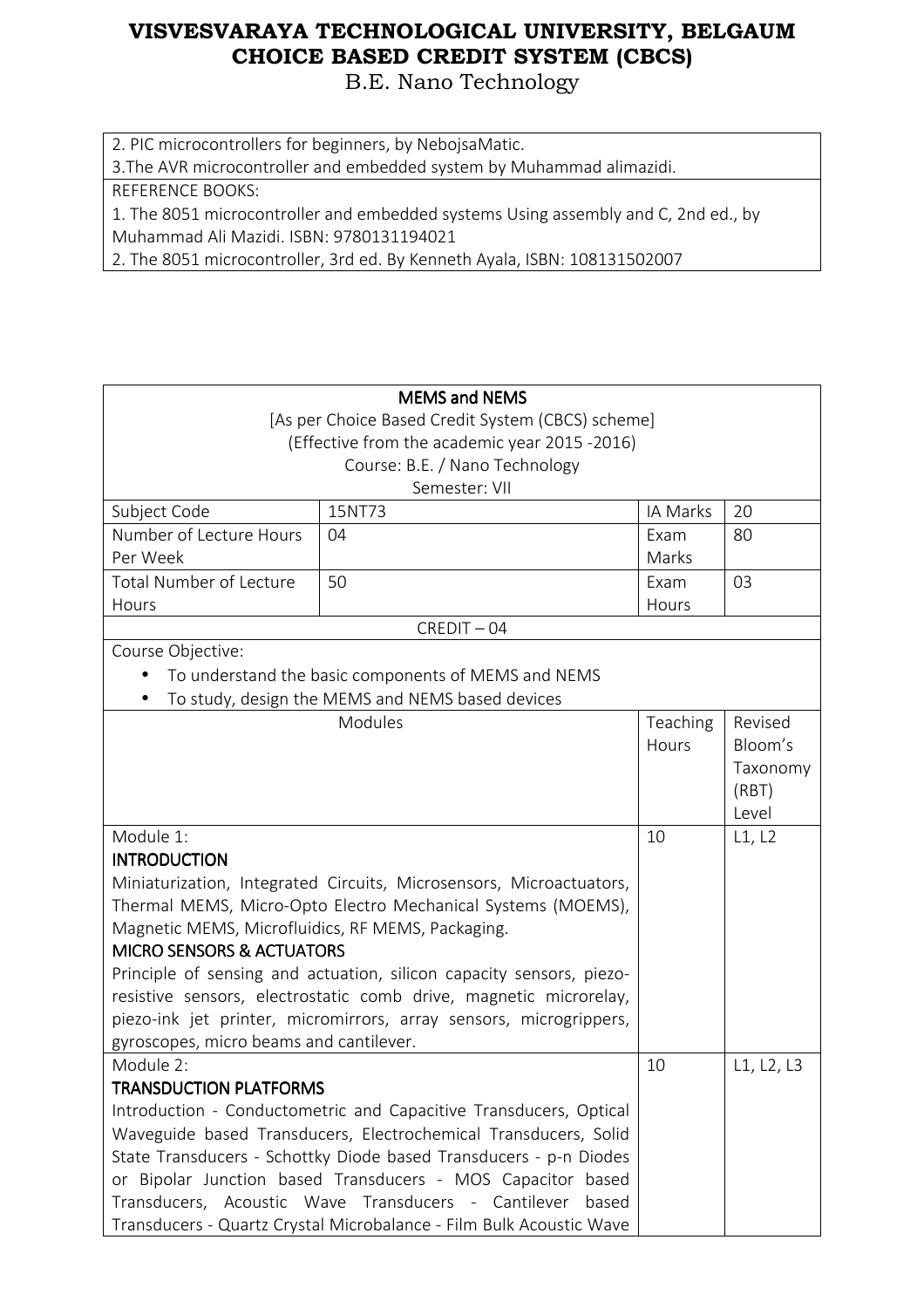2. PIC microcontrollers for beginners, by NebojsaMatic.
3.The AVR microcontroller and embedded system by Muhammad alimazidi.

REFERENCE BOOKS:
1. The 8051 microcontroller and embedded systems Using assembly and C, 2nd ed., by Muhammad Ali Mazidi. ISBN: 9780131194021
2. The 8051 microcontroller, 3rd ed. By Kenneth Ayala, ISBN: 108131502007

## MEMS and NEMS

[As per Choice Based Credit System (CBCS) scheme]
(Effective from the academic year 2015 -2016)
Course: B.E. / Nano Technology
Semester: VII

| | | | |
|---|---|---|---|
| Subject Code | 15NT73 | IA Marks | 20 |
| Number of Lecture Hours Per Week | 04 | Exam Marks | 80 |
| Total Number of Lecture Hours | 50 | Exam Hours | 03 |

CREDIT – 04

Course Objective:
- To understand the basic components of MEMS and NEMS
- To study, design the MEMS and NEMS based devices

| Modules | Teaching Hours | Revised Bloom's Taxonomy (RBT) Level |
|---|---|---|
| Module 1:<br>**INTRODUCTION**<br>Miniaturization, Integrated Circuits, Microsensors, Microactuators, Thermal MEMS, Micro-Opto Electro Mechanical Systems (MOEMS), Magnetic MEMS, Microfluidics, RF MEMS, Packaging.<br>**MICRO SENSORS & ACTUATORS**<br>Principle of sensing and actuation, silicon capacity sensors, piezo-resistive sensors, electrostatic comb drive, magnetic microrelay, piezo-ink jet printer, micromirrors, array sensors, microgrippers, gyroscopes, micro beams and cantilever. | 10 | L1, L2 |
| Module 2:<br>**TRANSDUCTION PLATFORMS**<br>Introduction - Conductometric and Capacitive Transducers, Optical Waveguide based Transducers, Electrochemical Transducers, Solid State Transducers - Schottky Diode based Transducers - p-n Diodes or Bipolar Junction based Transducers - MOS Capacitor based Transducers, Acoustic Wave Transducers - Cantilever based Transducers - Quartz Crystal Microbalance - Film Bulk Acoustic Wave | 10 | L1, L2, L3 |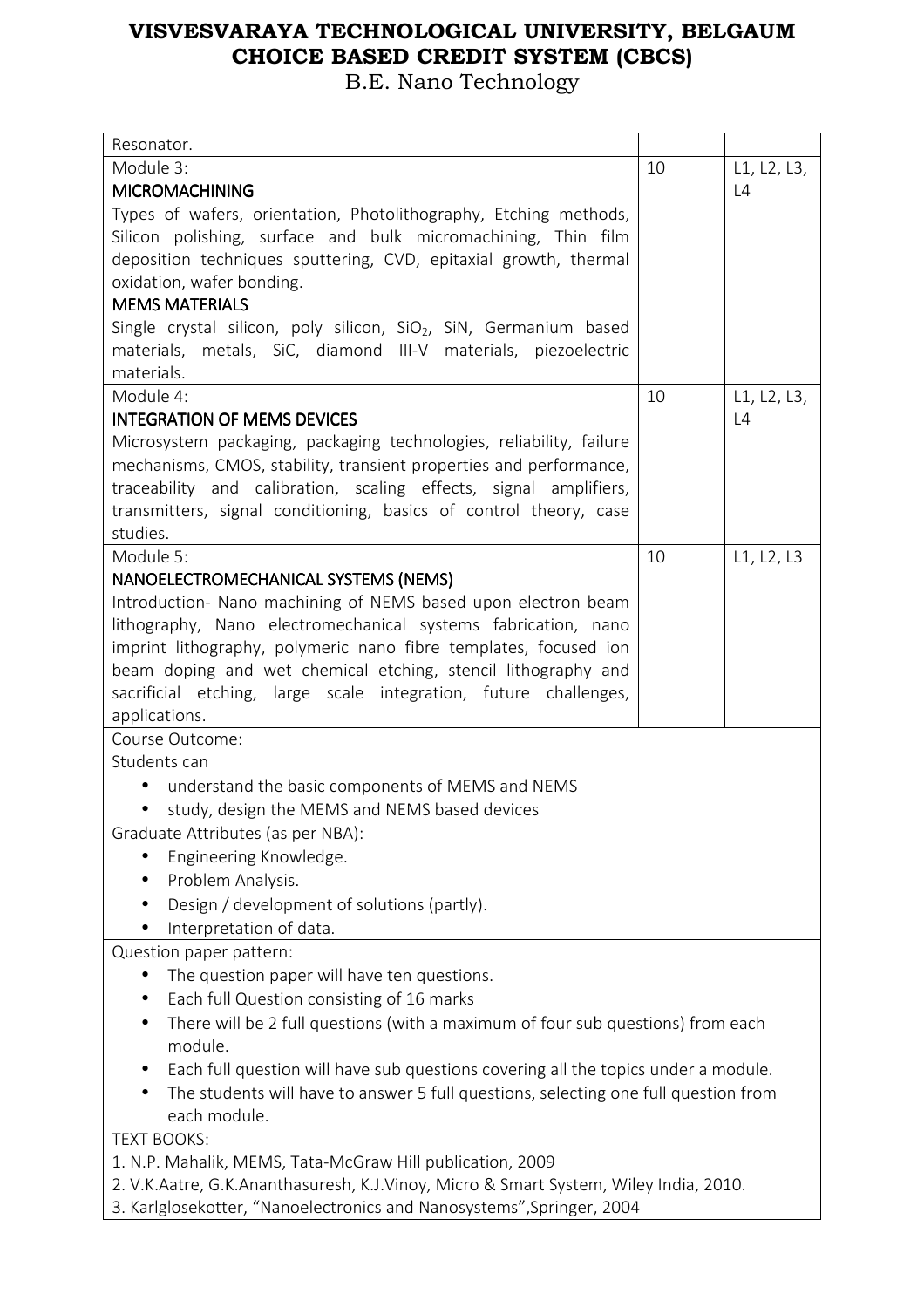| | | |
|---|---|---|
| Resonator. | | |
| Module 3:<br>**MICROMACHINING**<br>Types of wafers, orientation, Photolithography, Etching methods, Silicon polishing, surface and bulk micromachining, Thin film deposition techniques sputtering, CVD, epitaxial growth, thermal oxidation, wafer bonding.<br>**MEMS MATERIALS**<br>Single crystal silicon, poly silicon, $SiO_2$, SiN, Germanium based materials, metals, SiC, diamond III-V materials, piezoelectric materials. | 10 | L1, L2, L3, L4 |
| Module 4:<br>**INTEGRATION OF MEMS DEVICES**<br>Microsystem packaging, packaging technologies, reliability, failure mechanisms, CMOS, stability, transient properties and performance, traceability and calibration, scaling effects, signal amplifiers, transmitters, signal conditioning, basics of control theory, case studies. | 10 | L1, L2, L3, L4 |
| Module 5:<br>**NANOELECTROMECHANICAL SYSTEMS (NEMS)**<br>Introduction- Nano machining of NEMS based upon electron beam lithography, Nano electromechanical systems fabrication, nano imprint lithography, polymeric nano fibre templates, focused ion beam doping and wet chemical etching, stencil lithography and sacrificial etching, large scale integration, future challenges, applications. | 10 | L1, L2, L3 |

Course Outcome:

Students can

- understand the basic components of MEMS and NEMS
- study, design the MEMS and NEMS based devices

Graduate Attributes (as per NBA):

- Engineering Knowledge.
- Problem Analysis.
- Design / development of solutions (partly).
- Interpretation of data.

Question paper pattern:

- The question paper will have ten questions.
- Each full Question consisting of 16 marks
- There will be 2 full questions (with a maximum of four sub questions) from each module.
- Each full question will have sub questions covering all the topics under a module.
- The students will have to answer 5 full questions, selecting one full question from each module.

TEXT BOOKS:

1. N.P. Mahalik, MEMS, Tata-McGraw Hill publication, 2009
2. V.K.Aatre, G.K.Ananthasuresh, K.J.Vinoy, Micro & Smart System, Wiley India, 2010.
3. Karlglosekotter, "Nanoelectronics and Nanosystems",Springer, 2004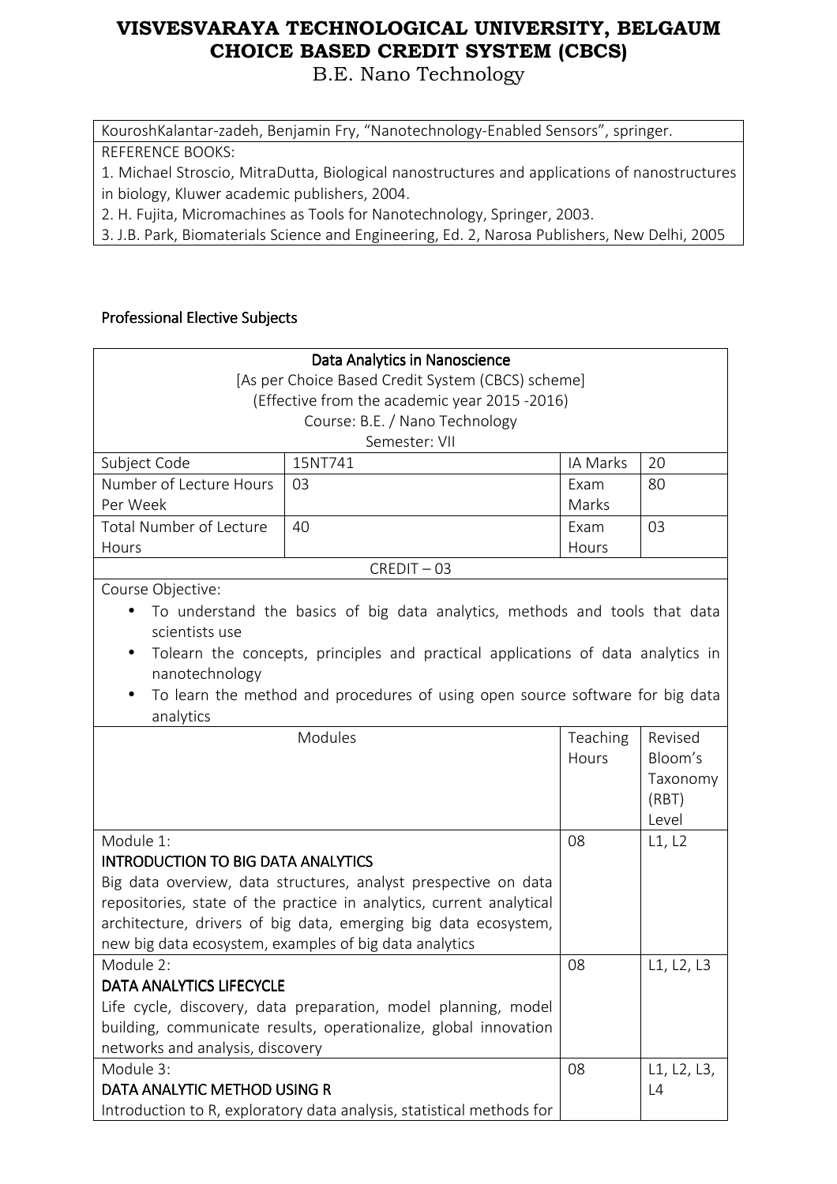# VISVESVARAYA TECHNOLOGICAL UNIVERSITY, BELGAUM
# CHOICE BASED CREDIT SYSTEM (CBCS)
B.E. Nano Technology

| |
|---|
| KouroshKalantar-zadeh, Benjamin Fry, "Nanotechnology-Enabled Sensors", springer. |
| REFERENCE BOOKS:<br>1. Michael Stroscio, MitraDutta, Biological nanostructures and applications of nanostructures in biology, Kluwer academic publishers, 2004.<br>2. H. Fujita, Micromachines as Tools for Nanotechnology, Springer, 2003.<br>3. J.B. Park, Biomaterials Science and Engineering, Ed. 2, Narosa Publishers, New Delhi, 2005 |

**Professional Elective Subjects**

| Data Analytics in Nanoscience<br>[As per Choice Based Credit System (CBCS) scheme]<br>(Effective from the academic year 2015 -2016)<br>Course: B.E. / Nano Technology<br>Semester: VII | | | |
|---|---|---|---|
| Subject Code | 15NT741 | IA Marks | 20 |
| Number of Lecture Hours Per Week | 03 | Exam Marks | 80 |
| Total Number of Lecture Hours | 40 | Exam Hours | 03 |
| CREDIT – 03 | | | |
| Course Objective:<br>• To understand the basics of big data analytics, methods and tools that data scientists use<br>• Tolearn the concepts, principles and practical applications of data analytics in nanotechnology<br>• To learn the method and procedures of using open source software for big data analytics | | | |
| Modules | | Teaching Hours | Revised Bloom's Taxonomy (RBT) Level |
| Module 1:<br>INTRODUCTION TO BIG DATA ANALYTICS<br>Big data overview, data structures, analyst prespective on data repositories, state of the practice in analytics, current analytical architecture, drivers of big data, emerging big data ecosystem, new big data ecosystem, examples of big data analytics | | 08 | L1, L2 |
| Module 2:<br>DATA ANALYTICS LIFECYCLE<br>Life cycle, discovery, data preparation, model planning, model building, communicate results, operationalize, global innovation networks and analysis, discovery | | 08 | L1, L2, L3 |
| Module 3:<br>DATA ANALYTIC METHOD USING R<br>Introduction to R, exploratory data analysis, statistical methods for | | 08 | L1, L2, L3, L4 |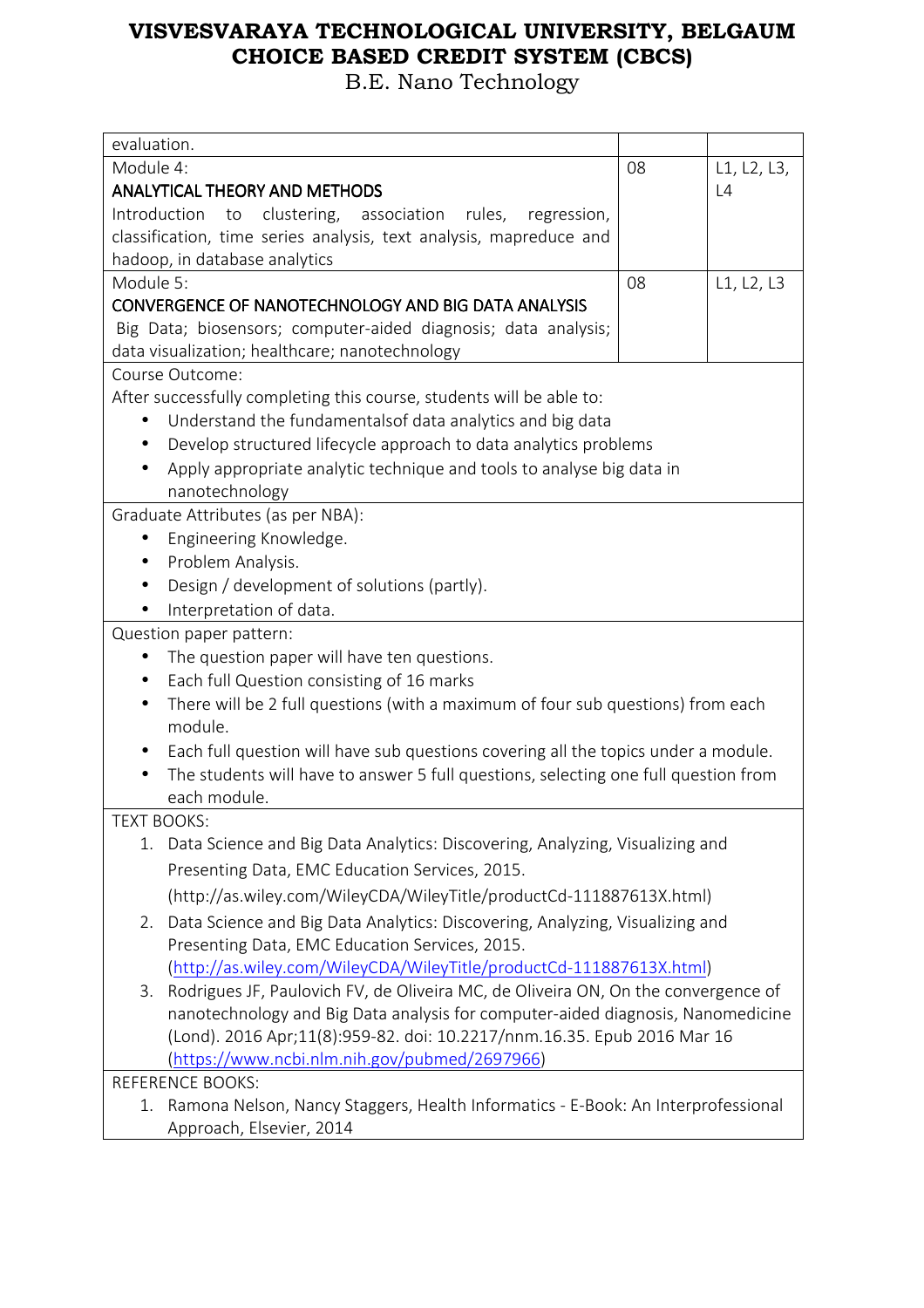| | | |
|---|---|---|
| evaluation. | | |
| Module 4:<br>**ANALYTICAL THEORY AND METHODS**<br>Introduction to clustering, association rules, regression, classification, time series analysis, text analysis, mapreduce and hadoop, in database analytics | 08 | L1, L2, L3, L4 |
| Module 5:<br>**CONVERGENCE OF NANOTECHNOLOGY AND BIG DATA ANALYSIS**<br>Big Data; biosensors; computer-aided diagnosis; data analysis; data visualization; healthcare; nanotechnology | 08 | L1, L2, L3 |

Course Outcome:

After successfully completing this course, students will be able to:

- Understand the fundamentalsof data analytics and big data
- Develop structured lifecycle approach to data analytics problems
- Apply appropriate analytic technique and tools to analyse big data in nanotechnology

Graduate Attributes (as per NBA):

- Engineering Knowledge.
- Problem Analysis.
- Design / development of solutions (partly).
- Interpretation of data.

Question paper pattern:

- The question paper will have ten questions.
- Each full Question consisting of 16 marks
- There will be 2 full questions (with a maximum of four sub questions) from each module.
- Each full question will have sub questions covering all the topics under a module.
- The students will have to answer 5 full questions, selecting one full question from each module.

TEXT BOOKS:

1. Data Science and Big Data Analytics: Discovering, Analyzing, Visualizing and Presenting Data, EMC Education Services, 2015. (http://as.wiley.com/WileyCDA/WileyTitle/productCd-111887613X.html)
2. Data Science and Big Data Analytics: Discovering, Analyzing, Visualizing and Presenting Data, EMC Education Services, 2015. (http://as.wiley.com/WileyCDA/WileyTitle/productCd-111887613X.html)
3. Rodrigues JF, Paulovich FV, de Oliveira MC, de Oliveira ON, On the convergence of nanotechnology and Big Data analysis for computer-aided diagnosis, Nanomedicine (Lond). 2016 Apr;11(8):959-82. doi: 10.2217/nnm.16.35. Epub 2016 Mar 16 (https://www.ncbi.nlm.nih.gov/pubmed/2697966)

REFERENCE BOOKS:

1. Ramona Nelson, Nancy Staggers, Health Informatics - E-Book: An Interprofessional Approach, Elsevier, 2014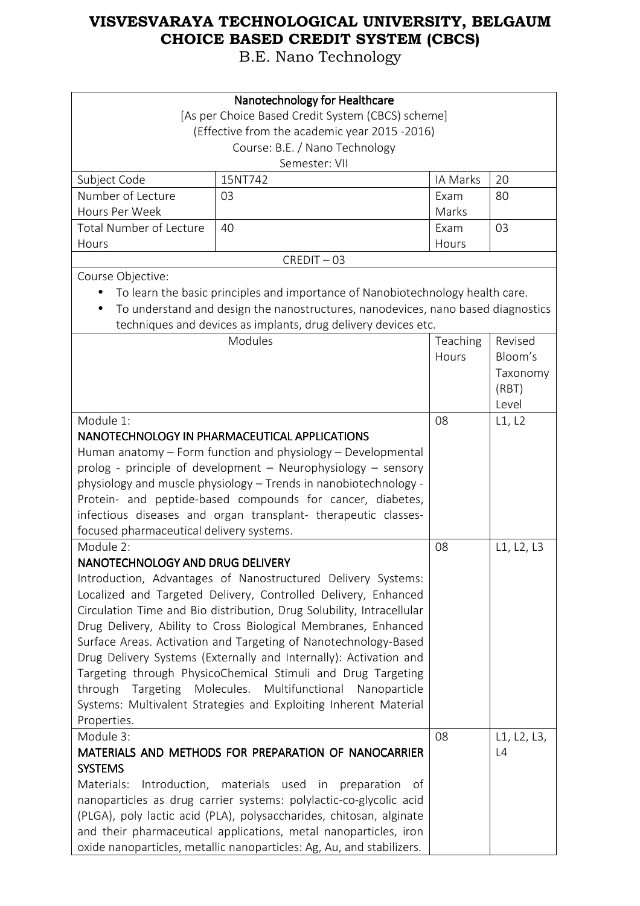# VISVESVARAYA TECHNOLOGICAL UNIVERSITY, BELGAUM
# CHOICE BASED CREDIT SYSTEM (CBCS)

B.E. Nano Technology

| Nanotechnology for Healthcare<br>[As per Choice Based Credit System (CBCS) scheme]<br>(Effective from the academic year 2015 -2016)<br>Course: B.E. / Nano Technology<br>Semester: VII | | | |
|---|---|---|---|
| Subject Code | 15NT742 | IA Marks | 20 |
| Number of Lecture Hours Per Week | 03 | Exam Marks | 80 |
| Total Number of Lecture Hours | 40 | Exam Hours | 03 |
| CREDIT – 03 | | | |

Course Objective:

- To learn the basic principles and importance of Nanobiotechnology health care.
- To understand and design the nanostructures, nanodevices, nano based diagnostics techniques and devices as implants, drug delivery devices etc.

| Modules | Teaching Hours | Revised Bloom's Taxonomy (RBT) Level |
|---|---|---|
| Module 1:<br>**NANOTECHNOLOGY IN PHARMACEUTICAL APPLICATIONS**<br>Human anatomy – Form function and physiology – Developmental prolog - principle of development – Neurophysiology – sensory physiology and muscle physiology – Trends in nanobiotechnology - Protein- and peptide-based compounds for cancer, diabetes, infectious diseases and organ transplant- therapeutic classes-focused pharmaceutical delivery systems. | 08 | L1, L2 |
| Module 2:<br>**NANOTECHNOLOGY AND DRUG DELIVERY**<br>Introduction, Advantages of Nanostructured Delivery Systems: Localized and Targeted Delivery, Controlled Delivery, Enhanced Circulation Time and Bio distribution, Drug Solubility, Intracellular Drug Delivery, Ability to Cross Biological Membranes, Enhanced Surface Areas. Activation and Targeting of Nanotechnology-Based Drug Delivery Systems (Externally and Internally): Activation and Targeting through PhysicoChemical Stimuli and Drug Targeting through Targeting Molecules. Multifunctional Nanoparticle Systems: Multivalent Strategies and Exploiting Inherent Material Properties. | 08 | L1, L2, L3 |
| Module 3:<br>**MATERIALS AND METHODS FOR PREPARATION OF NANOCARRIER SYSTEMS**<br>Materials: Introduction, materials used in preparation of nanoparticles as drug carrier systems: polylactic-co-glycolic acid (PLGA), poly lactic acid (PLA), polysaccharides, chitosan, alginate and their pharmaceutical applications, metal nanoparticles, iron oxide nanoparticles, metallic nanoparticles: Ag, Au, and stabilizers. | 08 | L1, L2, L3, L4 |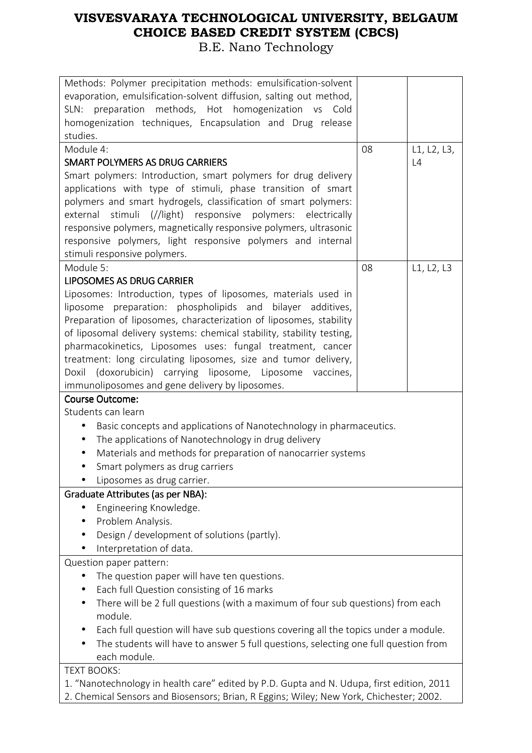| | | |
|---|---|---|
| Methods: Polymer precipitation methods: emulsification-solvent evaporation, emulsification-solvent diffusion, salting out method, SLN: preparation methods, Hot homogenization vs Cold homogenization techniques, Encapsulation and Drug release studies. | | |
| Module 4:<br>**SMART POLYMERS AS DRUG CARRIERS**<br>Smart polymers: Introduction, smart polymers for drug delivery applications with type of stimuli, phase transition of smart polymers and smart hydrogels, classification of smart polymers: external stimuli (//light) responsive polymers: electrically responsive polymers, magnetically responsive polymers, ultrasonic responsive polymers, light responsive polymers and internal stimuli responsive polymers. | 08 | L1, L2, L3, L4 |
| Module 5:<br>**LIPOSOMES AS DRUG CARRIER**<br>Liposomes: Introduction, types of liposomes, materials used in liposome preparation: phospholipids and bilayer additives, Preparation of liposomes, characterization of liposomes, stability of liposomal delivery systems: chemical stability, stability testing, pharmacokinetics, Liposomes uses: fungal treatment, cancer treatment: long circulating liposomes, size and tumor delivery, Doxil (doxorubicin) carrying liposome, Liposome vaccines, immunoliposomes and gene delivery by liposomes. | 08 | L1, L2, L3 |

**Course Outcome:**

Students can learn

- Basic concepts and applications of Nanotechnology in pharmaceutics.
- The applications of Nanotechnology in drug delivery
- Materials and methods for preparation of nanocarrier systems
- Smart polymers as drug carriers
- Liposomes as drug carrier.

**Graduate Attributes (as per NBA):**

- Engineering Knowledge.
- Problem Analysis.
- Design / development of solutions (partly).
- Interpretation of data.

Question paper pattern:

- The question paper will have ten questions.
- Each full Question consisting of 16 marks
- There will be 2 full questions (with a maximum of four sub questions) from each module.
- Each full question will have sub questions covering all the topics under a module.
- The students will have to answer 5 full questions, selecting one full question from each module.

TEXT BOOKS:

1. "Nanotechnology in health care" edited by P.D. Gupta and N. Udupa, first edition, 2011
2. Chemical Sensors and Biosensors; Brian, R Eggins; Wiley; New York, Chichester; 2002.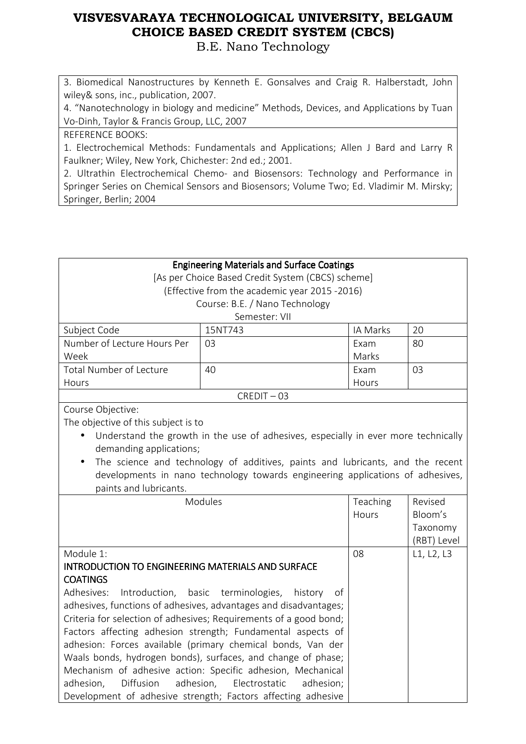3. Biomedical Nanostructures by Kenneth E. Gonsalves and Craig R. Halberstadt, John wiley& sons, inc., publication, 2007.

4. "Nanotechnology in biology and medicine" Methods, Devices, and Applications by Tuan Vo-Dinh, Taylor & Francis Group, LLC, 2007

REFERENCE BOOKS:

1. Electrochemical Methods: Fundamentals and Applications; Allen J Bard and Larry R Faulkner; Wiley, New York, Chichester: 2nd ed.; 2001.

2. Ultrathin Electrochemical Chemo- and Biosensors: Technology and Performance in Springer Series on Chemical Sensors and Biosensors; Volume Two; Ed. Vladimir M. Mirsky; Springer, Berlin; 2004

## Engineering Materials and Surface Coatings

[As per Choice Based Credit System (CBCS) scheme]
(Effective from the academic year 2015 -2016)
Course: B.E. / Nano Technology
Semester: VII

| | | | |
|---|---|---|---|
| Subject Code | 15NT743 | IA Marks | 20 |
| Number of Lecture Hours Per Week | 03 | Exam Marks | 80 |
| Total Number of Lecture Hours | 40 | Exam Hours | 03 |

CREDIT – 03

Course Objective:
The objective of this subject is to

- Understand the growth in the use of adhesives, especially in ever more technically demanding applications;
- The science and technology of additives, paints and lubricants, and the recent developments in nano technology towards engineering applications of adhesives, paints and lubricants.

| Modules | Teaching Hours | Revised Bloom's Taxonomy (RBT) Level |
|---|---|---|
| Module 1: **INTRODUCTION TO ENGINEERING MATERIALS AND SURFACE COATINGS** Adhesives: Introduction, basic terminologies, history of adhesives, functions of adhesives, advantages and disadvantages; Criteria for selection of adhesives; Requirements of a good bond; Factors affecting adhesion strength; Fundamental aspects of adhesion: Forces available (primary chemical bonds, Van der Waals bonds, hydrogen bonds), surfaces, and change of phase; Mechanism of adhesive action: Specific adhesion, Mechanical adhesion, Diffusion adhesion, Electrostatic adhesion; Development of adhesive strength; Factors affecting adhesive | 08 | L1, L2, L3 |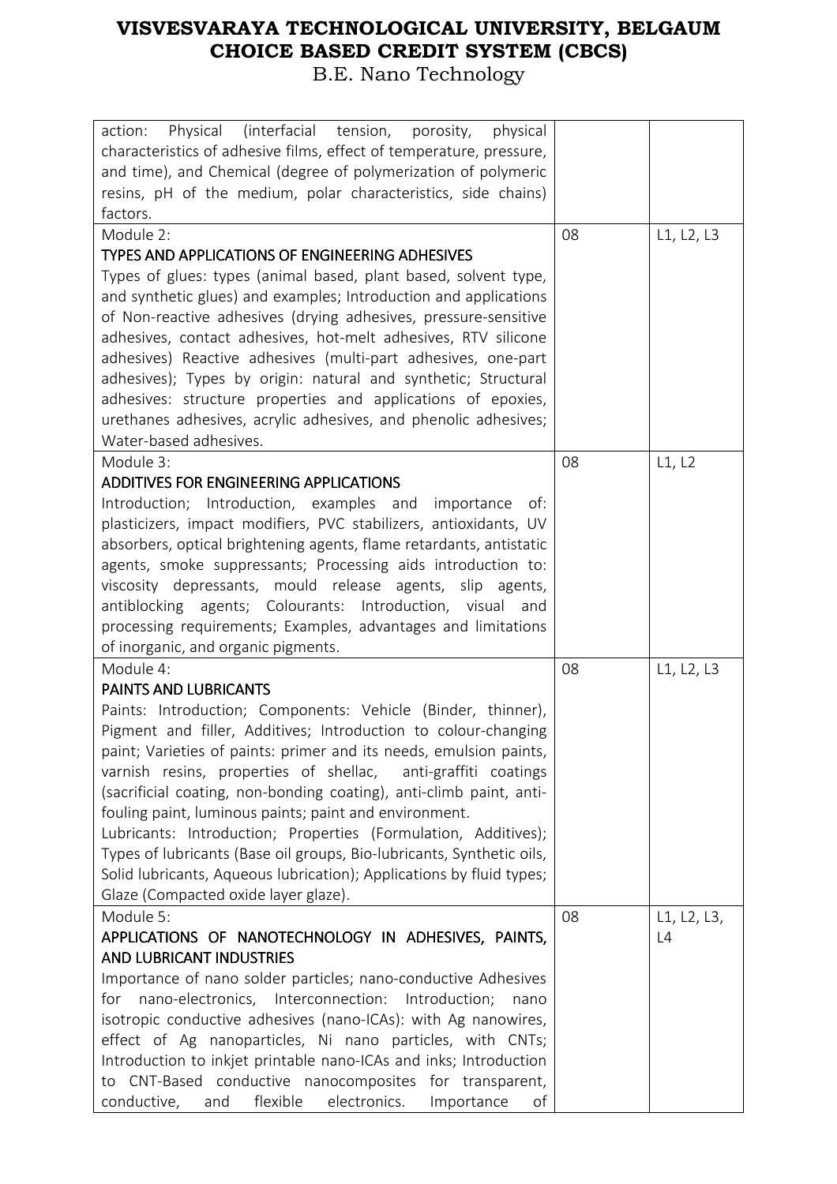# VISVESVARAYA TECHNOLOGICAL UNIVERSITY, BELGAUM
# CHOICE BASED CREDIT SYSTEM (CBCS)
## B.E. Nano Technology

| | | |
|---|---|---|
| action: Physical (interfacial tension, porosity, physical characteristics of adhesive films, effect of temperature, pressure, and time), and Chemical (degree of polymerization of polymeric resins, pH of the medium, polar characteristics, side chains) factors. | | |
| Module 2:<br>TYPES AND APPLICATIONS OF ENGINEERING ADHESIVES<br>Types of glues: types (animal based, plant based, solvent type, and synthetic glues) and examples; Introduction and applications of Non-reactive adhesives (drying adhesives, pressure-sensitive adhesives, contact adhesives, hot-melt adhesives, RTV silicone adhesives) Reactive adhesives (multi-part adhesives, one-part adhesives); Types by origin: natural and synthetic; Structural adhesives: structure properties and applications of epoxies, urethanes adhesives, acrylic adhesives, and phenolic adhesives; Water-based adhesives. | 08 | L1, L2, L3 |
| Module 3:<br>ADDITIVES FOR ENGINEERING APPLICATIONS<br>Introduction; Introduction, examples and importance of: plasticizers, impact modifiers, PVC stabilizers, antioxidants, UV absorbers, optical brightening agents, flame retardants, antistatic agents, smoke suppressants; Processing aids introduction to: viscosity depressants, mould release agents, slip agents, antiblocking agents; Colourants: Introduction, visual and processing requirements; Examples, advantages and limitations of inorganic, and organic pigments. | 08 | L1, L2 |
| Module 4:<br>PAINTS AND LUBRICANTS<br>Paints: Introduction; Components: Vehicle (Binder, thinner), Pigment and filler, Additives; Introduction to colour-changing paint; Varieties of paints: primer and its needs, emulsion paints, varnish resins, properties of shellac, anti-graffiti coatings (sacrificial coating, non-bonding coating), anti-climb paint, anti-fouling paint, luminous paints; paint and environment.<br>Lubricants: Introduction; Properties (Formulation, Additives); Types of lubricants (Base oil groups, Bio-lubricants, Synthetic oils, Solid lubricants, Aqueous lubrication); Applications by fluid types; Glaze (Compacted oxide layer glaze). | 08 | L1, L2, L3 |
| Module 5:<br>APPLICATIONS OF NANOTECHNOLOGY IN ADHESIVES, PAINTS, AND LUBRICANT INDUSTRIES<br>Importance of nano solder particles; nano-conductive Adhesives for nano-electronics, Interconnection: Introduction; nano isotropic conductive adhesives (nano-ICAs): with Ag nanowires, effect of Ag nanoparticles, Ni nano particles, with CNTs; Introduction to inkjet printable nano-ICAs and inks; Introduction to CNT-Based conductive nanocomposites for transparent, conductive, and flexible electronics. Importance of | 08 | L1, L2, L3, L4 |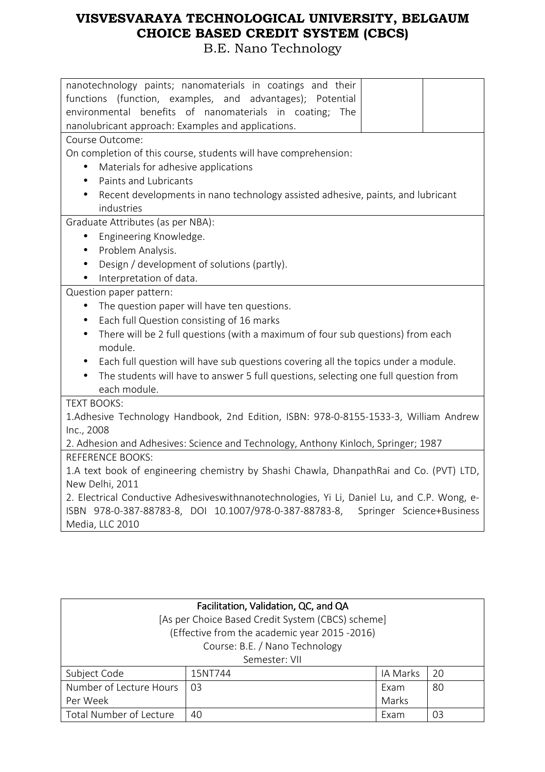| | | |
|---|---|---|
| nanotechnology paints; nanomaterials in coatings and their functions (function, examples, and advantages); Potential environmental benefits of nanomaterials in coating; The nanolubricant approach: Examples and applications. | | |

Course Outcome:

On completion of this course, students will have comprehension:

- Materials for adhesive applications
- Paints and Lubricants
- Recent developments in nano technology assisted adhesive, paints, and lubricant industries

Graduate Attributes (as per NBA):

- Engineering Knowledge.
- Problem Analysis.
- Design / development of solutions (partly).
- Interpretation of data.

Question paper pattern:

- The question paper will have ten questions.
- Each full Question consisting of 16 marks
- There will be 2 full questions (with a maximum of four sub questions) from each module.
- Each full question will have sub questions covering all the topics under a module.
- The students will have to answer 5 full questions, selecting one full question from each module.

TEXT BOOKS:

1.Adhesive Technology Handbook, 2nd Edition, ISBN: 978-0-8155-1533-3, William Andrew Inc., 2008

2. Adhesion and Adhesives: Science and Technology, Anthony Kinloch, Springer; 1987

REFERENCE BOOKS:

1.A text book of engineering chemistry by Shashi Chawla, DhanpathRai and Co. (PVT) LTD, New Delhi, 2011

2. Electrical Conductive Adhesiveswithnanotechnologies, Yi Li, Daniel Lu, and C.P. Wong, e-ISBN 978-0-387-88783-8, DOI 10.1007/978-0-387-88783-8, Springer Science+Business Media, LLC 2010

## Facilitation, Validation, QC, and QA

[As per Choice Based Credit System (CBCS) scheme]

(Effective from the academic year 2015 -2016)

Course: B.E. / Nano Technology

Semester: VII

| | | | |
|---|---|---|---|
| Subject Code | 15NT744 | IA Marks | 20 |
| Number of Lecture Hours Per Week | 03 | Exam Marks | 80 |
| Total Number of Lecture | 40 | Exam | 03 |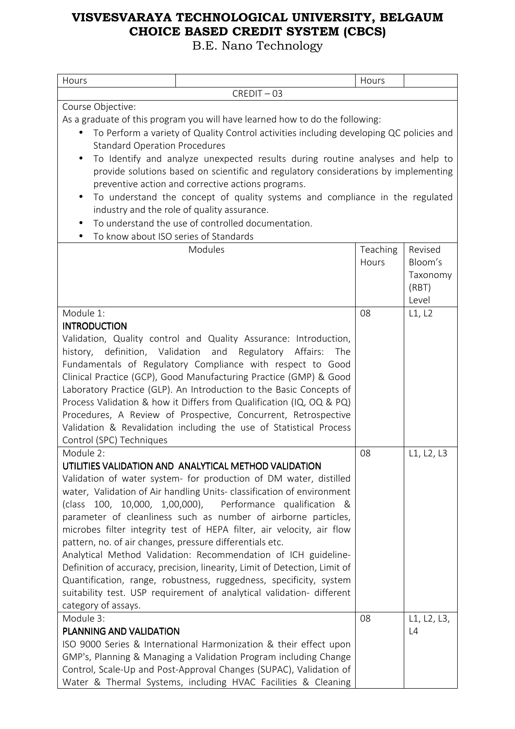# VISVESVARAYA TECHNOLOGICAL UNIVERSITY, BELGAUM
# CHOICE BASED CREDIT SYSTEM (CBCS)
## B.E. Nano Technology

| Hours | | Hours | |
|---|---|---|---|
| CREDIT – 03 | | | |
| Course Objective:<br>As a graduate of this program you will have learned how to do the following:<br>• To Perform a variety of Quality Control activities including developing QC policies and Standard Operation Procedures<br>• To Identify and analyze unexpected results during routine analyses and help to provide solutions based on scientific and regulatory considerations by implementing preventive action and corrective actions programs.<br>• To understand the concept of quality systems and compliance in the regulated industry and the role of quality assurance.<br>• To understand the use of controlled documentation.<br>• To know about ISO series of Standards | | | |
| Modules | | Teaching Hours | Revised Bloom's Taxonomy (RBT) Level |
| Module 1:<br>**INTRODUCTION**<br>Validation, Quality control and Quality Assurance: Introduction, history, definition, Validation and Regulatory Affairs: The Fundamentals of Regulatory Compliance with respect to Good Clinical Practice (GCP), Good Manufacturing Practice (GMP) & Good Laboratory Practice (GLP). An Introduction to the Basic Concepts of Process Validation & how it Differs from Qualification (IQ, OQ & PQ) Procedures, A Review of Prospective, Concurrent, Retrospective Validation & Revalidation including the use of Statistical Process Control (SPC) Techniques | | 08 | L1, L2 |
| Module 2:<br>**UTILITIES VALIDATION AND ANALYTICAL METHOD VALIDATION**<br>Validation of water system- for production of DM water, distilled water, Validation of Air handling Units- classification of environment (class 100, 10,000, 1,00,000), Performance qualification & parameter of cleanliness such as number of airborne particles, microbes filter integrity test of HEPA filter, air velocity, air flow pattern, no. of air changes, pressure differentials etc.<br>Analytical Method Validation: Recommendation of ICH guideline- Definition of accuracy, precision, linearity, Limit of Detection, Limit of Quantification, range, robustness, ruggedness, specificity, system suitability test. USP requirement of analytical validation- different category of assays. | | 08 | L1, L2, L3 |
| Module 3:<br>**PLANNING AND VALIDATION**<br>ISO 9000 Series & International Harmonization & their effect upon GMP's, Planning & Managing a Validation Program including Change Control, Scale-Up and Post-Approval Changes (SUPAC), Validation of Water & Thermal Systems, including HVAC Facilities & Cleaning | | 08 | L1, L2, L3, L4 |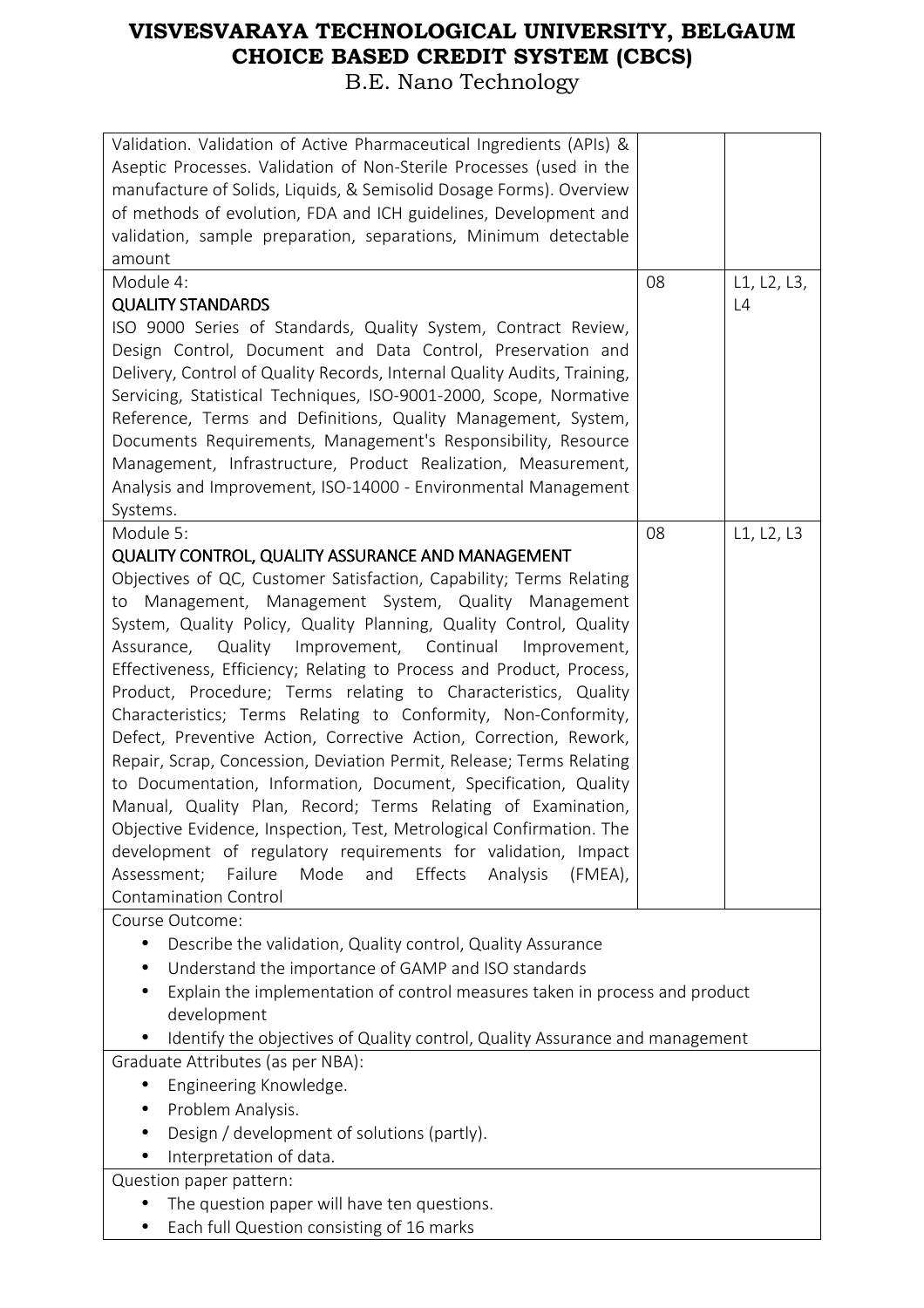# VISVESVARAYA TECHNOLOGICAL UNIVERSITY, BELGAUM
# CHOICE BASED CREDIT SYSTEM (CBCS)
## B.E. Nano Technology

| | | |
|---|---|---|
| Validation. Validation of Active Pharmaceutical Ingredients (APIs) & Aseptic Processes. Validation of Non-Sterile Processes (used in the manufacture of Solids, Liquids, & Semisolid Dosage Forms). Overview of methods of evolution, FDA and ICH guidelines, Development and validation, sample preparation, separations, Minimum detectable amount | | |
| Module 4:<br>**QUALITY STANDARDS**<br>ISO 9000 Series of Standards, Quality System, Contract Review, Design Control, Document and Data Control, Preservation and Delivery, Control of Quality Records, Internal Quality Audits, Training, Servicing, Statistical Techniques, ISO-9001-2000, Scope, Normative Reference, Terms and Definitions, Quality Management, System, Documents Requirements, Management's Responsibility, Resource Management, Infrastructure, Product Realization, Measurement, Analysis and Improvement, ISO-14000 - Environmental Management Systems. | 08 | L1, L2, L3, L4 |
| Module 5:<br>**QUALITY CONTROL, QUALITY ASSURANCE AND MANAGEMENT**<br>Objectives of QC, Customer Satisfaction, Capability; Terms Relating to Management, Management System, Quality Management System, Quality Policy, Quality Planning, Quality Control, Quality Assurance, Quality Improvement, Continual Improvement, Effectiveness, Efficiency; Relating to Process and Product, Process, Product, Procedure; Terms relating to Characteristics, Quality Characteristics; Terms Relating to Conformity, Non-Conformity, Defect, Preventive Action, Corrective Action, Correction, Rework, Repair, Scrap, Concession, Deviation Permit, Release; Terms Relating to Documentation, Information, Document, Specification, Quality Manual, Quality Plan, Record; Terms Relating of Examination, Objective Evidence, Inspection, Test, Metrological Confirmation. The development of regulatory requirements for validation, Impact Assessment; Failure Mode and Effects Analysis (FMEA), Contamination Control | 08 | L1, L2, L3 |

Course Outcome:

- Describe the validation, Quality control, Quality Assurance
- Understand the importance of GAMP and ISO standards
- Explain the implementation of control measures taken in process and product development
- Identify the objectives of Quality control, Quality Assurance and management

Graduate Attributes (as per NBA):

- Engineering Knowledge.
- Problem Analysis.
- Design / development of solutions (partly).
- Interpretation of data.

Question paper pattern:

- The question paper will have ten questions.
- Each full Question consisting of 16 marks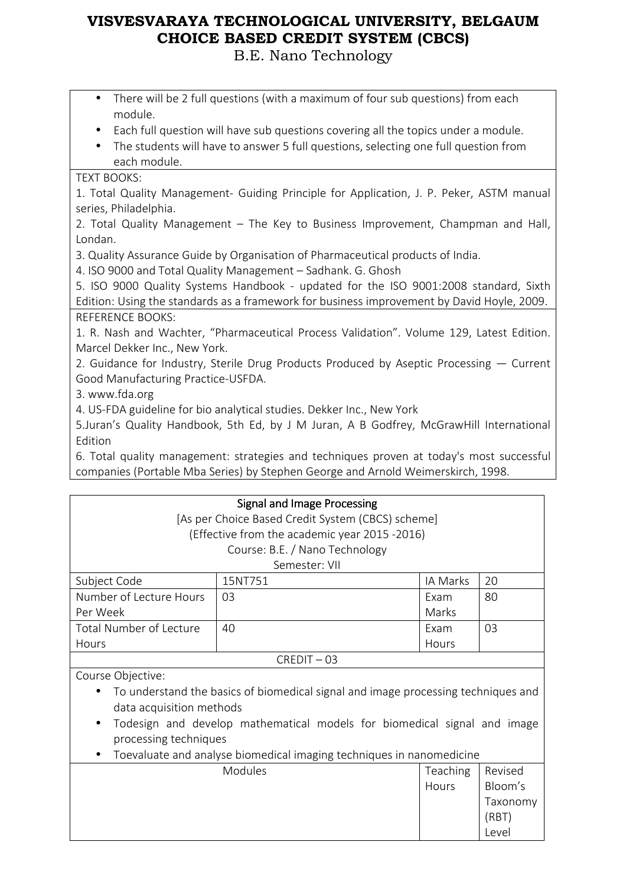# VISVESVARAYA TECHNOLOGICAL UNIVERSITY, BELGAUM
# CHOICE BASED CREDIT SYSTEM (CBCS)
B.E. Nano Technology

- There will be 2 full questions (with a maximum of four sub questions) from each module.
- Each full question will have sub questions covering all the topics under a module.
- The students will have to answer 5 full questions, selecting one full question from each module.

TEXT BOOKS:

1. Total Quality Management- Guiding Principle for Application, J. P. Peker, ASTM manual series, Philadelphia.
2. Total Quality Management – The Key to Business Improvement, Champman and Hall, Londan.
3. Quality Assurance Guide by Organisation of Pharmaceutical products of India.
4. ISO 9000 and Total Quality Management – Sadhank. G. Ghosh
5. ISO 9000 Quality Systems Handbook - updated for the ISO 9001:2008 standard, Sixth Edition: Using the standards as a framework for business improvement by David Hoyle, 2009.

REFERENCE BOOKS:

1. R. Nash and Wachter, "Pharmaceutical Process Validation". Volume 129, Latest Edition. Marcel Dekker Inc., New York.
2. Guidance for Industry, Sterile Drug Products Produced by Aseptic Processing — Current Good Manufacturing Practice-USFDA.
3. www.fda.org
4. US-FDA guideline for bio analytical studies. Dekker Inc., New York
5. Juran's Quality Handbook, 5th Ed, by J M Juran, A B Godfrey, McGrawHill International Edition
6. Total quality management: strategies and techniques proven at today's most successful companies (Portable Mba Series) by Stephen George and Arnold Weimerskirch, 1998.

## Signal and Image Processing

[As per Choice Based Credit System (CBCS) scheme]
(Effective from the academic year 2015 -2016)
Course: B.E. / Nano Technology
Semester: VII

| | | | |
|---|---|---|---|
| Subject Code | 15NT751 | IA Marks | 20 |
| Number of Lecture Hours Per Week | 03 | Exam Marks | 80 |
| Total Number of Lecture Hours | 40 | Exam Hours | 03 |

CREDIT – 03

Course Objective:

- To understand the basics of biomedical signal and image processing techniques and data acquisition methods
- Todesign and develop mathematical models for biomedical signal and image processing techniques
- Toevaluate and analyse biomedical imaging techniques in nanomedicine

| Modules | Teaching Hours | Revised Bloom's Taxonomy (RBT) Level |
|---|---|---|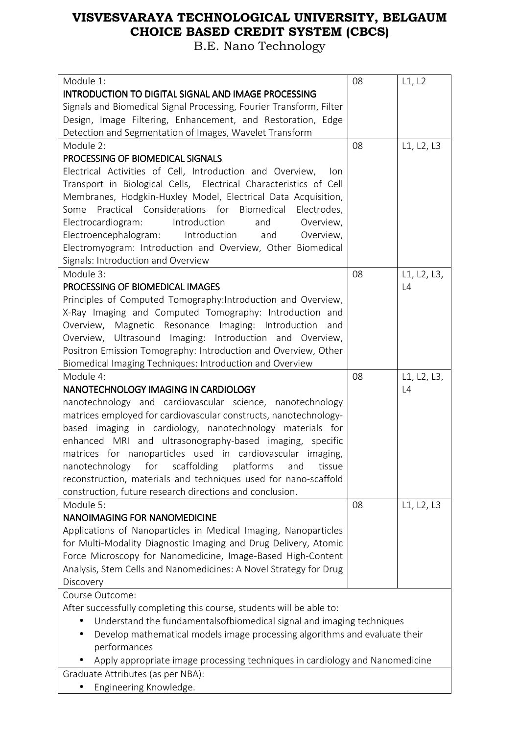# VISVESVARAYA TECHNOLOGICAL UNIVERSITY, BELGAUM
## CHOICE BASED CREDIT SYSTEM (CBCS)
B.E. Nano Technology

| | | |
|---|---|---|
| Module 1:<br>**INTRODUCTION TO DIGITAL SIGNAL AND IMAGE PROCESSING**<br>Signals and Biomedical Signal Processing, Fourier Transform, Filter Design, Image Filtering, Enhancement, and Restoration, Edge Detection and Segmentation of Images, Wavelet Transform | 08 | L1, L2 |
| Module 2:<br>**PROCESSING OF BIOMEDICAL SIGNALS**<br>Electrical Activities of Cell, Introduction and Overview, Ion Transport in Biological Cells, Electrical Characteristics of Cell Membranes, Hodgkin-Huxley Model, Electrical Data Acquisition, Some Practical Considerations for Biomedical Electrodes, Electrocardiogram: Introduction and Overview, Electroencephalogram: Introduction and Overview, Electromyogram: Introduction and Overview, Other Biomedical Signals: Introduction and Overview | 08 | L1, L2, L3 |
| Module 3:<br>**PROCESSING OF BIOMEDICAL IMAGES**<br>Principles of Computed Tomography:Introduction and Overview, X-Ray Imaging and Computed Tomography: Introduction and Overview, Magnetic Resonance Imaging: Introduction and Overview, Ultrasound Imaging: Introduction and Overview, Positron Emission Tomography: Introduction and Overview, Other Biomedical Imaging Techniques: Introduction and Overview | 08 | L1, L2, L3, L4 |
| Module 4:<br>**NANOTECHNOLOGY IMAGING IN CARDIOLOGY**<br>nanotechnology and cardiovascular science, nanotechnology matrices employed for cardiovascular constructs, nanotechnology-based imaging in cardiology, nanotechnology materials for enhanced MRI and ultrasonography-based imaging, specific matrices for nanoparticles used in cardiovascular imaging, nanotechnology for scaffolding platforms and tissue reconstruction, materials and techniques used for nano-scaffold construction, future research directions and conclusion. | 08 | L1, L2, L3, L4 |
| Module 5:<br>**NANOIMAGING FOR NANOMEDICINE**<br>Applications of Nanoparticles in Medical Imaging, Nanoparticles for Multi-Modality Diagnostic Imaging and Drug Delivery, Atomic Force Microscopy for Nanomedicine, Image-Based High-Content Analysis, Stem Cells and Nanomedicines: A Novel Strategy for Drug Discovery | 08 | L1, L2, L3 |

Course Outcome:

After successfully completing this course, students will be able to:

- Understand the fundamentalsofbiomedical signal and imaging techniques
- Develop mathematical models image processing algorithms and evaluate their performances
- Apply appropriate image processing techniques in cardiology and Nanomedicine

Graduate Attributes (as per NBA):

- Engineering Knowledge.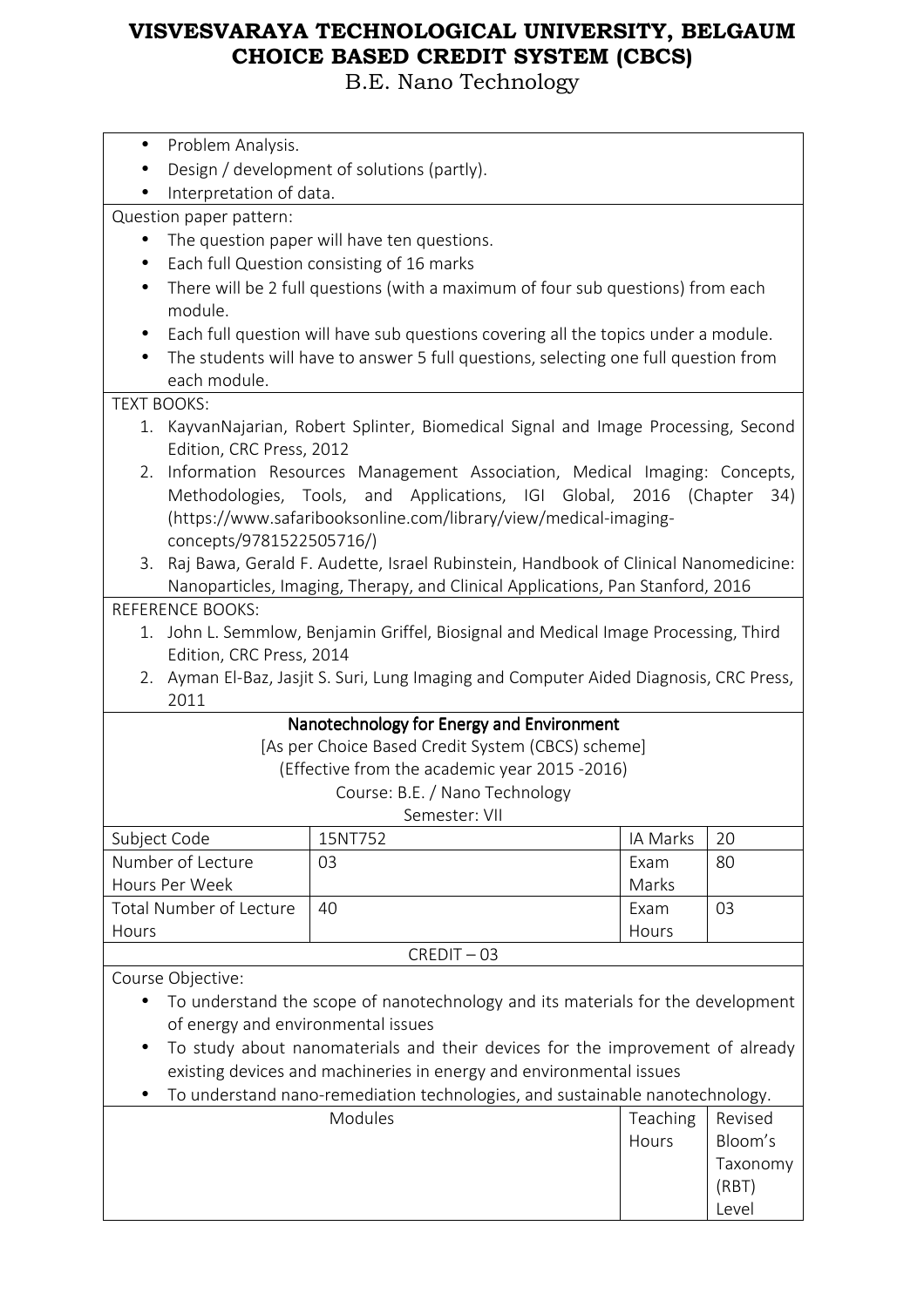- Problem Analysis.
- Design / development of solutions (partly).
- Interpretation of data.

Question paper pattern:

- The question paper will have ten questions.
- Each full Question consisting of 16 marks
- There will be 2 full questions (with a maximum of four sub questions) from each module.
- Each full question will have sub questions covering all the topics under a module.
- The students will have to answer 5 full questions, selecting one full question from each module.

TEXT BOOKS:

1. KayvanNajarian, Robert Splinter, Biomedical Signal and Image Processing, Second Edition, CRC Press, 2012
2. Information Resources Management Association, Medical Imaging: Concepts, Methodologies, Tools, and Applications, IGI Global, 2016 (Chapter 34) (https://www.safaribooksonline.com/library/view/medical-imaging-concepts/9781522505716/)
3. Raj Bawa, Gerald F. Audette, Israel Rubinstein, Handbook of Clinical Nanomedicine: Nanoparticles, Imaging, Therapy, and Clinical Applications, Pan Stanford, 2016

REFERENCE BOOKS:

1. John L. Semmlow, Benjamin Griffel, Biosignal and Medical Image Processing, Third Edition, CRC Press, 2014
2. Ayman El-Baz, Jasjit S. Suri, Lung Imaging and Computer Aided Diagnosis, CRC Press, 2011

## Nanotechnology for Energy and Environment

[As per Choice Based Credit System (CBCS) scheme]
(Effective from the academic year 2015 -2016)
Course: B.E. / Nano Technology
Semester: VII

| | | | |
|---|---|---|---|
| Subject Code | 15NT752 | IA Marks | 20 |
| Number of Lecture Hours Per Week | 03 | Exam Marks | 80 |
| Total Number of Lecture Hours | 40 | Exam Hours | 03 |

CREDIT – 03

Course Objective:

- To understand the scope of nanotechnology and its materials for the development of energy and environmental issues
- To study about nanomaterials and their devices for the improvement of already existing devices and machineries in energy and environmental issues
- To understand nano-remediation technologies, and sustainable nanotechnology.

| Modules | Teaching Hours | Revised Bloom's Taxonomy (RBT) Level |
|---|---|---|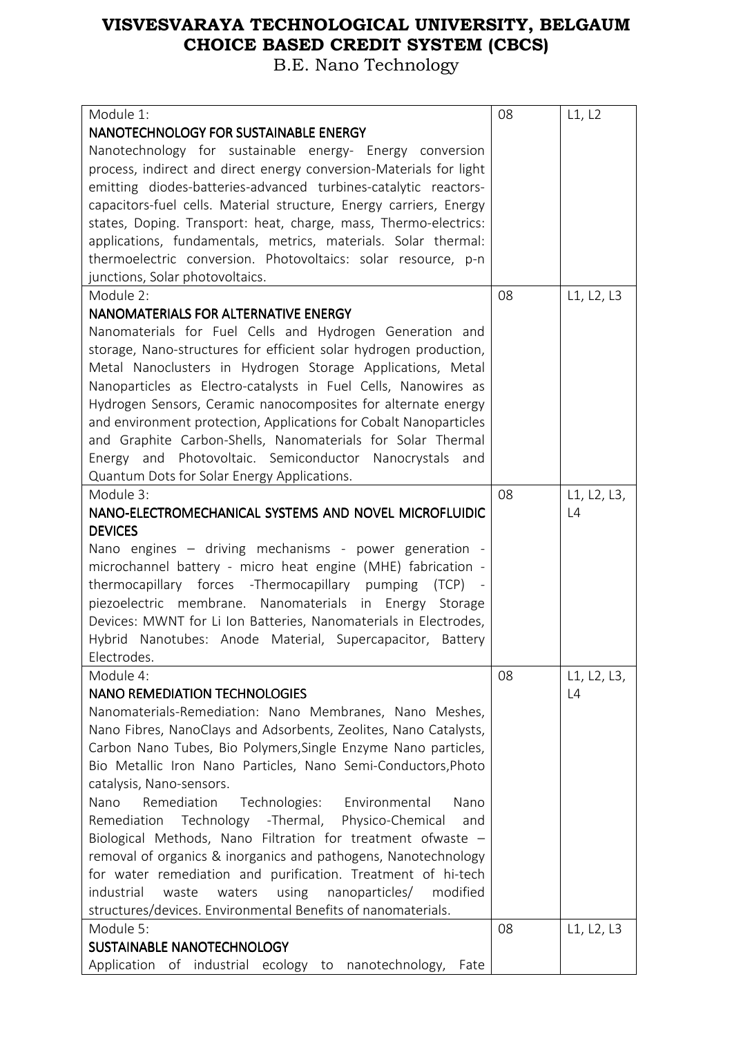# VISVESVARAYA TECHNOLOGICAL UNIVERSITY, BELGAUM
# CHOICE BASED CREDIT SYSTEM (CBCS)
B.E. Nano Technology

| | | |
|---|---|---|
| Module 1:<br>**NANOTECHNOLOGY FOR SUSTAINABLE ENERGY**<br>Nanotechnology for sustainable energy- Energy conversion process, indirect and direct energy conversion-Materials for light emitting diodes-batteries-advanced turbines-catalytic reactors-capacitors-fuel cells. Material structure, Energy carriers, Energy states, Doping. Transport: heat, charge, mass, Thermo-electrics: applications, fundamentals, metrics, materials. Solar thermal: thermoelectric conversion. Photovoltaics: solar resource, p-n junctions, Solar photovoltaics. | 08 | L1, L2 |
| Module 2:<br>**NANOMATERIALS FOR ALTERNATIVE ENERGY**<br>Nanomaterials for Fuel Cells and Hydrogen Generation and storage, Nano-structures for efficient solar hydrogen production, Metal Nanoclusters in Hydrogen Storage Applications, Metal Nanoparticles as Electro-catalysts in Fuel Cells, Nanowires as Hydrogen Sensors, Ceramic nanocomposites for alternate energy and environment protection, Applications for Cobalt Nanoparticles and Graphite Carbon-Shells, Nanomaterials for Solar Thermal Energy and Photovoltaic. Semiconductor Nanocrystals and Quantum Dots for Solar Energy Applications. | 08 | L1, L2, L3 |
| Module 3:<br>**NANO-ELECTROMECHANICAL SYSTEMS AND NOVEL MICROFLUIDIC DEVICES**<br>Nano engines – driving mechanisms - power generation - microchannel battery - micro heat engine (MHE) fabrication - thermocapillary forces -Thermocapillary pumping (TCP) - piezoelectric membrane. Nanomaterials in Energy Storage Devices: MWNT for Li Ion Batteries, Nanomaterials in Electrodes, Hybrid Nanotubes: Anode Material, Supercapacitor, Battery Electrodes. | 08 | L1, L2, L3, L4 |
| Module 4:<br>**NANO REMEDIATION TECHNOLOGIES**<br>Nanomaterials-Remediation: Nano Membranes, Nano Meshes, Nano Fibres, NanoClays and Adsorbents, Zeolites, Nano Catalysts, Carbon Nano Tubes, Bio Polymers,Single Enzyme Nano particles, Bio Metallic Iron Nano Particles, Nano Semi-Conductors,Photo catalysis, Nano-sensors.<br>Nano Remediation Technologies: Environmental Nano Remediation Technology -Thermal, Physico-Chemical and Biological Methods, Nano Filtration for treatment ofwaste – removal of organics & inorganics and pathogens, Nanotechnology for water remediation and purification. Treatment of hi-tech industrial waste waters using nanoparticles/ modified structures/devices. Environmental Benefits of nanomaterials. | 08 | L1, L2, L3, L4 |
| Module 5:<br>**SUSTAINABLE NANOTECHNOLOGY**<br>Application of industrial ecology to nanotechnology, Fate | 08 | L1, L2, L3 |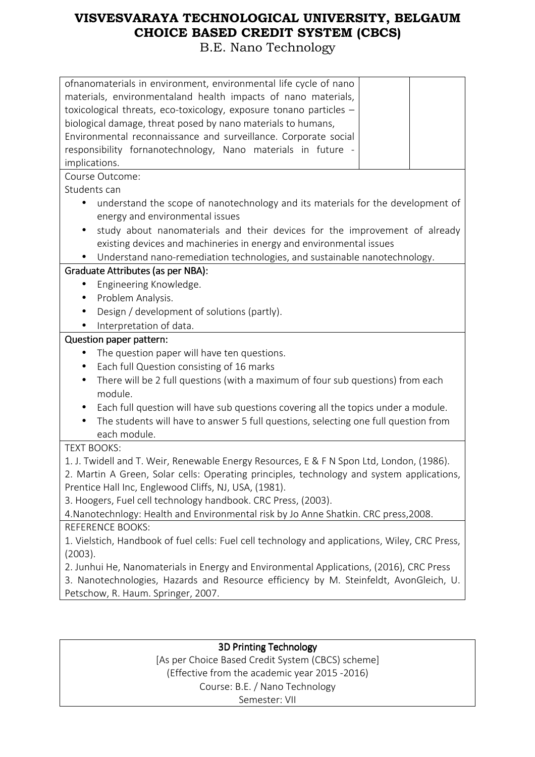# VISVESVARAYA TECHNOLOGICAL UNIVERSITY, BELGAUM
# CHOICE BASED CREDIT SYSTEM (CBCS)
B.E. Nano Technology

| | | |
|---|---|---|
| ofnanomaterials in environment, environmental life cycle of nano materials, environmentaland health impacts of nano materials, toxicological threats, eco-toxicology, exposure tonano particles – biological damage, threat posed by nano materials to humans, Environmental reconnaissance and surveillance. Corporate social responsibility fornanotechnology, Nano materials in future - implications. | | |

Course Outcome:

Students can

- understand the scope of nanotechnology and its materials for the development of energy and environmental issues
- study about nanomaterials and their devices for the improvement of already existing devices and machineries in energy and environmental issues
- Understand nano-remediation technologies, and sustainable nanotechnology.

**Graduate Attributes (as per NBA):**

- Engineering Knowledge.
- Problem Analysis.
- Design / development of solutions (partly).
- Interpretation of data.

**Question paper pattern:**

- The question paper will have ten questions.
- Each full Question consisting of 16 marks
- There will be 2 full questions (with a maximum of four sub questions) from each module.
- Each full question will have sub questions covering all the topics under a module.
- The students will have to answer 5 full questions, selecting one full question from each module.

TEXT BOOKS:

1. J. Twidell and T. Weir, Renewable Energy Resources, E & F N Spon Ltd, London, (1986).
2. Martin A Green, Solar cells: Operating principles, technology and system applications, Prentice Hall Inc, Englewood Cliffs, NJ, USA, (1981).
3. Hoogers, Fuel cell technology handbook. CRC Press, (2003).
4. Nanotechnlogy: Health and Environmental risk by Jo Anne Shatkin. CRC press,2008.

REFERENCE BOOKS:

1. Vielstich, Handbook of fuel cells: Fuel cell technology and applications, Wiley, CRC Press, (2003).
2. Junhui He, Nanomaterials in Energy and Environmental Applications, (2016), CRC Press
3. Nanotechnologies, Hazards and Resource efficiency by M. Steinfeldt, AvonGleich, U. Petschow, R. Haum. Springer, 2007.

**3D Printing Technology**

[As per Choice Based Credit System (CBCS) scheme]

(Effective from the academic year 2015 -2016)

Course: B.E. / Nano Technology

Semester: VII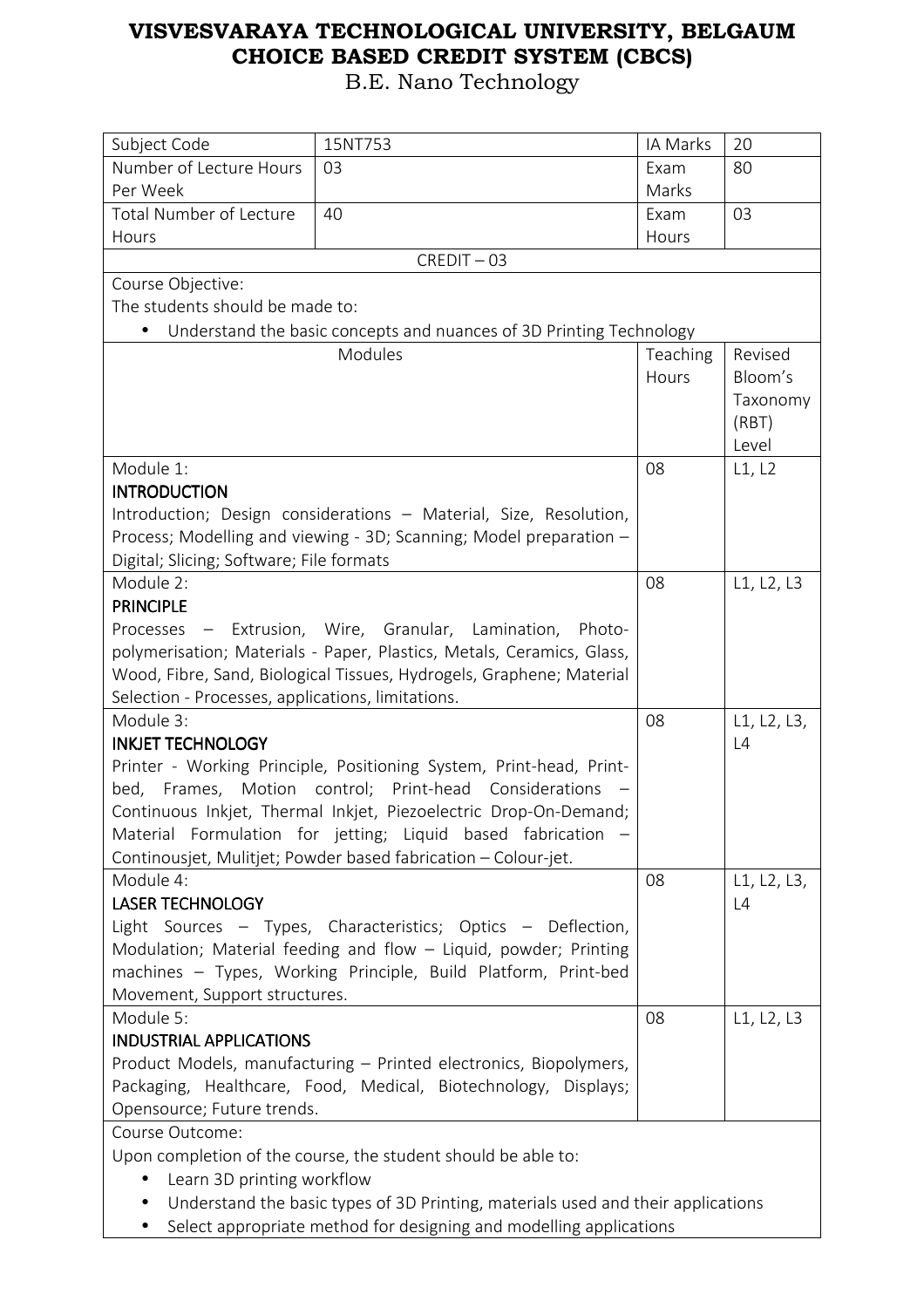# VISVESVARAYA TECHNOLOGICAL UNIVERSITY, BELGAUM
# CHOICE BASED CREDIT SYSTEM (CBCS)

B.E. Nano Technology

| | | | |
|---|---|---|---|
| Subject Code | 15NT753 | IA Marks | 20 |
| Number of Lecture Hours Per Week | 03 | Exam Marks | 80 |
| Total Number of Lecture Hours | 40 | Exam Hours | 03 |
| CREDIT – 03 | | | |

Course Objective:

The students should be made to:

- Understand the basic concepts and nuances of 3D Printing Technology

| Modules | Teaching Hours | Revised Bloom's Taxonomy (RBT) Level |
|---|---|---|
| Module 1:<br>**INTRODUCTION**<br>Introduction; Design considerations – Material, Size, Resolution, Process; Modelling and viewing - 3D; Scanning; Model preparation – Digital; Slicing; Software; File formats | 08 | L1, L2 |
| Module 2:<br>**PRINCIPLE**<br>Processes – Extrusion, Wire, Granular, Lamination, Photo-polymerisation; Materials - Paper, Plastics, Metals, Ceramics, Glass, Wood, Fibre, Sand, Biological Tissues, Hydrogels, Graphene; Material Selection - Processes, applications, limitations. | 08 | L1, L2, L3 |
| Module 3:<br>**INKJET TECHNOLOGY**<br>Printer - Working Principle, Positioning System, Print-head, Print-bed, Frames, Motion control; Print-head Considerations – Continuous Inkjet, Thermal Inkjet, Piezoelectric Drop-On-Demand; Material Formulation for jetting; Liquid based fabrication – Continousjet, Mulitjet; Powder based fabrication – Colour-jet. | 08 | L1, L2, L3, L4 |
| Module 4:<br>**LASER TECHNOLOGY**<br>Light Sources – Types, Characteristics; Optics – Deflection, Modulation; Material feeding and flow – Liquid, powder; Printing machines – Types, Working Principle, Build Platform, Print-bed Movement, Support structures. | 08 | L1, L2, L3, L4 |
| Module 5:<br>**INDUSTRIAL APPLICATIONS**<br>Product Models, manufacturing – Printed electronics, Biopolymers, Packaging, Healthcare, Food, Medical, Biotechnology, Displays; Opensource; Future trends. | 08 | L1, L2, L3 |

Course Outcome:

Upon completion of the course, the student should be able to:

- Learn 3D printing workflow
- Understand the basic types of 3D Printing, materials used and their applications
- Select appropriate method for designing and modelling applications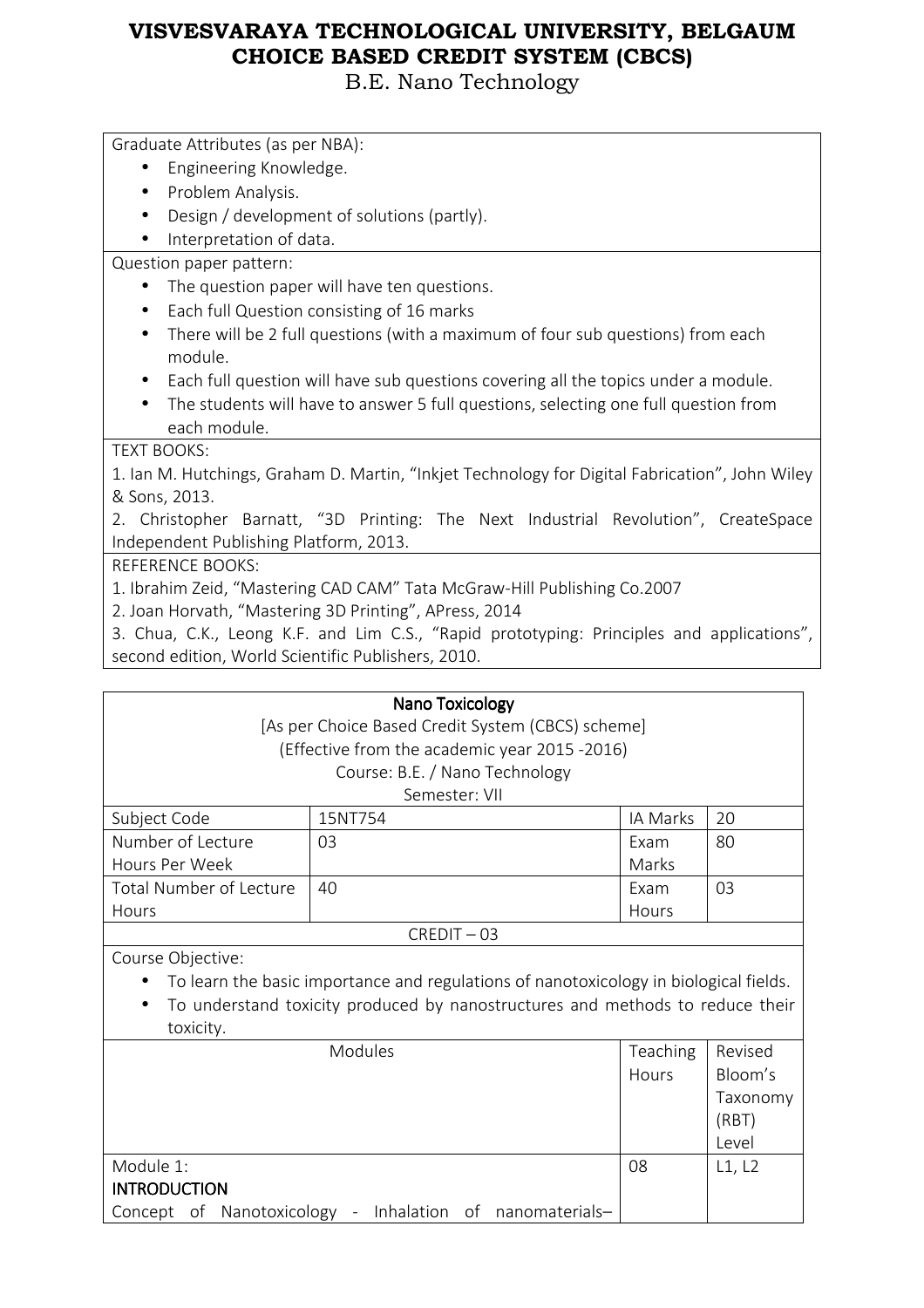# VISVESVARAYA TECHNOLOGICAL UNIVERSITY, BELGAUM
## CHOICE BASED CREDIT SYSTEM (CBCS)
B.E. Nano Technology

Graduate Attributes (as per NBA):

- Engineering Knowledge.
- Problem Analysis.
- Design / development of solutions (partly).
- Interpretation of data.

Question paper pattern:

- The question paper will have ten questions.
- Each full Question consisting of 16 marks
- There will be 2 full questions (with a maximum of four sub questions) from each module.
- Each full question will have sub questions covering all the topics under a module.
- The students will have to answer 5 full questions, selecting one full question from each module.

TEXT BOOKS:

1. Ian M. Hutchings, Graham D. Martin, "Inkjet Technology for Digital Fabrication", John Wiley & Sons, 2013.
2. Christopher Barnatt, "3D Printing: The Next Industrial Revolution", CreateSpace Independent Publishing Platform, 2013.

REFERENCE BOOKS:

1. Ibrahim Zeid, "Mastering CAD CAM" Tata McGraw-Hill Publishing Co.2007
2. Joan Horvath, "Mastering 3D Printing", APress, 2014
3. Chua, C.K., Leong K.F. and Lim C.S., "Rapid prototyping: Principles and applications", second edition, World Scientific Publishers, 2010.

**Nano Toxicology**

[As per Choice Based Credit System (CBCS) scheme]
(Effective from the academic year 2015 -2016)
Course: B.E. / Nano Technology
Semester: VII

| | | | |
|---|---|---|---|
| Subject Code | 15NT754 | IA Marks | 20 |
| Number of Lecture Hours Per Week | 03 | Exam Marks | 80 |
| Total Number of Lecture Hours | 40 | Exam Hours | 03 |

CREDIT – 03

Course Objective:

- To learn the basic importance and regulations of nanotoxicology in biological fields.
- To understand toxicity produced by nanostructures and methods to reduce their toxicity.

| Modules | Teaching Hours | Revised Bloom's Taxonomy (RBT) Level |
|---|---|---|
| Module 1:<br>**INTRODUCTION**<br>Concept of Nanotoxicology - Inhalation of nanomaterials– | 08 | L1, L2 |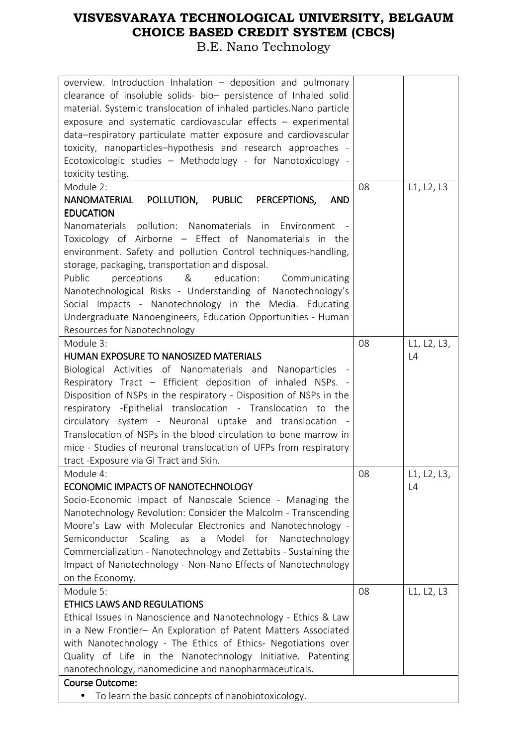# VISVESVARAYA TECHNOLOGICAL UNIVERSITY, BELGAUM
# CHOICE BASED CREDIT SYSTEM (CBCS)
B.E. Nano Technology

| | | |
|---|---|---|
| overview. Introduction Inhalation – deposition and pulmonary clearance of insoluble solids- bio– persistence of Inhaled solid material. Systemic translocation of inhaled particles.Nano particle exposure and systematic cardiovascular effects – experimental data–respiratory particulate matter exposure and cardiovascular toxicity, nanoparticles–hypothesis and research approaches - Ecotoxicologic studies – Methodology - for Nanotoxicology - toxicity testing. | | |
| Module 2: **NANOMATERIAL POLLUTION, PUBLIC PERCEPTIONS, AND EDUCATION** Nanomaterials pollution: Nanomaterials in Environment - Toxicology of Airborne – Effect of Nanomaterials in the environment. Safety and pollution Control techniques-handling, storage, packaging, transportation and disposal. Public perceptions & education: Communicating Nanotechnological Risks - Understanding of Nanotechnology's Social Impacts - Nanotechnology in the Media. Educating Undergraduate Nanoengineers, Education Opportunities - Human Resources for Nanotechnology | 08 | L1, L2, L3 |
| Module 3: **HUMAN EXPOSURE TO NANOSIZED MATERIALS** Biological Activities of Nanomaterials and Nanoparticles - Respiratory Tract – Efficient deposition of inhaled NSPs. - Disposition of NSPs in the respiratory - Disposition of NSPs in the respiratory -Epithelial translocation - Translocation to the circulatory system - Neuronal uptake and translocation - Translocation of NSPs in the blood circulation to bone marrow in mice - Studies of neuronal translocation of UFPs from respiratory tract -Exposure via GI Tract and Skin. | 08 | L1, L2, L3, L4 |
| Module 4: **ECONOMIC IMPACTS OF NANOTECHNOLOGY** Socio-Economic Impact of Nanoscale Science - Managing the Nanotechnology Revolution: Consider the Malcolm - Transcending Moore's Law with Molecular Electronics and Nanotechnology - Semiconductor Scaling as a Model for Nanotechnology Commercialization - Nanotechnology and Zettabits - Sustaining the Impact of Nanotechnology - Non-Nano Effects of Nanotechnology on the Economy. | 08 | L1, L2, L3, L4 |
| Module 5: **ETHICS LAWS AND REGULATIONS** Ethical Issues in Nanoscience and Nanotechnology - Ethics & Law in a New Frontier– An Exploration of Patent Matters Associated with Nanotechnology - The Ethics of Ethics- Negotiations over Quality of Life in the Nanotechnology Initiative. Patenting nanotechnology, nanomedicine and nanopharmaceuticals. | 08 | L1, L2, L3 |
| **Course Outcome:** • To learn the basic concepts of nanobiotoxicology. | | |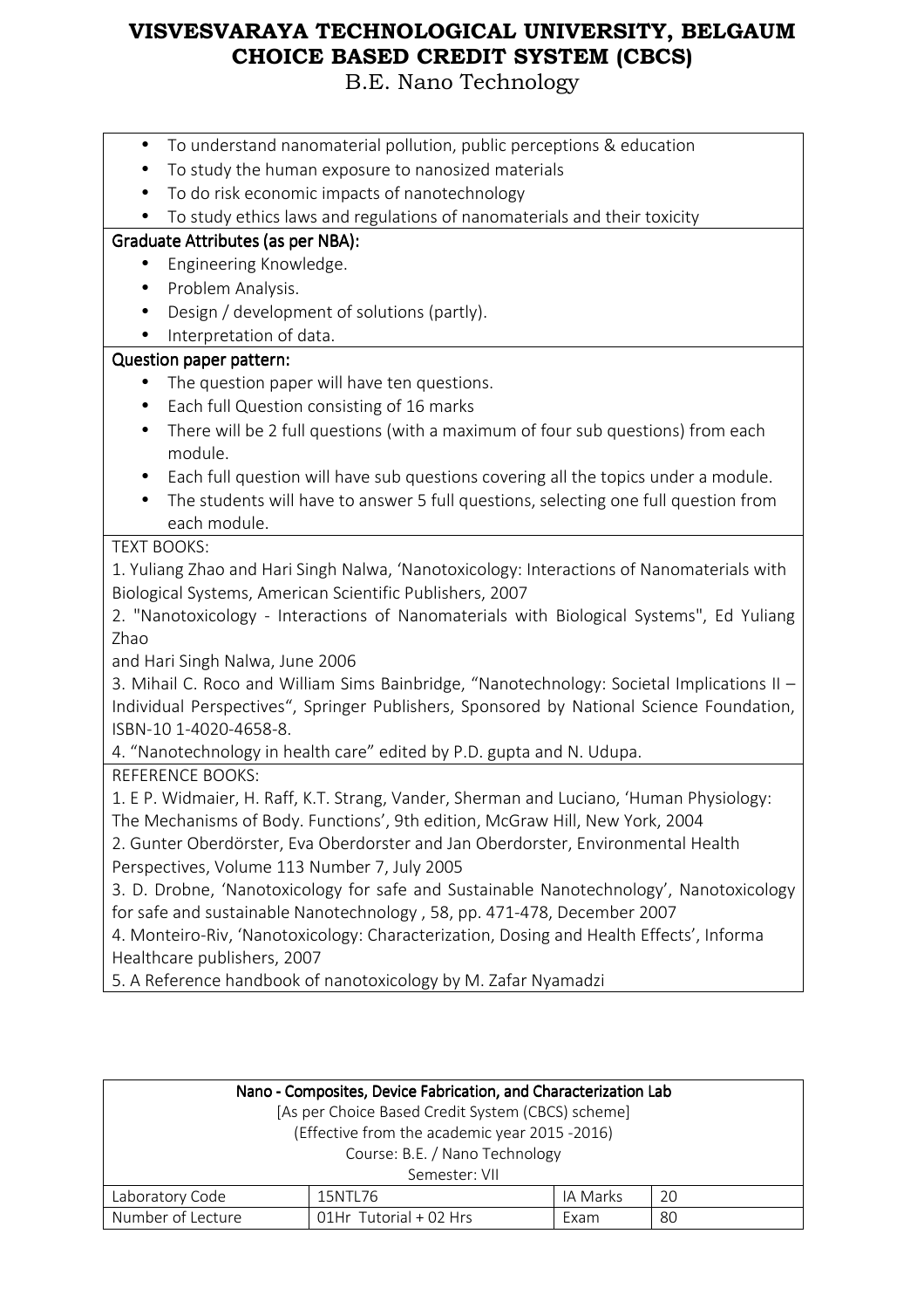- To understand nanomaterial pollution, public perceptions & education
- To study the human exposure to nanosized materials
- To do risk economic impacts of nanotechnology
- To study ethics laws and regulations of nanomaterials and their toxicity

**Graduate Attributes (as per NBA):**

- Engineering Knowledge.
- Problem Analysis.
- Design / development of solutions (partly).
- Interpretation of data.

**Question paper pattern:**

- The question paper will have ten questions.
- Each full Question consisting of 16 marks
- There will be 2 full questions (with a maximum of four sub questions) from each module.
- Each full question will have sub questions covering all the topics under a module.
- The students will have to answer 5 full questions, selecting one full question from each module.

TEXT BOOKS:

1. Yuliang Zhao and Hari Singh Nalwa, 'Nanotoxicology: Interactions of Nanomaterials with Biological Systems, American Scientific Publishers, 2007
2. "Nanotoxicology - Interactions of Nanomaterials with Biological Systems", Ed Yuliang Zhao and Hari Singh Nalwa, June 2006
3. Mihail C. Roco and William Sims Bainbridge, "Nanotechnology: Societal Implications II – Individual Perspectives", Springer Publishers, Sponsored by National Science Foundation, ISBN-10 1-4020-4658-8.
4. "Nanotechnology in health care" edited by P.D. gupta and N. Udupa.

REFERENCE BOOKS:

1. E P. Widmaier, H. Raff, K.T. Strang, Vander, Sherman and Luciano, 'Human Physiology: The Mechanisms of Body. Functions', 9th edition, McGraw Hill, New York, 2004
2. Gunter Oberdörster, Eva Oberdorster and Jan Oberdorster, Environmental Health Perspectives, Volume 113 Number 7, July 2005
3. D. Drobne, 'Nanotoxicology for safe and Sustainable Nanotechnology', Nanotoxicology for safe and sustainable Nanotechnology , 58, pp. 471-478, December 2007
4. Monteiro-Riv, 'Nanotoxicology: Characterization, Dosing and Health Effects', Informa Healthcare publishers, 2007
5. A Reference handbook of nanotoxicology by M. Zafar Nyamadzi

**Nano - Composites, Device Fabrication, and Characterization Lab**

[As per Choice Based Credit System (CBCS) scheme]
(Effective from the academic year 2015 -2016)
Course: B.E. / Nano Technology
Semester: VII

| | | | |
|---|---|---|---|
| Laboratory Code | 15NTL76 | IA Marks | 20 |
| Number of Lecture | 01Hr Tutorial + 02 Hrs | Exam | 80 |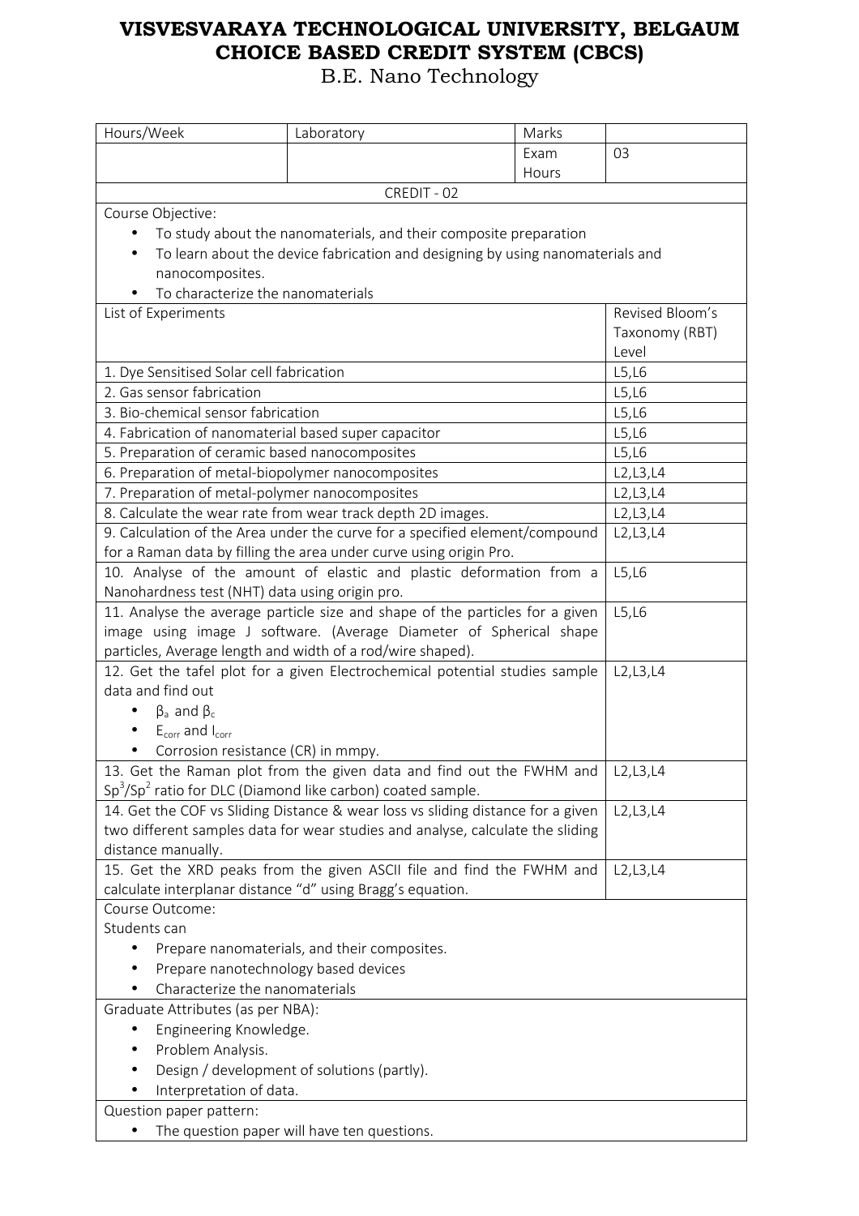# VISVESVARAYA TECHNOLOGICAL UNIVERSITY, BELGAUM
## CHOICE BASED CREDIT SYSTEM (CBCS)
B.E. Nano Technology

| Hours/Week | Laboratory | Marks | |
|---|---|---|---|
| | | Exam Hours | 03 |
| CREDIT - 02 | | | |

Course Objective:

- To study about the nanomaterials, and their composite preparation
- To learn about the device fabrication and designing by using nanomaterials and nanocomposites.
- To characterize the nanomaterials

| List of Experiments | Revised Bloom's Taxonomy (RBT) Level |
|---|---|
| 1. Dye Sensitised Solar cell fabrication | L5,L6 |
| 2. Gas sensor fabrication | L5,L6 |
| 3. Bio-chemical sensor fabrication | L5,L6 |
| 4. Fabrication of nanomaterial based super capacitor | L5,L6 |
| 5. Preparation of ceramic based nanocomposites | L5,L6 |
| 6. Preparation of metal-biopolymer nanocomposites | L2,L3,L4 |
| 7. Preparation of metal-polymer nanocomposites | L2,L3,L4 |
| 8. Calculate the wear rate from wear track depth 2D images. | L2,L3,L4 |
| 9. Calculation of the Area under the curve for a specified element/compound for a Raman data by filling the area under curve using origin Pro. | L2,L3,L4 |
| 10. Analyse of the amount of elastic and plastic deformation from a Nanohardness test (NHT) data using origin pro. | L5,L6 |
| 11. Analyse the average particle size and shape of the particles for a given image using image J software. (Average Diameter of Spherical shape particles, Average length and width of a rod/wire shaped). | L5,L6 |
| 12. Get the tafel plot for a given Electrochemical potential studies sample data and find out<br>• $\beta_a$ and $\beta_c$<br>• $E_{corr}$ and $I_{corr}$<br>• Corrosion resistance (CR) in mmpy. | L2,L3,L4 |
| 13. Get the Raman plot from the given data and find out the FWHM and $Sp^3/Sp^2$ ratio for DLC (Diamond like carbon) coated sample. | L2,L3,L4 |
| 14. Get the COF vs Sliding Distance & wear loss vs sliding distance for a given two different samples data for wear studies and analyse, calculate the sliding distance manually. | L2,L3,L4 |
| 15. Get the XRD peaks from the given ASCII file and find the FWHM and calculate interplanar distance "d" using Bragg's equation. | L2,L3,L4 |

Course Outcome:

Students can

- Prepare nanomaterials, and their composites.
- Prepare nanotechnology based devices
- Characterize the nanomaterials

Graduate Attributes (as per NBA):

- Engineering Knowledge.
- Problem Analysis.
- Design / development of solutions (partly).
- Interpretation of data.

Question paper pattern:

- The question paper will have ten questions.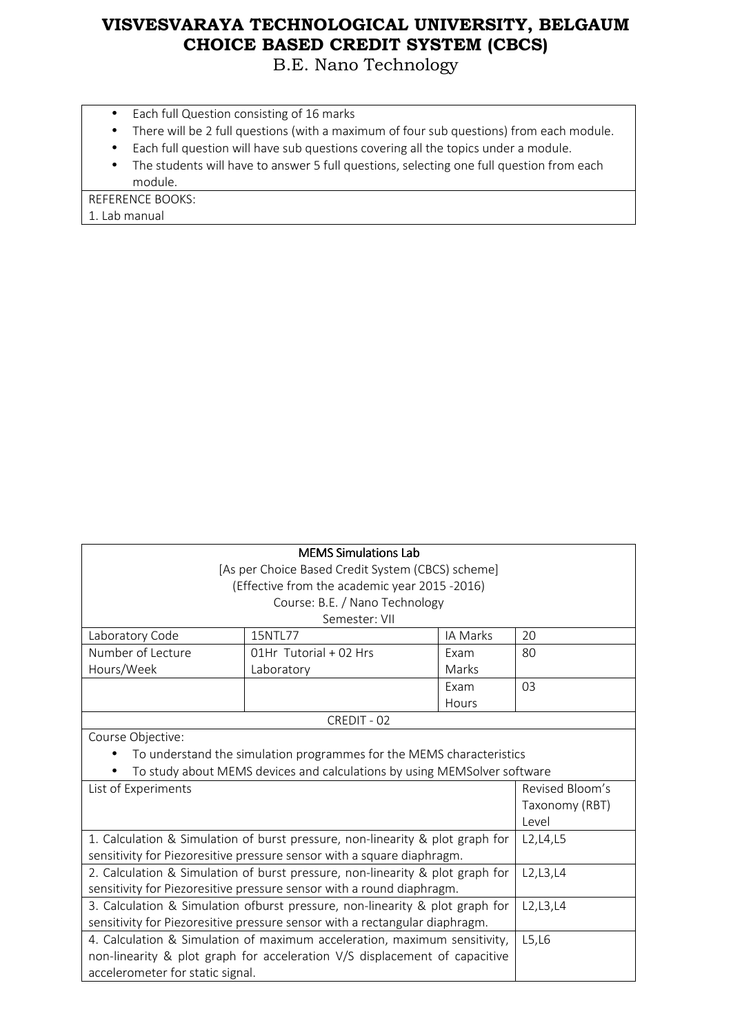- Each full Question consisting of 16 marks
- There will be 2 full questions (with a maximum of four sub questions) from each module.
- Each full question will have sub questions covering all the topics under a module.
- The students will have to answer 5 full questions, selecting one full question from each module.

REFERENCE BOOKS:

1. Lab manual

| | | | |
|---|---|---|---|
| **MEMS Simulations Lab**<br>[As per Choice Based Credit System (CBCS) scheme]<br>(Effective from the academic year 2015 -2016)<br>Course: B.E. / Nano Technology<br>Semester: VII | | | |
| Laboratory Code | 15NTL77 | IA Marks | 20 |
| Number of Lecture Hours/Week | 01Hr Tutorial + 02 Hrs Laboratory | Exam Marks | 80 |
| | | Exam Hours | 03 |
| CREDIT - 02 | | | |

Course Objective:

- To understand the simulation programmes for the MEMS characteristics
- To study about MEMS devices and calculations by using MEMSolver software

| List of Experiments | Revised Bloom's Taxonomy (RBT) Level |
|---|---|
| 1. Calculation & Simulation of burst pressure, non-linearity & plot graph for sensitivity for Piezoresitive pressure sensor with a square diaphragm. | L2,L4,L5 |
| 2. Calculation & Simulation of burst pressure, non-linearity & plot graph for sensitivity for Piezoresitive pressure sensor with a round diaphragm. | L2,L3,L4 |
| 3. Calculation & Simulation ofburst pressure, non-linearity & plot graph for sensitivity for Piezoresitive pressure sensor with a rectangular diaphragm. | L2,L3,L4 |
| 4. Calculation & Simulation of maximum acceleration, maximum sensitivity, non-linearity & plot graph for acceleration V/S displacement of capacitive accelerometer for static signal. | L5,L6 |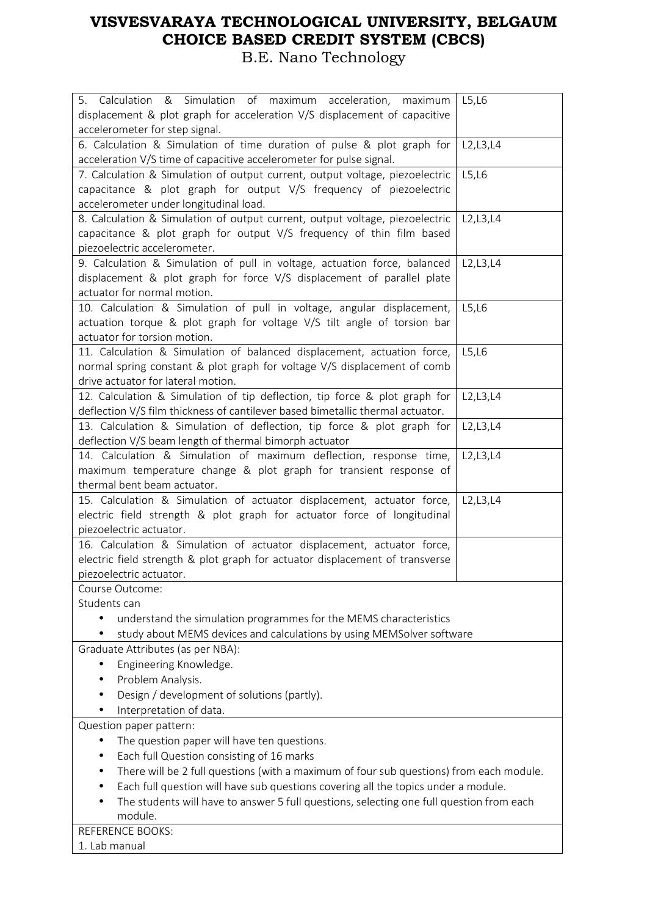# VISVESVARAYA TECHNOLOGICAL UNIVERSITY, BELGAUM
# CHOICE BASED CREDIT SYSTEM (CBCS)
## B.E. Nano Technology

| | |
|---|---|
| 5. Calculation & Simulation of maximum acceleration, maximum displacement & plot graph for acceleration V/S displacement of capacitive accelerometer for step signal. | L5,L6 |
| 6. Calculation & Simulation of time duration of pulse & plot graph for acceleration V/S time of capacitive accelerometer for pulse signal. | L2,L3,L4 |
| 7. Calculation & Simulation of output current, output voltage, piezoelectric capacitance & plot graph for output V/S frequency of piezoelectric accelerometer under longitudinal load. | L5,L6 |
| 8. Calculation & Simulation of output current, output voltage, piezoelectric capacitance & plot graph for output V/S frequency of thin film based piezoelectric accelerometer. | L2,L3,L4 |
| 9. Calculation & Simulation of pull in voltage, actuation force, balanced displacement & plot graph for force V/S displacement of parallel plate actuator for normal motion. | L2,L3,L4 |
| 10. Calculation & Simulation of pull in voltage, angular displacement, actuation torque & plot graph for voltage V/S tilt angle of torsion bar actuator for torsion motion. | L5,L6 |
| 11. Calculation & Simulation of balanced displacement, actuation force, normal spring constant & plot graph for voltage V/S displacement of comb drive actuator for lateral motion. | L5,L6 |
| 12. Calculation & Simulation of tip deflection, tip force & plot graph for deflection V/S film thickness of cantilever based bimetallic thermal actuator. | L2,L3,L4 |
| 13. Calculation & Simulation of deflection, tip force & plot graph for deflection V/S beam length of thermal bimorph actuator | L2,L3,L4 |
| 14. Calculation & Simulation of maximum deflection, response time, maximum temperature change & plot graph for transient response of thermal bent beam actuator. | L2,L3,L4 |
| 15. Calculation & Simulation of actuator displacement, actuator force, electric field strength & plot graph for actuator force of longitudinal piezoelectric actuator. | L2,L3,L4 |
| 16. Calculation & Simulation of actuator displacement, actuator force, electric field strength & plot graph for actuator displacement of transverse piezoelectric actuator. | |

Course Outcome:

Students can

- understand the simulation programmes for the MEMS characteristics
- study about MEMS devices and calculations by using MEMSolver software

Graduate Attributes (as per NBA):

- Engineering Knowledge.
- Problem Analysis.
- Design / development of solutions (partly).
- Interpretation of data.

Question paper pattern:

- The question paper will have ten questions.
- Each full Question consisting of 16 marks
- There will be 2 full questions (with a maximum of four sub questions) from each module.
- Each full question will have sub questions covering all the topics under a module.
- The students will have to answer 5 full questions, selecting one full question from each module.

REFERENCE BOOKS:

1. Lab manual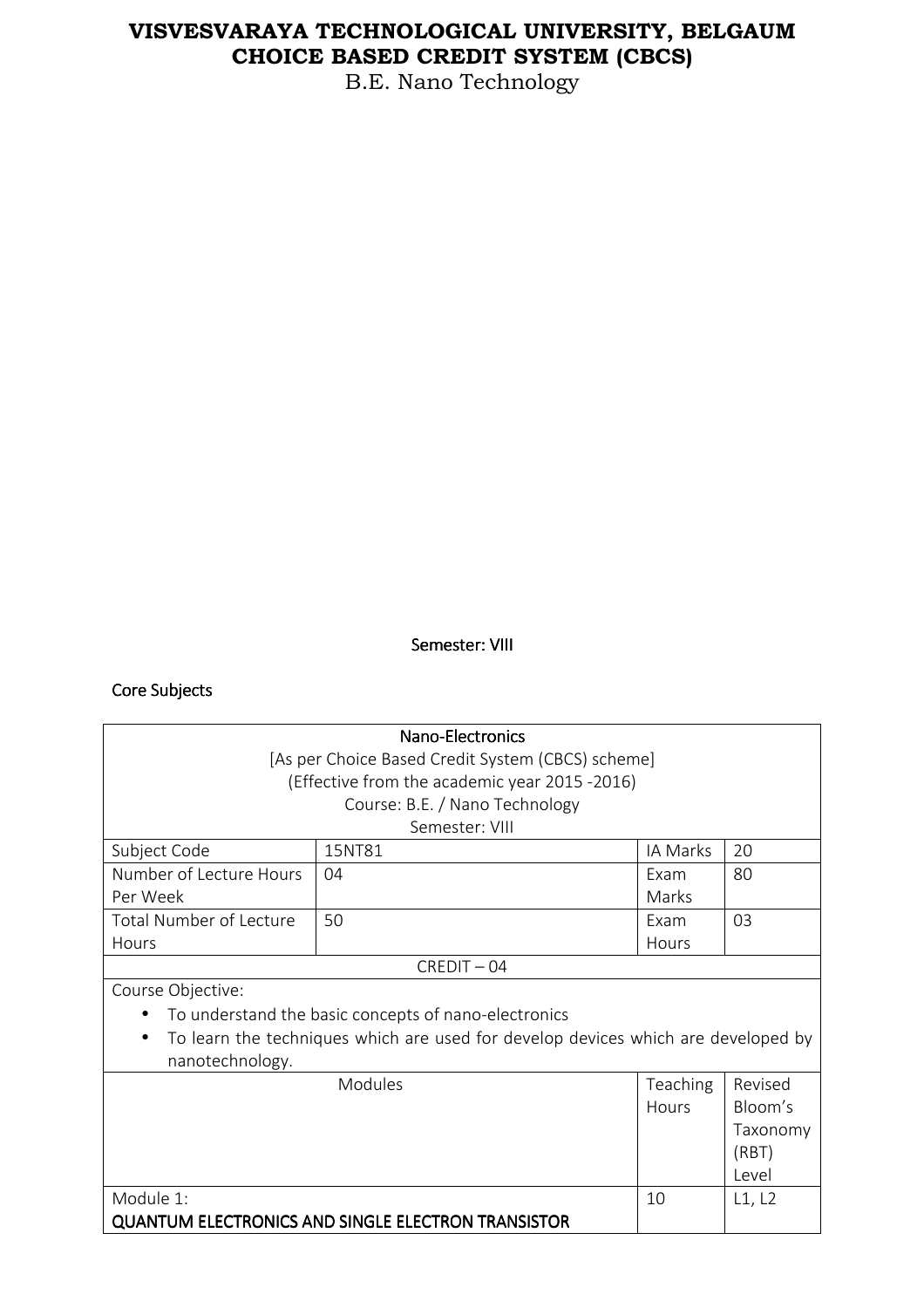# VISVESVARAYA TECHNOLOGICAL UNIVERSITY, BELGAUM
## CHOICE BASED CREDIT SYSTEM (CBCS)
B.E. Nano Technology

Semester: VIII

Core Subjects

| | | | |
|---|---|---|---|
| Nano-Electronics<br>[As per Choice Based Credit System (CBCS) scheme]<br>(Effective from the academic year 2015 -2016)<br>Course: B.E. / Nano Technology<br>Semester: VIII | | | |
| Subject Code | 15NT81 | IA Marks | 20 |
| Number of Lecture Hours Per Week | 04 | Exam Marks | 80 |
| Total Number of Lecture Hours | 50 | Exam Hours | 03 |
| CREDIT – 04 | | | |
| Course Objective:<br>• To understand the basic concepts of nano-electronics<br>• To learn the techniques which are used for develop devices which are developed by nanotechnology. | | | |
| Modules | | Teaching Hours | Revised Bloom's Taxonomy (RBT) Level |
| Module 1:<br>QUANTUM ELECTRONICS AND SINGLE ELECTRON TRANSISTOR | | 10 | L1, L2 |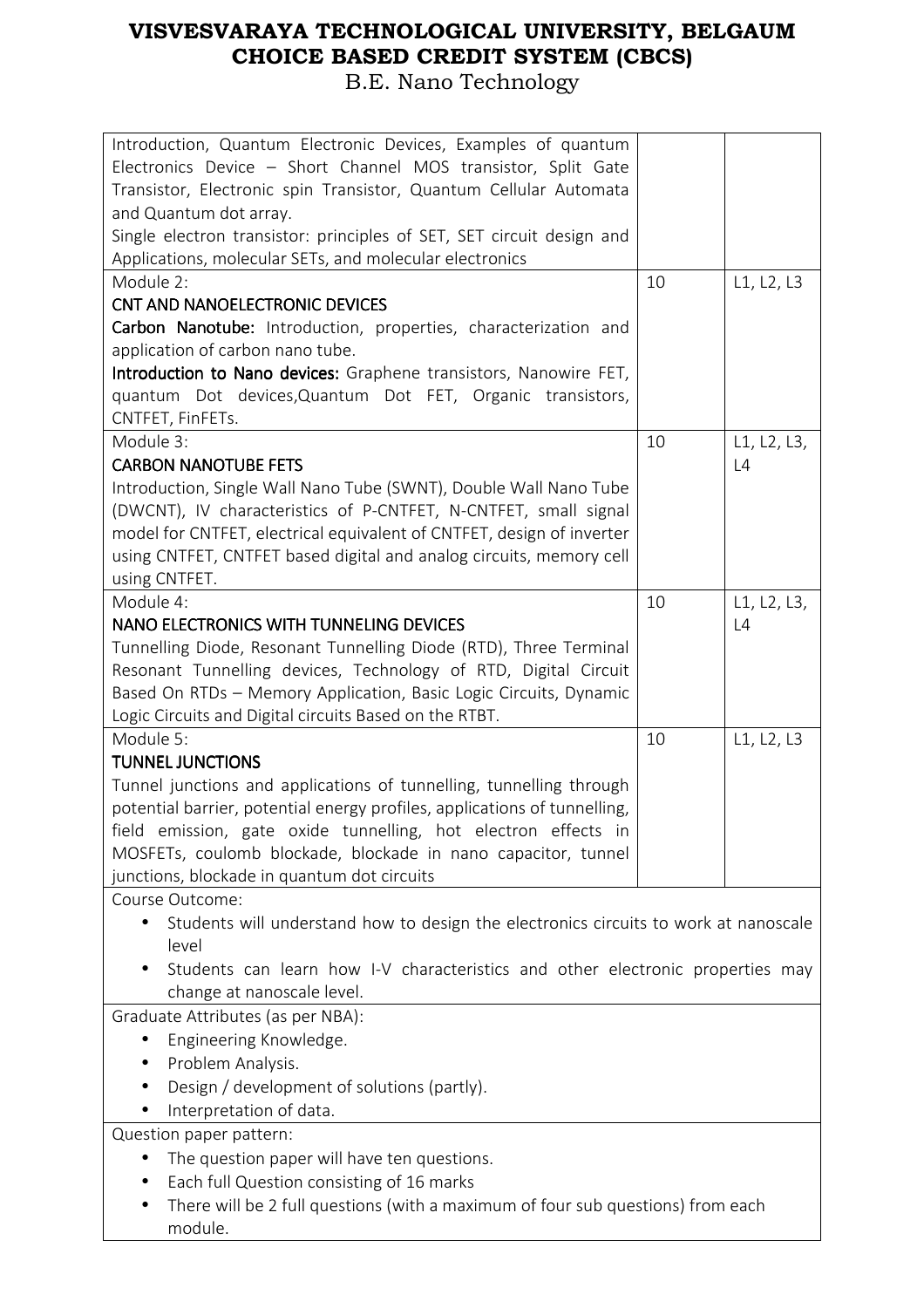# VISVESVARAYA TECHNOLOGICAL UNIVERSITY, BELGAUM
# CHOICE BASED CREDIT SYSTEM (CBCS)
B.E. Nano Technology

| | | |
|---|---|---|
| Introduction, Quantum Electronic Devices, Examples of quantum Electronics Device – Short Channel MOS transistor, Split Gate Transistor, Electronic spin Transistor, Quantum Cellular Automata and Quantum dot array.<br>Single electron transistor: principles of SET, SET circuit design and Applications, molecular SETs, and molecular electronics | | |
| Module 2:<br>**CNT AND NANOELECTRONIC DEVICES**<br>**Carbon Nanotube:** Introduction, properties, characterization and application of carbon nano tube.<br>**Introduction to Nano devices:** Graphene transistors, Nanowire FET, quantum Dot devices,Quantum Dot FET, Organic transistors, CNTFET, FinFETs. | 10 | L1, L2, L3 |
| Module 3:<br>**CARBON NANOTUBE FETS**<br>Introduction, Single Wall Nano Tube (SWNT), Double Wall Nano Tube (DWCNT), IV characteristics of P-CNTFET, N-CNTFET, small signal model for CNTFET, electrical equivalent of CNTFET, design of inverter using CNTFET, CNTFET based digital and analog circuits, memory cell using CNTFET. | 10 | L1, L2, L3, L4 |
| Module 4:<br>**NANO ELECTRONICS WITH TUNNELING DEVICES**<br>Tunnelling Diode, Resonant Tunnelling Diode (RTD), Three Terminal Resonant Tunnelling devices, Technology of RTD, Digital Circuit Based On RTDs – Memory Application, Basic Logic Circuits, Dynamic Logic Circuits and Digital circuits Based on the RTBT. | 10 | L1, L2, L3, L4 |
| Module 5:<br>**TUNNEL JUNCTIONS**<br>Tunnel junctions and applications of tunnelling, tunnelling through potential barrier, potential energy profiles, applications of tunnelling, field emission, gate oxide tunnelling, hot electron effects in MOSFETs, coulomb blockade, blockade in nano capacitor, tunnel junctions, blockade in quantum dot circuits | 10 | L1, L2, L3 |

Course Outcome:

- Students will understand how to design the electronics circuits to work at nanoscale level
- Students can learn how I-V characteristics and other electronic properties may change at nanoscale level.

Graduate Attributes (as per NBA):

- Engineering Knowledge.
- Problem Analysis.
- Design / development of solutions (partly).
- Interpretation of data.

Question paper pattern:

- The question paper will have ten questions.
- Each full Question consisting of 16 marks
- There will be 2 full questions (with a maximum of four sub questions) from each module.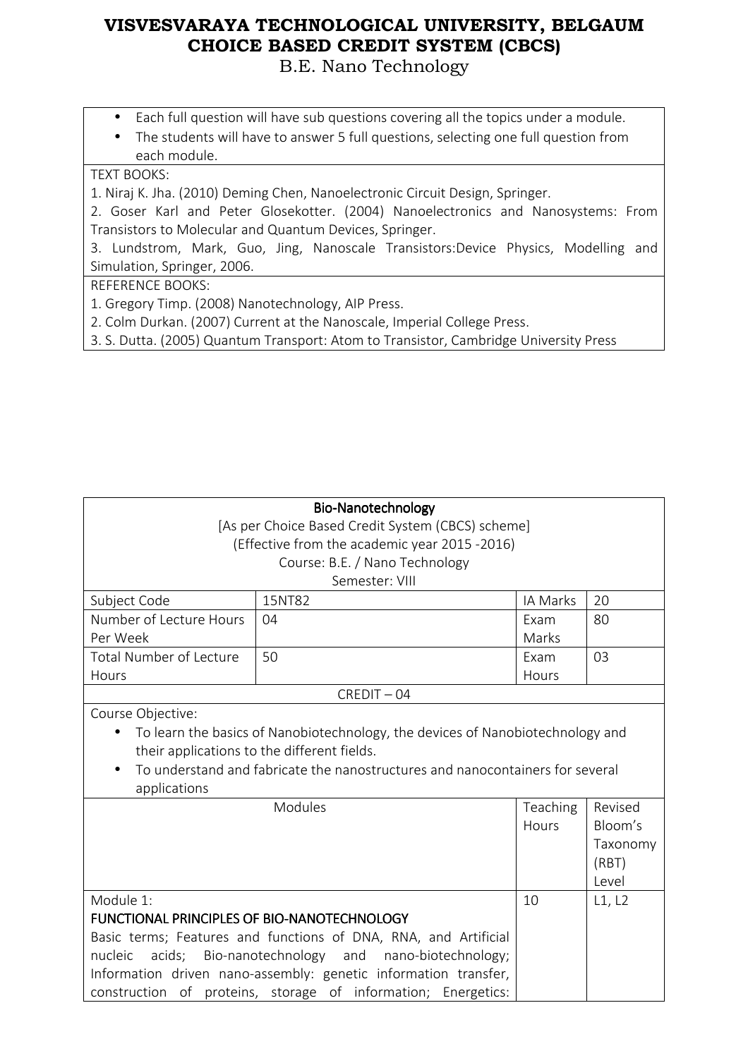- Each full question will have sub questions covering all the topics under a module.
- The students will have to answer 5 full questions, selecting one full question from each module.

TEXT BOOKS:

1. Niraj K. Jha. (2010) Deming Chen, Nanoelectronic Circuit Design, Springer.
2. Goser Karl and Peter Glosekotter. (2004) Nanoelectronics and Nanosystems: From Transistors to Molecular and Quantum Devices, Springer.
3. Lundstrom, Mark, Guo, Jing, Nanoscale Transistors:Device Physics, Modelling and Simulation, Springer, 2006.

REFERENCE BOOKS:

1. Gregory Timp. (2008) Nanotechnology, AIP Press.
2. Colm Durkan. (2007) Current at the Nanoscale, Imperial College Press.
3. S. Dutta. (2005) Quantum Transport: Atom to Transistor, Cambridge University Press

## Bio-Nanotechnology

[As per Choice Based Credit System (CBCS) scheme]
(Effective from the academic year 2015 -2016)
Course: B.E. / Nano Technology
Semester: VIII

| | | | |
|---|---|---|---|
| Subject Code | 15NT82 | IA Marks | 20 |
| Number of Lecture Hours Per Week | 04 | Exam Marks | 80 |
| Total Number of Lecture Hours | 50 | Exam Hours | 03 |

CREDIT – 04

Course Objective:

- To learn the basics of Nanobiotechnology, the devices of Nanobiotechnology and their applications to the different fields.
- To understand and fabricate the nanostructures and nanocontainers for several applications

| Modules | Teaching Hours | Revised Bloom's Taxonomy (RBT) Level |
|---|---|---|
| Module 1:<br>**FUNCTIONAL PRINCIPLES OF BIO-NANOTECHNOLOGY**<br>Basic terms; Features and functions of DNA, RNA, and Artificial nucleic acids; Bio-nanotechnology and nano-biotechnology; Information driven nano-assembly: genetic information transfer, construction of proteins, storage of information; Energetics: | 10 | L1, L2 |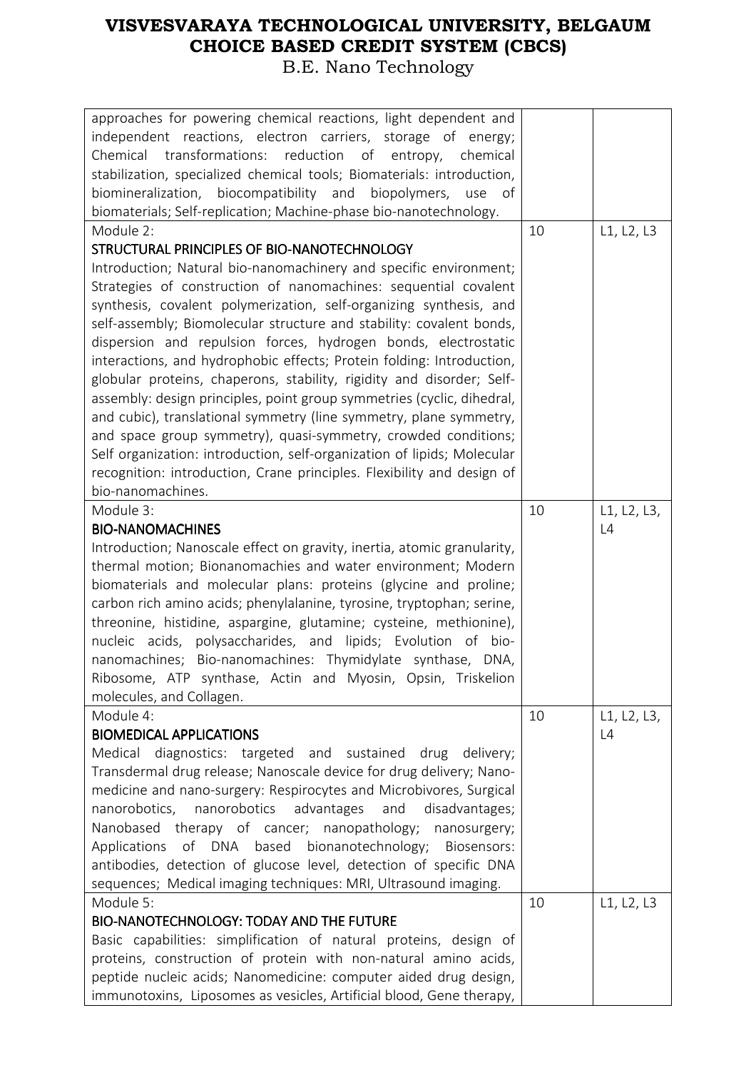| | | |
|---|---|---|
| approaches for powering chemical reactions, light dependent and independent reactions, electron carriers, storage of energy; Chemical transformations: reduction of entropy, chemical stabilization, specialized chemical tools; Biomaterials: introduction, biomineralization, biocompatibility and biopolymers, use of biomaterials; Self-replication; Machine-phase bio-nanotechnology. | | |
| Module 2:<br>**STRUCTURAL PRINCIPLES OF BIO-NANOTECHNOLOGY**<br>Introduction; Natural bio-nanomachinery and specific environment; Strategies of construction of nanomachines: sequential covalent synthesis, covalent polymerization, self-organizing synthesis, and self-assembly; Biomolecular structure and stability: covalent bonds, dispersion and repulsion forces, hydrogen bonds, electrostatic interactions, and hydrophobic effects; Protein folding: Introduction, globular proteins, chaperons, stability, rigidity and disorder; Self-assembly: design principles, point group symmetries (cyclic, dihedral, and cubic), translational symmetry (line symmetry, plane symmetry, and space group symmetry), quasi-symmetry, crowded conditions; Self organization: introduction, self-organization of lipids; Molecular recognition: introduction, Crane principles. Flexibility and design of bio-nanomachines. | 10 | L1, L2, L3 |
| Module 3:<br>**BIO-NANOMACHINES**<br>Introduction; Nanoscale effect on gravity, inertia, atomic granularity, thermal motion; Bionanomachies and water environment; Modern biomaterials and molecular plans: proteins (glycine and proline; carbon rich amino acids; phenylalanine, tyrosine, tryptophan; serine, threonine, histidine, aspargine, glutamine; cysteine, methionine), nucleic acids, polysaccharides, and lipids; Evolution of bio-nanomachines; Bio-nanomachines: Thymidylate synthase, DNA, Ribosome, ATP synthase, Actin and Myosin, Opsin, Triskelion molecules, and Collagen. | 10 | L1, L2, L3, L4 |
| Module 4:<br>**BIOMEDICAL APPLICATIONS**<br>Medical diagnostics: targeted and sustained drug delivery; Transdermal drug release; Nanoscale device for drug delivery; Nano-medicine and nano-surgery: Respirocytes and Microbivores, Surgical nanorobotics, nanorobotics advantages and disadvantages; Nanobased therapy of cancer; nanopathology; nanosurgery; Applications of DNA based bionanotechnology; Biosensors: antibodies, detection of glucose level, detection of specific DNA sequences; Medical imaging techniques: MRI, Ultrasound imaging. | 10 | L1, L2, L3, L4 |
| Module 5:<br>**BIO-NANOTECHNOLOGY: TODAY AND THE FUTURE**<br>Basic capabilities: simplification of natural proteins, design of proteins, construction of protein with non-natural amino acids, peptide nucleic acids; Nanomedicine: computer aided drug design, immunotoxins, Liposomes as vesicles, Artificial blood, Gene therapy, | 10 | L1, L2, L3 |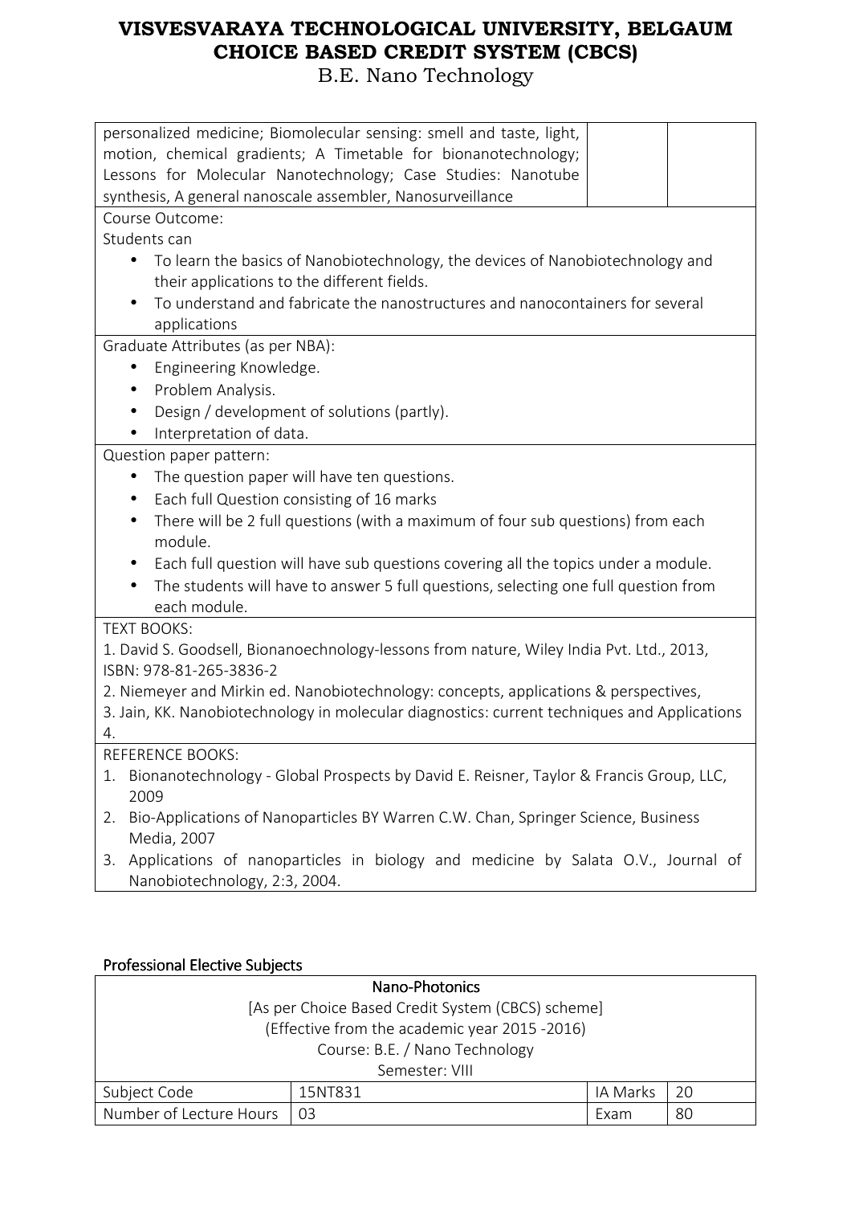| | | |
|---|---|---|
| personalized medicine; Biomolecular sensing: smell and taste, light, motion, chemical gradients; A Timetable for bionanotechnology; Lessons for Molecular Nanotechnology; Case Studies: Nanotube synthesis, A general nanoscale assembler, Nanosurveillance | | |

Course Outcome:

Students can

- To learn the basics of Nanobiotechnology, the devices of Nanobiotechnology and their applications to the different fields.
- To understand and fabricate the nanostructures and nanocontainers for several applications

Graduate Attributes (as per NBA):

- Engineering Knowledge.
- Problem Analysis.
- Design / development of solutions (partly).
- Interpretation of data.

Question paper pattern:

- The question paper will have ten questions.
- Each full Question consisting of 16 marks
- There will be 2 full questions (with a maximum of four sub questions) from each module.
- Each full question will have sub questions covering all the topics under a module.
- The students will have to answer 5 full questions, selecting one full question from each module.

TEXT BOOKS:

1. David S. Goodsell, Bionanoechnology-lessons from nature, Wiley India Pvt. Ltd., 2013, ISBN: 978-81-265-3836-2
2. Niemeyer and Mirkin ed. Nanobiotechnology: concepts, applications & perspectives,
3. Jain, KK. Nanobiotechnology in molecular diagnostics: current techniques and Applications
4.

REFERENCE BOOKS:

1. Bionanotechnology - Global Prospects by David E. Reisner, Taylor & Francis Group, LLC, 2009
2. Bio-Applications of Nanoparticles BY Warren C.W. Chan, Springer Science, Business Media, 2007
3. Applications of nanoparticles in biology and medicine by Salata O.V., Journal of Nanobiotechnology, 2:3, 2004.

## Professional Elective Subjects

**Nano-Photonics**

[As per Choice Based Credit System (CBCS) scheme]

(Effective from the academic year 2015 -2016)

Course: B.E. / Nano Technology

Semester: VIII

| | | | |
|---|---|---|---|
| Subject Code | 15NT831 | IA Marks | 20 |
| Number of Lecture Hours | 03 | Exam | 80 |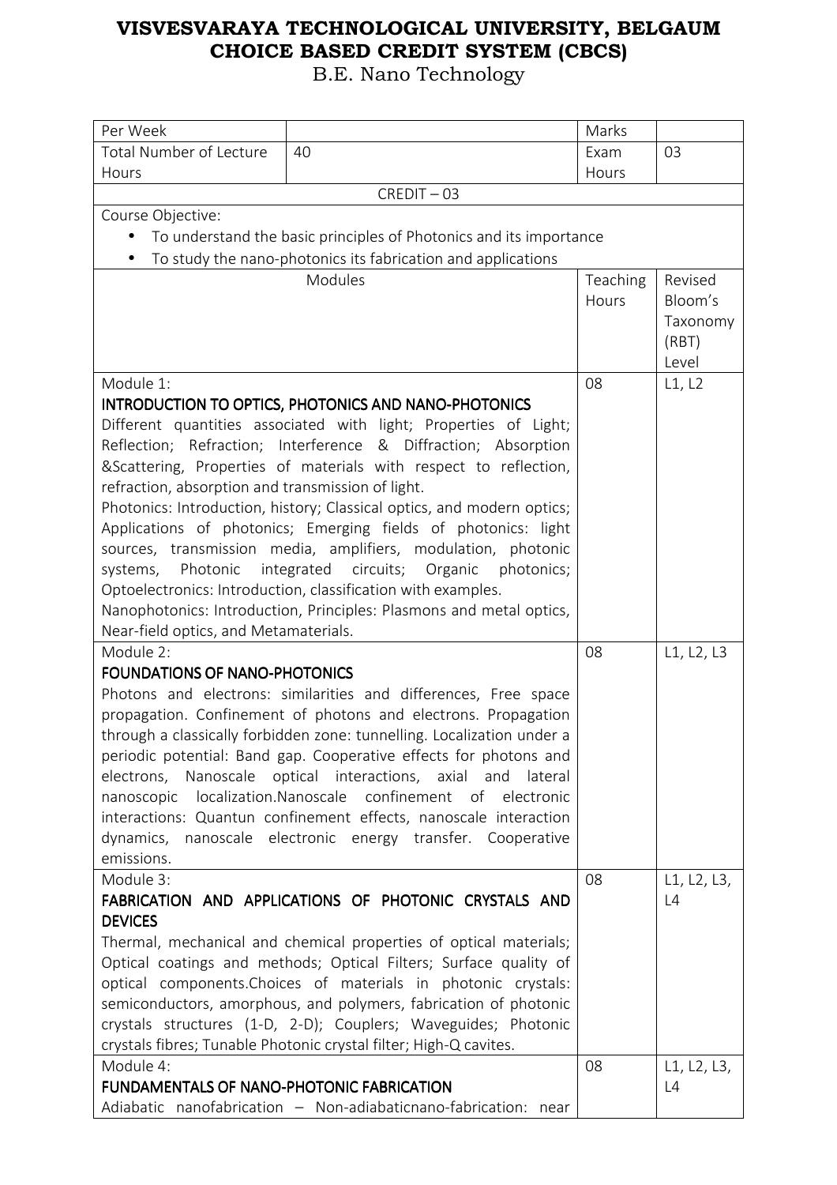# VISVESVARAYA TECHNOLOGICAL UNIVERSITY, BELGAUM
# CHOICE BASED CREDIT SYSTEM (CBCS)

B.E. Nano Technology

| | | | |
|---|---|---|---|
| Per Week | | Marks | |
| Total Number of Lecture Hours | 40 | Exam Hours | 03 |
| CREDIT – 03 | | | |
| Course Objective:<br>• To understand the basic principles of Photonics and its importance<br>• To study the nano-photonics its fabrication and applications | | | |
| Modules | | Teaching Hours | Revised Bloom's Taxonomy (RBT) Level |
| Module 1:<br>**INTRODUCTION TO OPTICS, PHOTONICS AND NANO-PHOTONICS**<br>Different quantities associated with light; Properties of Light; Reflection; Refraction; Interference & Diffraction; Absorption &Scattering, Properties of materials with respect to reflection, refraction, absorption and transmission of light.<br>Photonics: Introduction, history; Classical optics, and modern optics; Applications of photonics; Emerging fields of photonics: light sources, transmission media, amplifiers, modulation, photonic systems, Photonic integrated circuits; Organic photonics; Optoelectronics: Introduction, classification with examples.<br>Nanophotonics: Introduction, Principles: Plasmons and metal optics, Near-field optics, and Metamaterials. | | 08 | L1, L2 |
| Module 2:<br>**FOUNDATIONS OF NANO-PHOTONICS**<br>Photons and electrons: similarities and differences, Free space propagation. Confinement of photons and electrons. Propagation through a classically forbidden zone: tunnelling. Localization under a periodic potential: Band gap. Cooperative effects for photons and electrons, Nanoscale optical interactions, axial and lateral nanoscopic localization.Nanoscale confinement of electronic interactions: Quantun confinement effects, nanoscale interaction dynamics, nanoscale electronic energy transfer. Cooperative emissions. | | 08 | L1, L2, L3 |
| Module 3:<br>**FABRICATION AND APPLICATIONS OF PHOTONIC CRYSTALS AND DEVICES**<br>Thermal, mechanical and chemical properties of optical materials; Optical coatings and methods; Optical Filters; Surface quality of optical components.Choices of materials in photonic crystals: semiconductors, amorphous, and polymers, fabrication of photonic crystals structures (1-D, 2-D); Couplers; Waveguides; Photonic crystals fibres; Tunable Photonic crystal filter; High-Q cavites. | | 08 | L1, L2, L3, L4 |
| Module 4:<br>**FUNDAMENTALS OF NANO-PHOTONIC FABRICATION**<br>Adiabatic nanofabrication – Non-adiabaticnano-fabrication: near | | 08 | L1, L2, L3, L4 |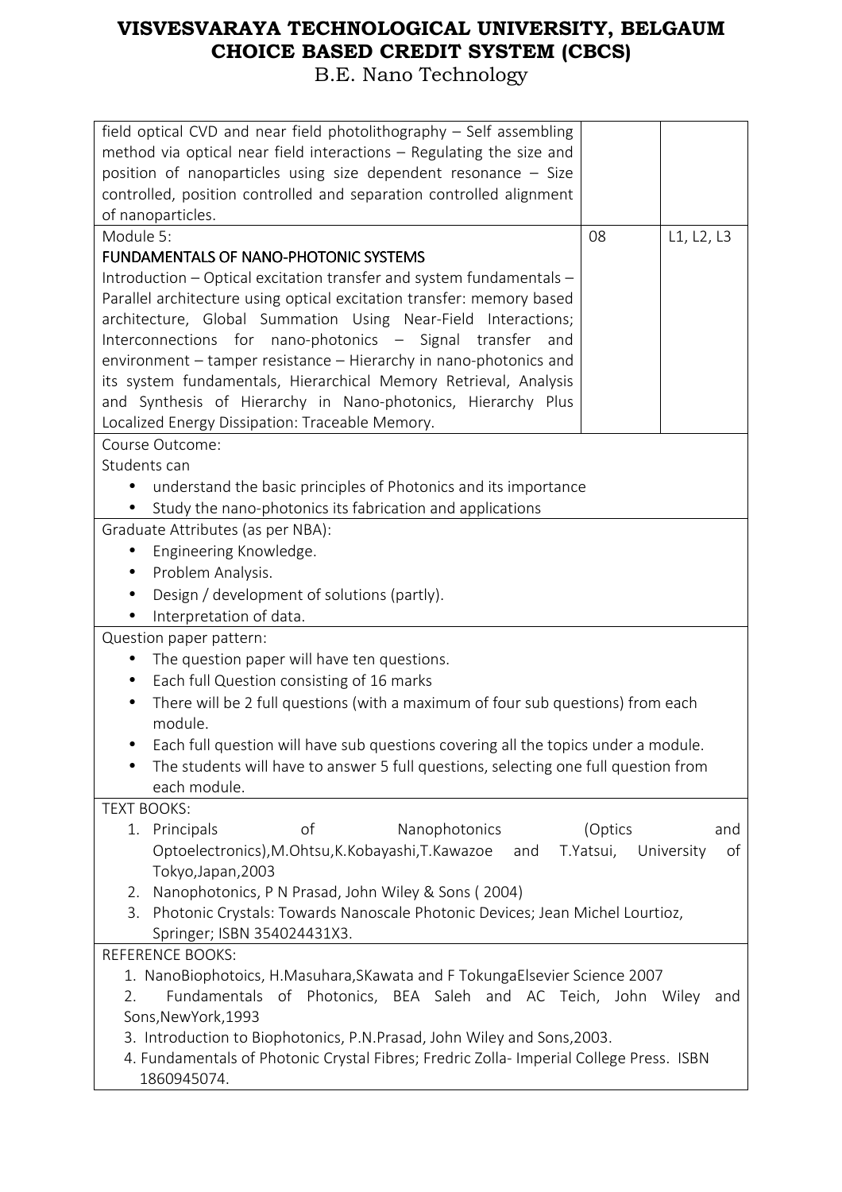| | | |
|---|---|---|
| field optical CVD and near field photolithography – Self assembling method via optical near field interactions – Regulating the size and position of nanoparticles using size dependent resonance – Size controlled, position controlled and separation controlled alignment of nanoparticles. | | |
| Module 5:<br>FUNDAMENTALS OF NANO-PHOTONIC SYSTEMS<br>Introduction – Optical excitation transfer and system fundamentals – Parallel architecture using optical excitation transfer: memory based architecture, Global Summation Using Near-Field Interactions; Interconnections for nano-photonics – Signal transfer and environment – tamper resistance – Hierarchy in nano-photonics and its system fundamentals, Hierarchical Memory Retrieval, Analysis and Synthesis of Hierarchy in Nano-photonics, Hierarchy Plus Localized Energy Dissipation: Traceable Memory. | 08 | L1, L2, L3 |

Course Outcome:

Students can

- understand the basic principles of Photonics and its importance
- Study the nano-photonics its fabrication and applications

Graduate Attributes (as per NBA):

- Engineering Knowledge.
- Problem Analysis.
- Design / development of solutions (partly).
- Interpretation of data.

Question paper pattern:

- The question paper will have ten questions.
- Each full Question consisting of 16 marks
- There will be 2 full questions (with a maximum of four sub questions) from each module.
- Each full question will have sub questions covering all the topics under a module.
- The students will have to answer 5 full questions, selecting one full question from each module.

TEXT BOOKS:

1. Principals of Nanophotonics (Optics and Optoelectronics),M.Ohtsu,K.Kobayashi,T.Kawazoe and T.Yatsui, University of Tokyo,Japan,2003
2. Nanophotonics, P N Prasad, John Wiley & Sons ( 2004)
3. Photonic Crystals: Towards Nanoscale Photonic Devices; Jean Michel Lourtioz, Springer; ISBN 354024431X3.

REFERENCE BOOKS:

1. NanoBiophotoics, H.Masuhara,SKawata and F TokungaElsevier Science 2007
2. Fundamentals of Photonics, BEA Saleh and AC Teich, John Wiley and Sons,NewYork,1993
3. Introduction to Biophotonics, P.N.Prasad, John Wiley and Sons,2003.
4. Fundamentals of Photonic Crystal Fibres; Fredric Zolla- Imperial College Press. ISBN 1860945074.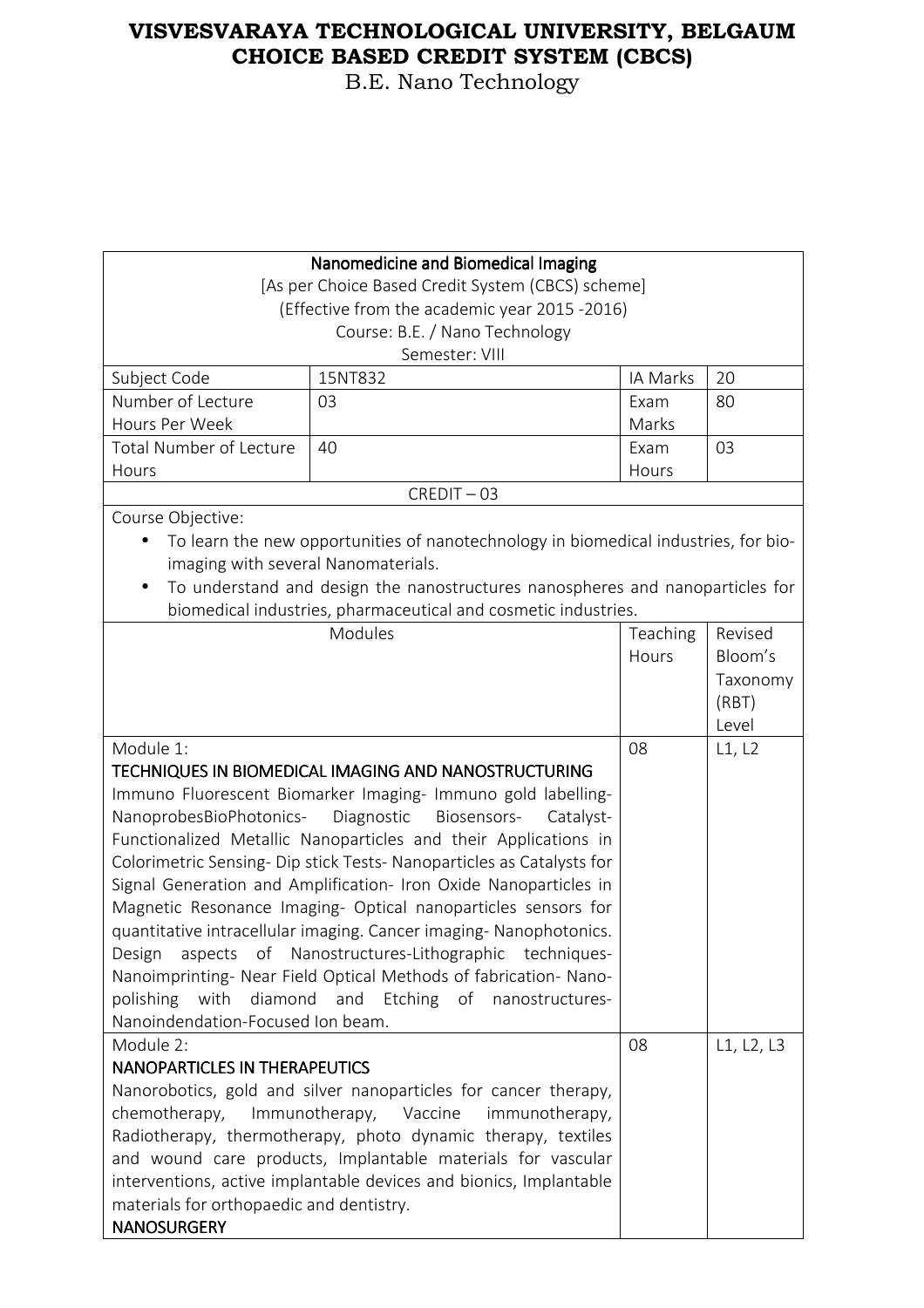# VISVESVARAYA TECHNOLOGICAL UNIVERSITY, BELGAUM
# CHOICE BASED CREDIT SYSTEM (CBCS)
B.E. Nano Technology

| Nanomedicine and Biomedical Imaging<br>[As per Choice Based Credit System (CBCS) scheme]<br>(Effective from the academic year 2015 -2016)<br>Course: B.E. / Nano Technology<br>Semester: VIII | | | |
|---|---|---|---|
| Subject Code | 15NT832 | IA Marks | 20 |
| Number of Lecture Hours Per Week | 03 | Exam Marks | 80 |
| Total Number of Lecture Hours | 40 | Exam Hours | 03 |
| CREDIT – 03 | | | |

Course Objective:

- To learn the new opportunities of nanotechnology in biomedical industries, for bio-imaging with several Nanomaterials.
- To understand and design the nanostructures nanospheres and nanoparticles for biomedical industries, pharmaceutical and cosmetic industries.

| Modules | Teaching Hours | Revised Bloom's Taxonomy (RBT) Level |
|---|---|---|
| Module 1:<br>**TECHNIQUES IN BIOMEDICAL IMAGING AND NANOSTRUCTURING**<br>Immuno Fluorescent Biomarker Imaging- Immuno gold labelling- NanoprobesBioPhotonics- Diagnostic Biosensors- Catalyst-Functionalized Metallic Nanoparticles and their Applications in Colorimetric Sensing- Dip stick Tests- Nanoparticles as Catalysts for Signal Generation and Amplification- Iron Oxide Nanoparticles in Magnetic Resonance Imaging- Optical nanoparticles sensors for quantitative intracellular imaging. Cancer imaging- Nanophotonics. Design aspects of Nanostructures-Lithographic techniques-Nanoimprinting- Near Field Optical Methods of fabrication- Nano-polishing with diamond and Etching of nanostructures-Nanoindendation-Focused Ion beam. | 08 | L1, L2 |
| Module 2:<br>**NANOPARTICLES IN THERAPEUTICS**<br>Nanorobotics, gold and silver nanoparticles for cancer therapy, chemotherapy, Immunotherapy, Vaccine immunotherapy, Radiotherapy, thermotherapy, photo dynamic therapy, textiles and wound care products, Implantable materials for vascular interventions, active implantable devices and bionics, Implantable materials for orthopaedic and dentistry.<br>**NANOSURGERY** | 08 | L1, L2, L3 |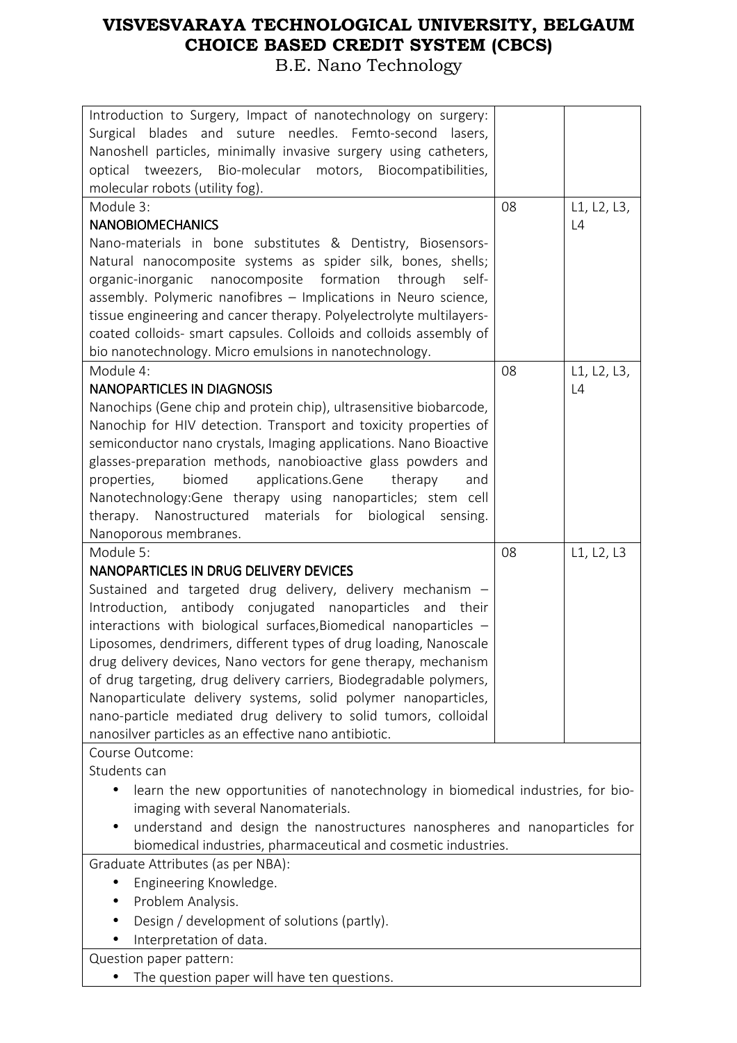| | | |
|---|---|---|
| Introduction to Surgery, Impact of nanotechnology on surgery: Surgical blades and suture needles. Femto-second lasers, Nanoshell particles, minimally invasive surgery using catheters, optical tweezers, Bio-molecular motors, Biocompatibilities, molecular robots (utility fog). | | |
| Module 3:<br>**NANOBIOMECHANICS**<br>Nano-materials in bone substitutes & Dentistry, Biosensors-Natural nanocomposite systems as spider silk, bones, shells; organic-inorganic nanocomposite formation through self-assembly. Polymeric nanofibres – Implications in Neuro science, tissue engineering and cancer therapy. Polyelectrolyte multilayers-coated colloids- smart capsules. Colloids and colloids assembly of bio nanotechnology. Micro emulsions in nanotechnology. | 08 | L1, L2, L3, L4 |
| Module 4:<br>**NANOPARTICLES IN DIAGNOSIS**<br>Nanochips (Gene chip and protein chip), ultrasensitive biobarcode, Nanochip for HIV detection. Transport and toxicity properties of semiconductor nano crystals, Imaging applications. Nano Bioactive glasses-preparation methods, nanobioactive glass powders and properties, biomed applications.Gene therapy and Nanotechnology:Gene therapy using nanoparticles; stem cell therapy. Nanostructured materials for biological sensing. Nanoporous membranes. | 08 | L1, L2, L3, L4 |
| Module 5:<br>**NANOPARTICLES IN DRUG DELIVERY DEVICES**<br>Sustained and targeted drug delivery, delivery mechanism – Introduction, antibody conjugated nanoparticles and their interactions with biological surfaces,Biomedical nanoparticles – Liposomes, dendrimers, different types of drug loading, Nanoscale drug delivery devices, Nano vectors for gene therapy, mechanism of drug targeting, drug delivery carriers, Biodegradable polymers, Nanoparticulate delivery systems, solid polymer nanoparticles, nano-particle mediated drug delivery to solid tumors, colloidal nanosilver particles as an effective nano antibiotic. | 08 | L1, L2, L3 |

Course Outcome:

Students can

- learn the new opportunities of nanotechnology in biomedical industries, for bio-imaging with several Nanomaterials.
- understand and design the nanostructures nanospheres and nanoparticles for biomedical industries, pharmaceutical and cosmetic industries.

Graduate Attributes (as per NBA):

- Engineering Knowledge.
- Problem Analysis.
- Design / development of solutions (partly).
- Interpretation of data.

Question paper pattern:

- The question paper will have ten questions.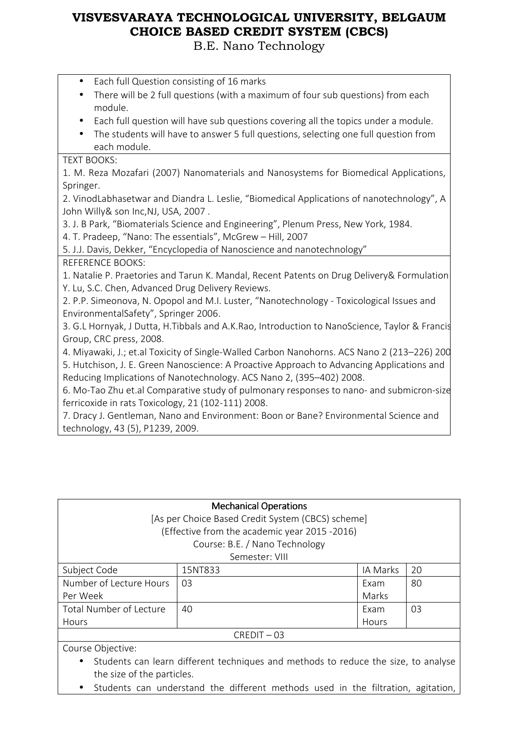- Each full Question consisting of 16 marks
- There will be 2 full questions (with a maximum of four sub questions) from each module.
- Each full question will have sub questions covering all the topics under a module.
- The students will have to answer 5 full questions, selecting one full question from each module.

TEXT BOOKS:

1. M. Reza Mozafari (2007) Nanomaterials and Nanosystems for Biomedical Applications, Springer.
2. VinodLabhasetwar and Diandra L. Leslie, "Biomedical Applications of nanotechnology", A John Willy& son Inc,NJ, USA, 2007 .
3. J. B Park, "Biomaterials Science and Engineering", Plenum Press, New York, 1984.
4. T. Pradeep, "Nano: The essentials", McGrew – Hill, 2007
5. J.J. Davis, Dekker, "Encyclopedia of Nanoscience and nanotechnology"

REFERENCE BOOKS:

1. Natalie P. Praetories and Tarun K. Mandal, Recent Patents on Drug Delivery& Formulation Y. Lu, S.C. Chen, Advanced Drug Delivery Reviews.
2. P.P. Simeonova, N. Opopol and M.I. Luster, "Nanotechnology - Toxicological Issues and EnvironmentalSafety", Springer 2006.
3. G.L Hornyak, J Dutta, H.Tibbals and A.K.Rao, Introduction to NanoScience, Taylor & Francis Group, CRC press, 2008.
4. Miyawaki, J.; et.al Toxicity of Single-Walled Carbon Nanohorns. ACS Nano 2 (213–226) 200
5. Hutchison, J. E. Green Nanoscience: A Proactive Approach to Advancing Applications and Reducing Implications of Nanotechnology. ACS Nano 2, (395–402) 2008.
6. Mo-Tao Zhu et.al Comparative study of pulmonary responses to nano- and submicron-size ferricoxide in rats Toxicology, 21 (102-111) 2008.
7. Dracy J. Gentleman, Nano and Environment: Boon or Bane? Environmental Science and technology, 43 (5), P1239, 2009.

## Mechanical Operations

[As per Choice Based Credit System (CBCS) scheme]
(Effective from the academic year 2015 -2016)
Course: B.E. / Nano Technology
Semester: VIII

| | | | |
|---|---|---|---|
| Subject Code | 15NT833 | IA Marks | 20 |
| Number of Lecture Hours Per Week | 03 | Exam Marks | 80 |
| Total Number of Lecture Hours | 40 | Exam Hours | 03 |
| CREDIT – 03 | | | |

Course Objective:

- Students can learn different techniques and methods to reduce the size, to analyse the size of the particles.
- Students can understand the different methods used in the filtration, agitation,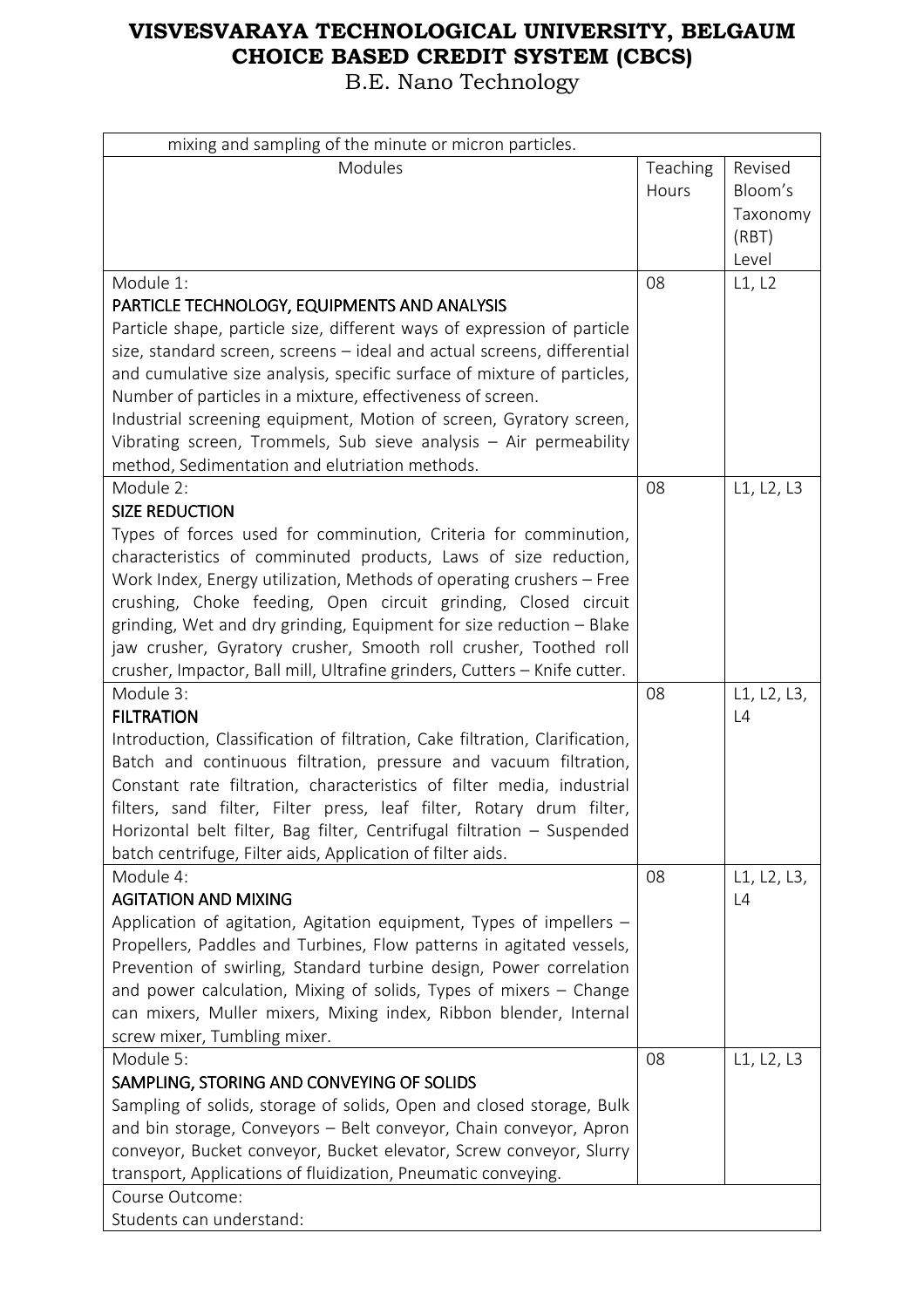# VISVESVARAYA TECHNOLOGICAL UNIVERSITY, BELGAUM
# CHOICE BASED CREDIT SYSTEM (CBCS)
B.E. Nano Technology

| mixing and sampling of the minute or micron particles. | | |
|---|---|---|
| Modules | Teaching Hours | Revised Bloom's Taxonomy (RBT) Level |
| Module 1:<br>**PARTICLE TECHNOLOGY, EQUIPMENTS AND ANALYSIS**<br>Particle shape, particle size, different ways of expression of particle size, standard screen, screens – ideal and actual screens, differential and cumulative size analysis, specific surface of mixture of particles, Number of particles in a mixture, effectiveness of screen.<br>Industrial screening equipment, Motion of screen, Gyratory screen, Vibrating screen, Trommels, Sub sieve analysis – Air permeability method, Sedimentation and elutriation methods. | 08 | L1, L2 |
| Module 2:<br>**SIZE REDUCTION**<br>Types of forces used for comminution, Criteria for comminution, characteristics of comminuted products, Laws of size reduction, Work Index, Energy utilization, Methods of operating crushers – Free crushing, Choke feeding, Open circuit grinding, Closed circuit grinding, Wet and dry grinding, Equipment for size reduction – Blake jaw crusher, Gyratory crusher, Smooth roll crusher, Toothed roll crusher, Impactor, Ball mill, Ultrafine grinders, Cutters – Knife cutter. | 08 | L1, L2, L3 |
| Module 3:<br>**FILTRATION**<br>Introduction, Classification of filtration, Cake filtration, Clarification, Batch and continuous filtration, pressure and vacuum filtration, Constant rate filtration, characteristics of filter media, industrial filters, sand filter, Filter press, leaf filter, Rotary drum filter, Horizontal belt filter, Bag filter, Centrifugal filtration – Suspended batch centrifuge, Filter aids, Application of filter aids. | 08 | L1, L2, L3, L4 |
| Module 4:<br>**AGITATION AND MIXING**<br>Application of agitation, Agitation equipment, Types of impellers – Propellers, Paddles and Turbines, Flow patterns in agitated vessels, Prevention of swirling, Standard turbine design, Power correlation and power calculation, Mixing of solids, Types of mixers – Change can mixers, Muller mixers, Mixing index, Ribbon blender, Internal screw mixer, Tumbling mixer. | 08 | L1, L2, L3, L4 |
| Module 5:<br>**SAMPLING, STORING AND CONVEYING OF SOLIDS**<br>Sampling of solids, storage of solids, Open and closed storage, Bulk and bin storage, Conveyors – Belt conveyor, Chain conveyor, Apron conveyor, Bucket conveyor, Bucket elevator, Screw conveyor, Slurry transport, Applications of fluidization, Pneumatic conveying. | 08 | L1, L2, L3 |
| Course Outcome:<br>Students can understand: | | |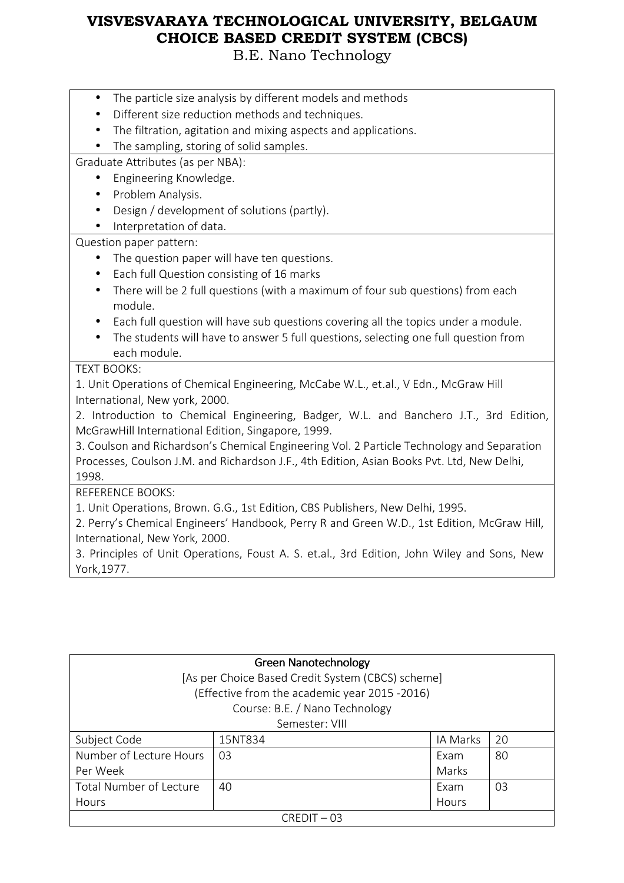- The particle size analysis by different models and methods
- Different size reduction methods and techniques.
- The filtration, agitation and mixing aspects and applications.
- The sampling, storing of solid samples.

Graduate Attributes (as per NBA):

- Engineering Knowledge.
- Problem Analysis.
- Design / development of solutions (partly).
- Interpretation of data.

Question paper pattern:

- The question paper will have ten questions.
- Each full Question consisting of 16 marks
- There will be 2 full questions (with a maximum of four sub questions) from each module.
- Each full question will have sub questions covering all the topics under a module.
- The students will have to answer 5 full questions, selecting one full question from each module.

TEXT BOOKS:

1. Unit Operations of Chemical Engineering, McCabe W.L., et.al., V Edn., McGraw Hill International, New york, 2000.
2. Introduction to Chemical Engineering, Badger, W.L. and Banchero J.T., 3rd Edition, McGrawHill International Edition, Singapore, 1999.
3. Coulson and Richardson's Chemical Engineering Vol. 2 Particle Technology and Separation Processes, Coulson J.M. and Richardson J.F., 4th Edition, Asian Books Pvt. Ltd, New Delhi, 1998.

REFERENCE BOOKS:

1. Unit Operations, Brown. G.G., 1st Edition, CBS Publishers, New Delhi, 1995.
2. Perry's Chemical Engineers' Handbook, Perry R and Green W.D., 1st Edition, McGraw Hill, International, New York, 2000.
3. Principles of Unit Operations, Foust A. S. et.al., 3rd Edition, John Wiley and Sons, New York,1977.

## Green Nanotechnology

[As per Choice Based Credit System (CBCS) scheme]
(Effective from the academic year 2015 -2016)
Course: B.E. / Nano Technology
Semester: VIII

| | | | |
|---|---|---|---|
| Subject Code | 15NT834 | IA Marks | 20 |
| Number of Lecture Hours Per Week | 03 | Exam Marks | 80 |
| Total Number of Lecture Hours | 40 | Exam Hours | 03 |
| CREDIT – 03 | | | |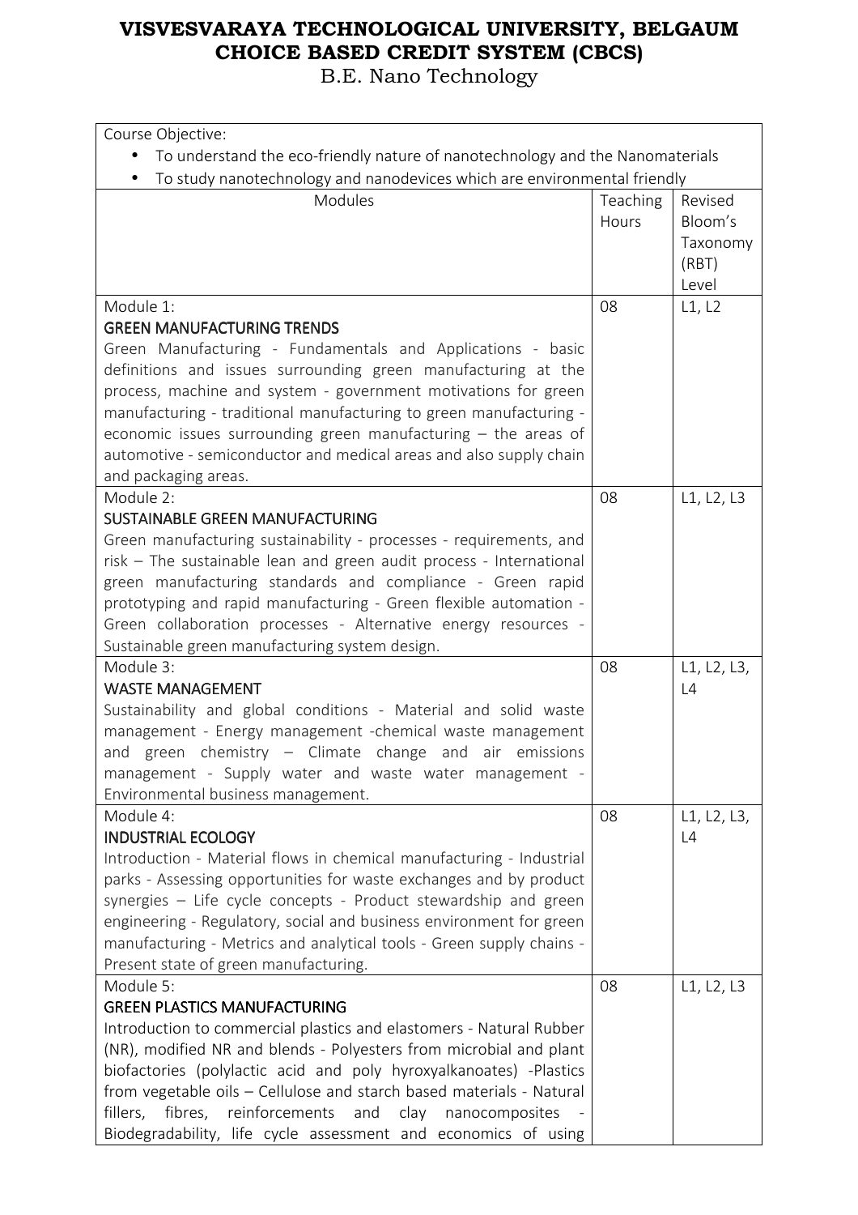# VISVESVARAYA TECHNOLOGICAL UNIVERSITY, BELGAUM
## CHOICE BASED CREDIT SYSTEM (CBCS)
B.E. Nano Technology

| Course Objective:<br>• To understand the eco-friendly nature of nanotechnology and the Nanomaterials<br>• To study nanotechnology and nanodevices which are environmental friendly | | |
|---|---|---|
| Modules | Teaching Hours | Revised Bloom's Taxonomy (RBT) Level |
| Module 1:<br>**GREEN MANUFACTURING TRENDS**<br>Green Manufacturing - Fundamentals and Applications - basic definitions and issues surrounding green manufacturing at the process, machine and system - government motivations for green manufacturing - traditional manufacturing to green manufacturing - economic issues surrounding green manufacturing – the areas of automotive - semiconductor and medical areas and also supply chain and packaging areas. | 08 | L1, L2 |
| Module 2:<br>SUSTAINABLE GREEN MANUFACTURING<br>Green manufacturing sustainability - processes - requirements, and risk – The sustainable lean and green audit process - International green manufacturing standards and compliance - Green rapid prototyping and rapid manufacturing - Green flexible automation - Green collaboration processes - Alternative energy resources - Sustainable green manufacturing system design. | 08 | L1, L2, L3 |
| Module 3:<br>WASTE MANAGEMENT<br>Sustainability and global conditions - Material and solid waste management - Energy management -chemical waste management and green chemistry – Climate change and air emissions management - Supply water and waste water management - Environmental business management. | 08 | L1, L2, L3, L4 |
| Module 4:<br>INDUSTRIAL ECOLOGY<br>Introduction - Material flows in chemical manufacturing - Industrial parks - Assessing opportunities for waste exchanges and by product synergies – Life cycle concepts - Product stewardship and green engineering - Regulatory, social and business environment for green manufacturing - Metrics and analytical tools - Green supply chains - Present state of green manufacturing. | 08 | L1, L2, L3, L4 |
| Module 5:<br>GREEN PLASTICS MANUFACTURING<br>Introduction to commercial plastics and elastomers - Natural Rubber (NR), modified NR and blends - Polyesters from microbial and plant biofactories (polylactic acid and poly hyroxyalkanoates) -Plastics from vegetable oils – Cellulose and starch based materials - Natural fillers, fibres, reinforcements and clay nanocomposites - Biodegradability, life cycle assessment and economics of using | 08 | L1, L2, L3 |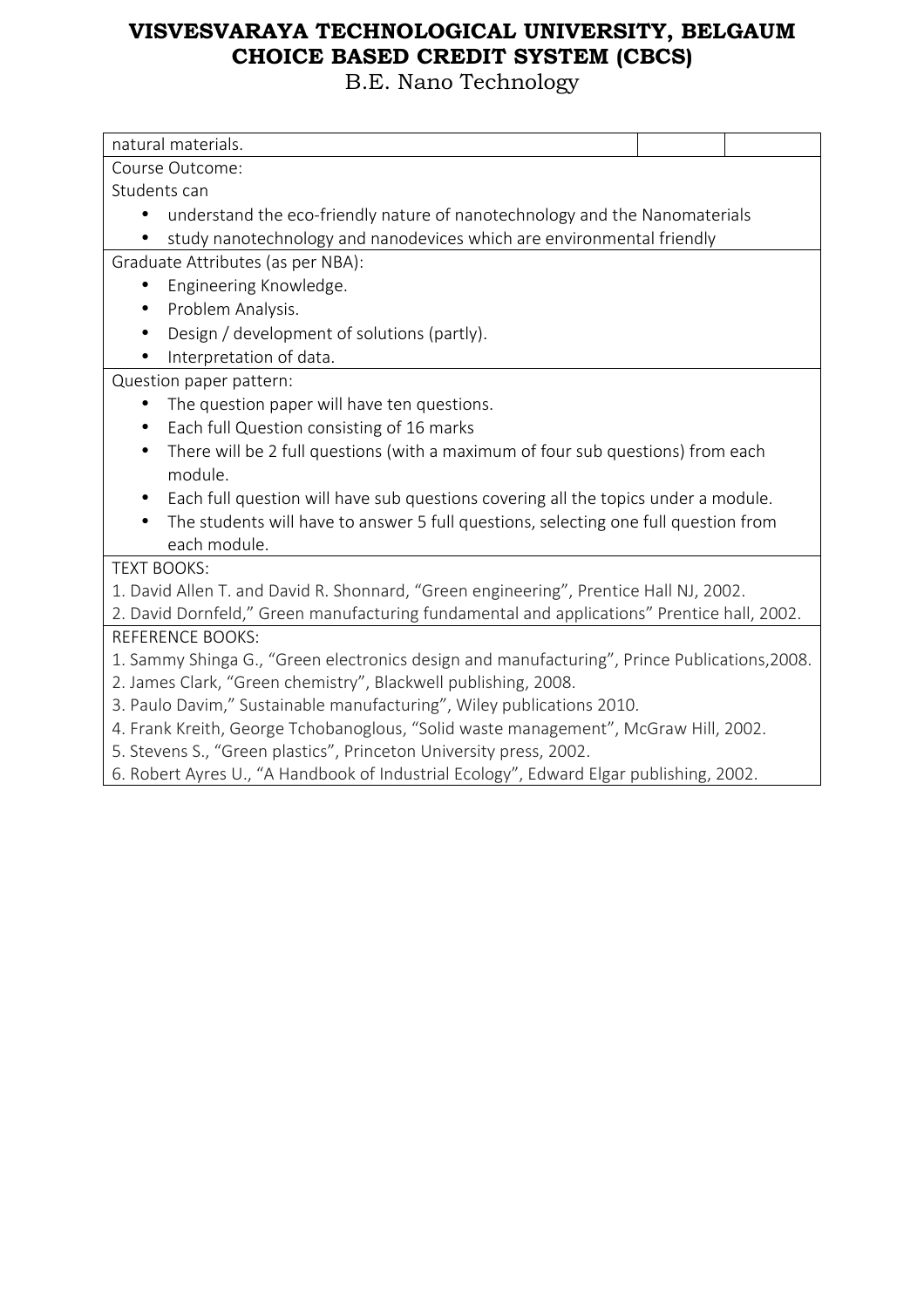natural materials.

Course Outcome:

Students can

- understand the eco-friendly nature of nanotechnology and the Nanomaterials
- study nanotechnology and nanodevices which are environmental friendly

Graduate Attributes (as per NBA):

- Engineering Knowledge.
- Problem Analysis.
- Design / development of solutions (partly).
- Interpretation of data.

Question paper pattern:

- The question paper will have ten questions.
- Each full Question consisting of 16 marks
- There will be 2 full questions (with a maximum of four sub questions) from each module.
- Each full question will have sub questions covering all the topics under a module.
- The students will have to answer 5 full questions, selecting one full question from each module.

TEXT BOOKS:

1. David Allen T. and David R. Shonnard, "Green engineering", Prentice Hall NJ, 2002.
2. David Dornfeld," Green manufacturing fundamental and applications" Prentice hall, 2002.

REFERENCE BOOKS:

1. Sammy Shinga G., "Green electronics design and manufacturing", Prince Publications,2008.
2. James Clark, "Green chemistry", Blackwell publishing, 2008.
3. Paulo Davim," Sustainable manufacturing", Wiley publications 2010.
4. Frank Kreith, George Tchobanoglous, "Solid waste management", McGraw Hill, 2002.
5. Stevens S., "Green plastics", Princeton University press, 2002.
6. Robert Ayres U., "A Handbook of Industrial Ecology", Edward Elgar publishing, 2002.